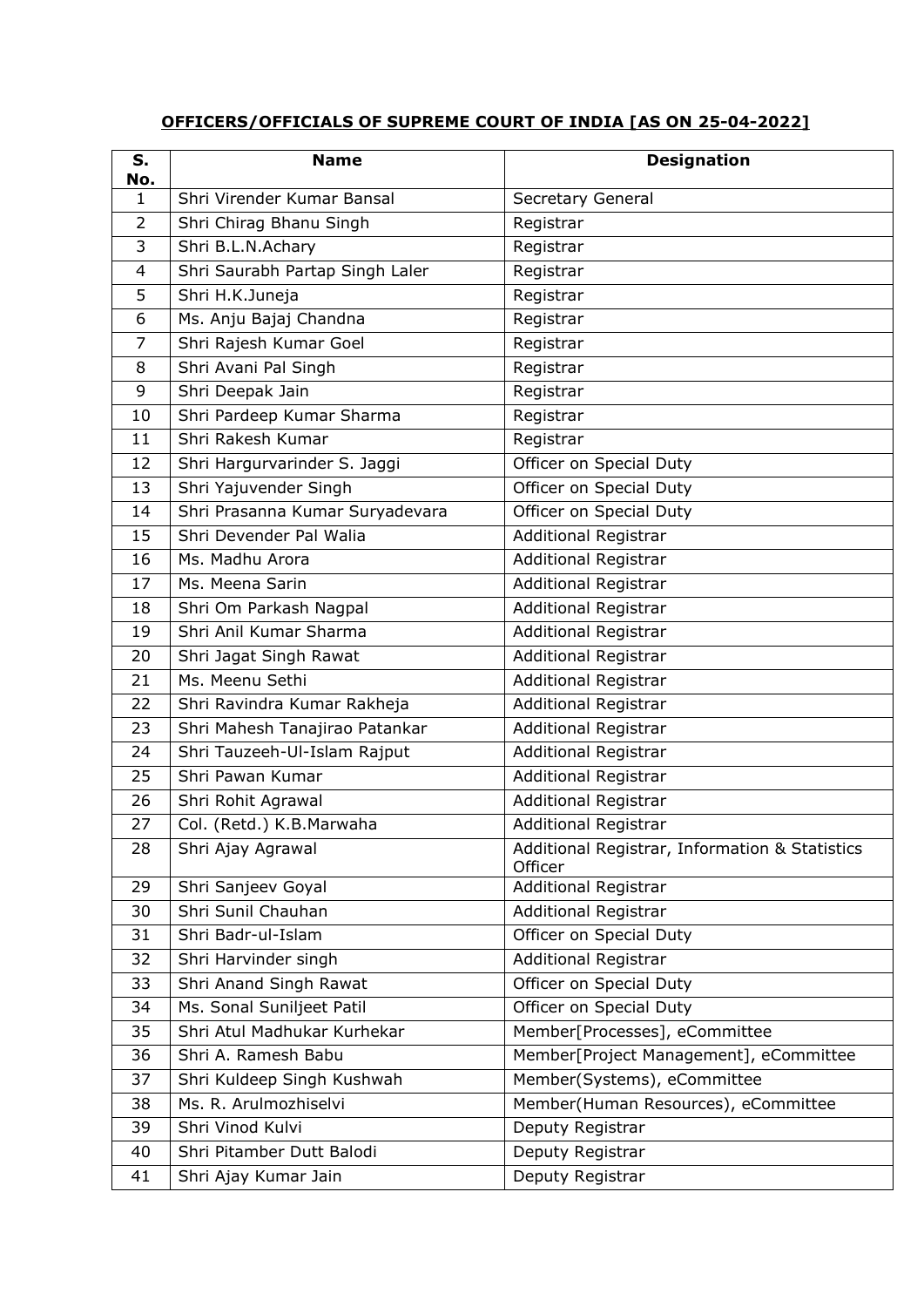**OFFICERS/OFFICIALS OF SUPREME COURT OF INDIA [AS ON 25-04-2022]**

| S. No. | Name | Designation |
|---|---|---|
| 1 | Shri Virender Kumar Bansal | Secretary General |
| 2 | Shri Chirag Bhanu Singh | Registrar |
| 3 | Shri B.L.N.Achary | Registrar |
| 4 | Shri Saurabh Partap Singh Laler | Registrar |
| 5 | Shri H.K.Juneja | Registrar |
| 6 | Ms. Anju Bajaj Chandna | Registrar |
| 7 | Shri Rajesh Kumar Goel | Registrar |
| 8 | Shri Avani Pal Singh | Registrar |
| 9 | Shri Deepak Jain | Registrar |
| 10 | Shri Pardeep Kumar Sharma | Registrar |
| 11 | Shri Rakesh Kumar | Registrar |
| 12 | Shri Hargurvarinder S. Jaggi | Officer on Special Duty |
| 13 | Shri Yajuvender Singh | Officer on Special Duty |
| 14 | Shri Prasanna Kumar Suryadevara | Officer on Special Duty |
| 15 | Shri Devender Pal Walia | Additional Registrar |
| 16 | Ms. Madhu Arora | Additional Registrar |
| 17 | Ms. Meena Sarin | Additional Registrar |
| 18 | Shri Om Parkash Nagpal | Additional Registrar |
| 19 | Shri Anil Kumar Sharma | Additional Registrar |
| 20 | Shri Jagat Singh Rawat | Additional Registrar |
| 21 | Ms. Meenu Sethi | Additional Registrar |
| 22 | Shri Ravindra Kumar Rakheja | Additional Registrar |
| 23 | Shri Mahesh Tanajirao Patankar | Additional Registrar |
| 24 | Shri Tauzeeh-Ul-Islam Rajput | Additional Registrar |
| 25 | Shri Pawan Kumar | Additional Registrar |
| 26 | Shri Rohit Agrawal | Additional Registrar |
| 27 | Col. (Retd.) K.B.Marwaha | Additional Registrar |
| 28 | Shri Ajay Agrawal | Additional Registrar, Information & Statistics Officer |
| 29 | Shri Sanjeev Goyal | Additional Registrar |
| 30 | Shri Sunil Chauhan | Additional Registrar |
| 31 | Shri Badr-ul-Islam | Officer on Special Duty |
| 32 | Shri Harvinder singh | Additional Registrar |
| 33 | Shri Anand Singh Rawat | Officer on Special Duty |
| 34 | Ms. Sonal Suniljeet Patil | Officer on Special Duty |
| 35 | Shri Atul Madhukar Kurhekar | Member[Processes], eCommittee |
| 36 | Shri A. Ramesh Babu | Member[Project Management], eCommittee |
| 37 | Shri Kuldeep Singh Kushwah | Member(Systems), eCommittee |
| 38 | Ms. R. Arulmozhiselvi | Member(Human Resources), eCommittee |
| 39 | Shri Vinod Kulvi | Deputy Registrar |
| 40 | Shri Pitamber Dutt Balodi | Deputy Registrar |
| 41 | Shri Ajay Kumar Jain | Deputy Registrar |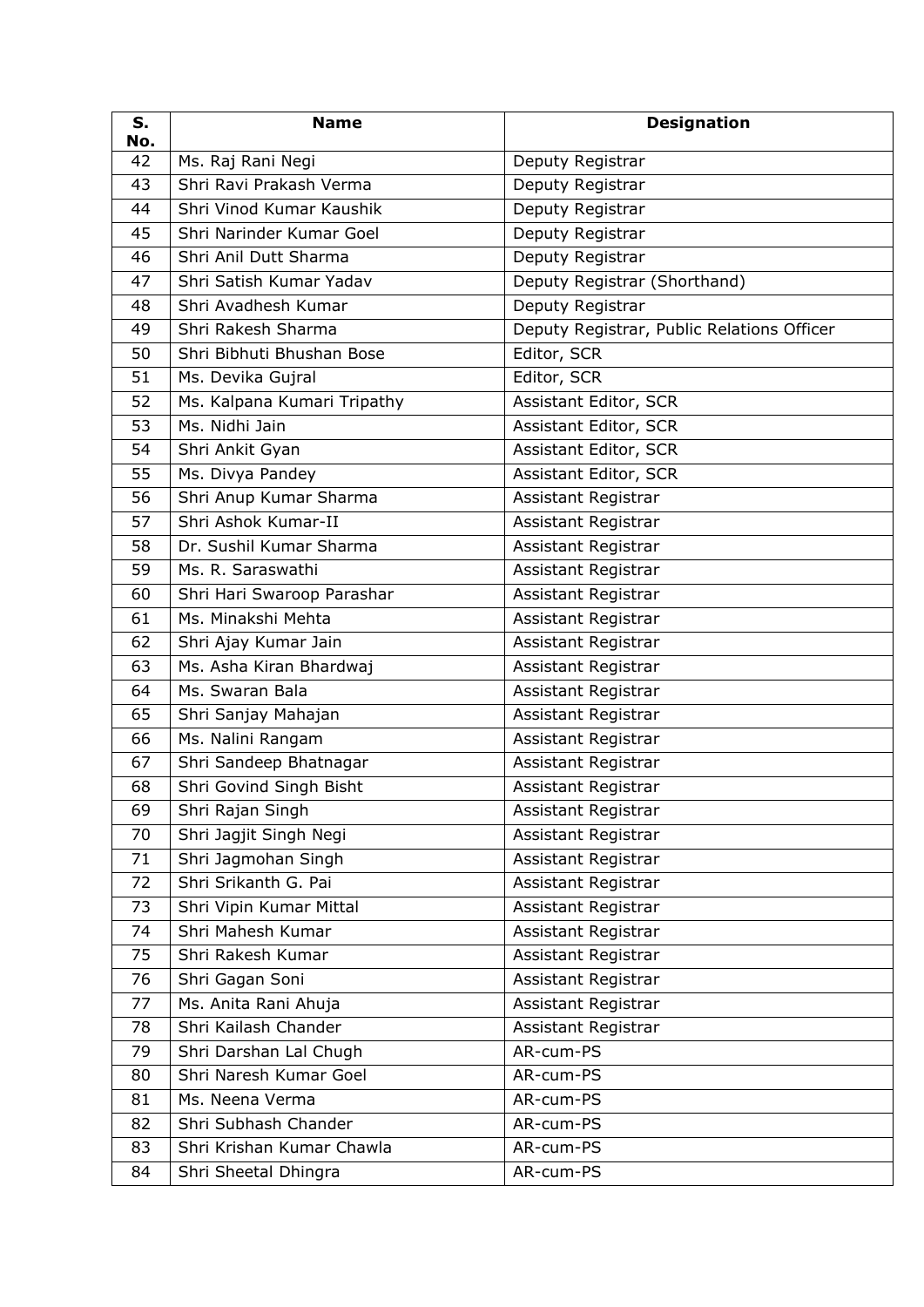| S. No. | Name | Designation |
|---|---|---|
| 42 | Ms. Raj Rani Negi | Deputy Registrar |
| 43 | Shri Ravi Prakash Verma | Deputy Registrar |
| 44 | Shri Vinod Kumar Kaushik | Deputy Registrar |
| 45 | Shri Narinder Kumar Goel | Deputy Registrar |
| 46 | Shri Anil Dutt Sharma | Deputy Registrar |
| 47 | Shri Satish Kumar Yadav | Deputy Registrar (Shorthand) |
| 48 | Shri Avadhesh Kumar | Deputy Registrar |
| 49 | Shri Rakesh Sharma | Deputy Registrar, Public Relations Officer |
| 50 | Shri Bibhuti Bhushan Bose | Editor, SCR |
| 51 | Ms. Devika Gujral | Editor, SCR |
| 52 | Ms. Kalpana Kumari Tripathy | Assistant Editor, SCR |
| 53 | Ms. Nidhi Jain | Assistant Editor, SCR |
| 54 | Shri Ankit Gyan | Assistant Editor, SCR |
| 55 | Ms. Divya Pandey | Assistant Editor, SCR |
| 56 | Shri Anup Kumar Sharma | Assistant Registrar |
| 57 | Shri Ashok Kumar-II | Assistant Registrar |
| 58 | Dr. Sushil Kumar Sharma | Assistant Registrar |
| 59 | Ms. R. Saraswathi | Assistant Registrar |
| 60 | Shri Hari Swaroop Parashar | Assistant Registrar |
| 61 | Ms. Minakshi Mehta | Assistant Registrar |
| 62 | Shri Ajay Kumar Jain | Assistant Registrar |
| 63 | Ms. Asha Kiran Bhardwaj | Assistant Registrar |
| 64 | Ms. Swaran Bala | Assistant Registrar |
| 65 | Shri Sanjay Mahajan | Assistant Registrar |
| 66 | Ms. Nalini Rangam | Assistant Registrar |
| 67 | Shri Sandeep Bhatnagar | Assistant Registrar |
| 68 | Shri Govind Singh Bisht | Assistant Registrar |
| 69 | Shri Rajan Singh | Assistant Registrar |
| 70 | Shri Jagjit Singh Negi | Assistant Registrar |
| 71 | Shri Jagmohan Singh | Assistant Registrar |
| 72 | Shri Srikanth G. Pai | Assistant Registrar |
| 73 | Shri Vipin Kumar Mittal | Assistant Registrar |
| 74 | Shri Mahesh Kumar | Assistant Registrar |
| 75 | Shri Rakesh Kumar | Assistant Registrar |
| 76 | Shri Gagan Soni | Assistant Registrar |
| 77 | Ms. Anita Rani Ahuja | Assistant Registrar |
| 78 | Shri Kailash Chander | Assistant Registrar |
| 79 | Shri Darshan Lal Chugh | AR-cum-PS |
| 80 | Shri Naresh Kumar Goel | AR-cum-PS |
| 81 | Ms. Neena Verma | AR-cum-PS |
| 82 | Shri Subhash Chander | AR-cum-PS |
| 83 | Shri Krishan Kumar Chawla | AR-cum-PS |
| 84 | Shri Sheetal Dhingra | AR-cum-PS |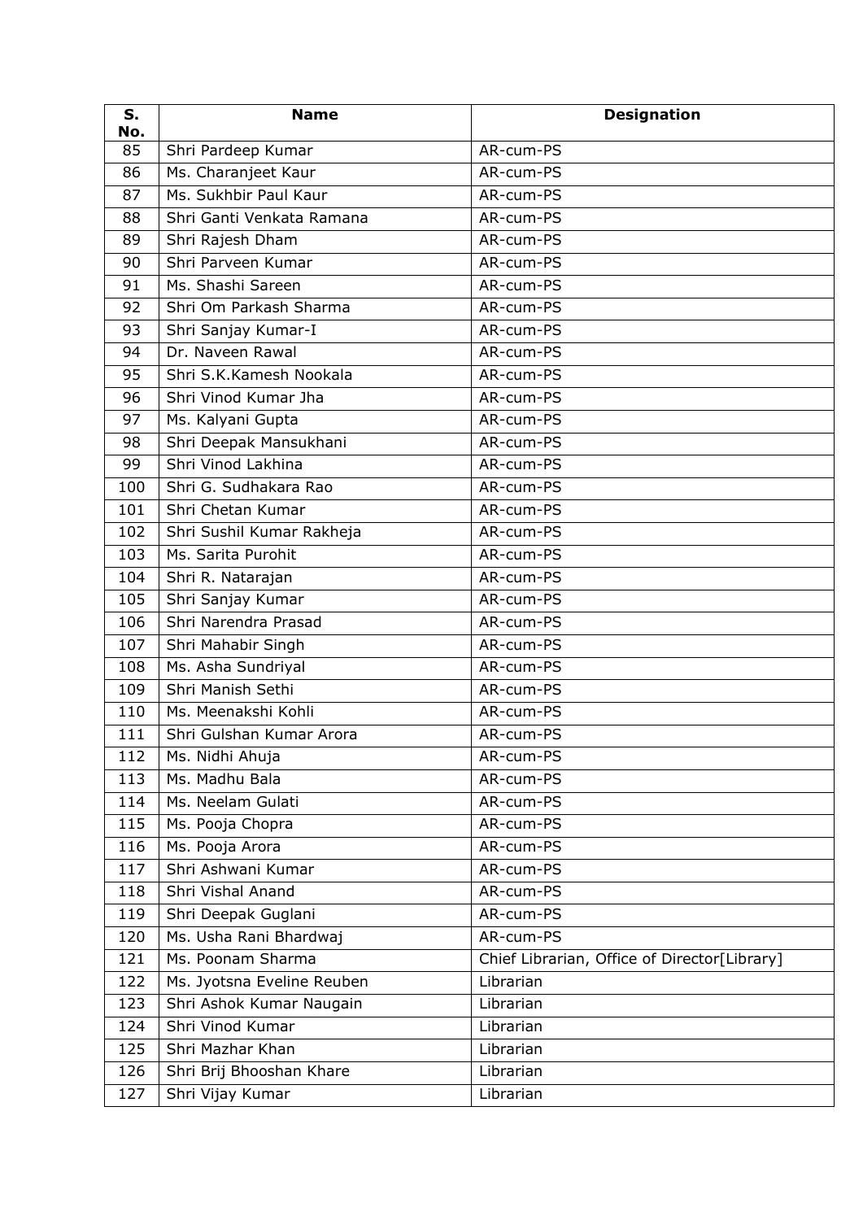| S. No. | Name | Designation |
|---|---|---|
| 85 | Shri Pardeep Kumar | AR-cum-PS |
| 86 | Ms. Charanjeet Kaur | AR-cum-PS |
| 87 | Ms. Sukhbir Paul Kaur | AR-cum-PS |
| 88 | Shri Ganti Venkata Ramana | AR-cum-PS |
| 89 | Shri Rajesh Dham | AR-cum-PS |
| 90 | Shri Parveen Kumar | AR-cum-PS |
| 91 | Ms. Shashi Sareen | AR-cum-PS |
| 92 | Shri Om Parkash Sharma | AR-cum-PS |
| 93 | Shri Sanjay Kumar-I | AR-cum-PS |
| 94 | Dr. Naveen Rawal | AR-cum-PS |
| 95 | Shri S.K.Kamesh Nookala | AR-cum-PS |
| 96 | Shri Vinod Kumar Jha | AR-cum-PS |
| 97 | Ms. Kalyani Gupta | AR-cum-PS |
| 98 | Shri Deepak Mansukhani | AR-cum-PS |
| 99 | Shri Vinod Lakhina | AR-cum-PS |
| 100 | Shri G. Sudhakara Rao | AR-cum-PS |
| 101 | Shri Chetan Kumar | AR-cum-PS |
| 102 | Shri Sushil Kumar Rakheja | AR-cum-PS |
| 103 | Ms. Sarita Purohit | AR-cum-PS |
| 104 | Shri R. Natarajan | AR-cum-PS |
| 105 | Shri Sanjay Kumar | AR-cum-PS |
| 106 | Shri Narendra Prasad | AR-cum-PS |
| 107 | Shri Mahabir Singh | AR-cum-PS |
| 108 | Ms. Asha Sundriyal | AR-cum-PS |
| 109 | Shri Manish Sethi | AR-cum-PS |
| 110 | Ms. Meenakshi Kohli | AR-cum-PS |
| 111 | Shri Gulshan Kumar Arora | AR-cum-PS |
| 112 | Ms. Nidhi Ahuja | AR-cum-PS |
| 113 | Ms. Madhu Bala | AR-cum-PS |
| 114 | Ms. Neelam Gulati | AR-cum-PS |
| 115 | Ms. Pooja Chopra | AR-cum-PS |
| 116 | Ms. Pooja Arora | AR-cum-PS |
| 117 | Shri Ashwani Kumar | AR-cum-PS |
| 118 | Shri Vishal Anand | AR-cum-PS |
| 119 | Shri Deepak Guglani | AR-cum-PS |
| 120 | Ms. Usha Rani Bhardwaj | AR-cum-PS |
| 121 | Ms. Poonam Sharma | Chief Librarian, Office of Director[Library] |
| 122 | Ms. Jyotsna Eveline Reuben | Librarian |
| 123 | Shri Ashok Kumar Naugain | Librarian |
| 124 | Shri Vinod Kumar | Librarian |
| 125 | Shri Mazhar Khan | Librarian |
| 126 | Shri Brij Bhooshan Khare | Librarian |
| 127 | Shri Vijay Kumar | Librarian |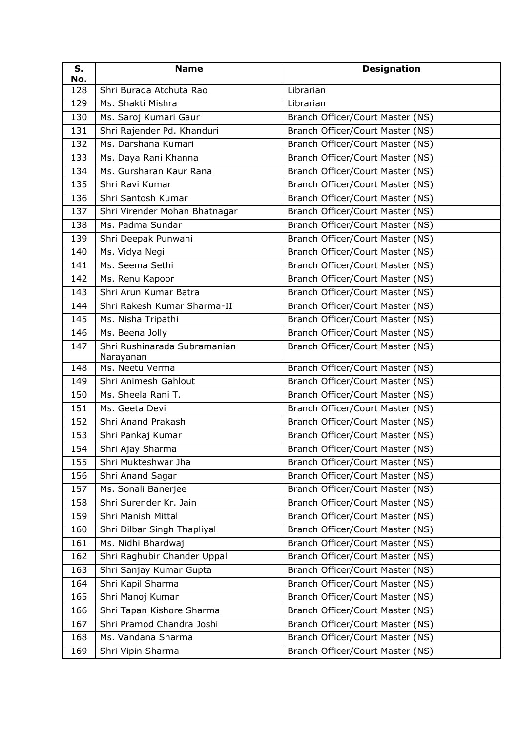| S. No. | Name | Designation |
|---|---|---|
| 128 | Shri Burada Atchuta Rao | Librarian |
| 129 | Ms. Shakti Mishra | Librarian |
| 130 | Ms. Saroj Kumari Gaur | Branch Officer/Court Master (NS) |
| 131 | Shri Rajender Pd. Khanduri | Branch Officer/Court Master (NS) |
| 132 | Ms. Darshana Kumari | Branch Officer/Court Master (NS) |
| 133 | Ms. Daya Rani Khanna | Branch Officer/Court Master (NS) |
| 134 | Ms. Gursharan Kaur Rana | Branch Officer/Court Master (NS) |
| 135 | Shri Ravi Kumar | Branch Officer/Court Master (NS) |
| 136 | Shri Santosh Kumar | Branch Officer/Court Master (NS) |
| 137 | Shri Virender Mohan Bhatnagar | Branch Officer/Court Master (NS) |
| 138 | Ms. Padma Sundar | Branch Officer/Court Master (NS) |
| 139 | Shri Deepak Punwani | Branch Officer/Court Master (NS) |
| 140 | Ms. Vidya Negi | Branch Officer/Court Master (NS) |
| 141 | Ms. Seema Sethi | Branch Officer/Court Master (NS) |
| 142 | Ms. Renu Kapoor | Branch Officer/Court Master (NS) |
| 143 | Shri Arun Kumar Batra | Branch Officer/Court Master (NS) |
| 144 | Shri Rakesh Kumar Sharma-II | Branch Officer/Court Master (NS) |
| 145 | Ms. Nisha Tripathi | Branch Officer/Court Master (NS) |
| 146 | Ms. Beena Jolly | Branch Officer/Court Master (NS) |
| 147 | Shri Rushinarada Subramanian Narayanan | Branch Officer/Court Master (NS) |
| 148 | Ms. Neetu Verma | Branch Officer/Court Master (NS) |
| 149 | Shri Animesh Gahlout | Branch Officer/Court Master (NS) |
| 150 | Ms. Sheela Rani T. | Branch Officer/Court Master (NS) |
| 151 | Ms. Geeta Devi | Branch Officer/Court Master (NS) |
| 152 | Shri Anand Prakash | Branch Officer/Court Master (NS) |
| 153 | Shri Pankaj Kumar | Branch Officer/Court Master (NS) |
| 154 | Shri Ajay Sharma | Branch Officer/Court Master (NS) |
| 155 | Shri Mukteshwar Jha | Branch Officer/Court Master (NS) |
| 156 | Shri Anand Sagar | Branch Officer/Court Master (NS) |
| 157 | Ms. Sonali Banerjee | Branch Officer/Court Master (NS) |
| 158 | Shri Surender Kr. Jain | Branch Officer/Court Master (NS) |
| 159 | Shri Manish Mittal | Branch Officer/Court Master (NS) |
| 160 | Shri Dilbar Singh Thapliyal | Branch Officer/Court Master (NS) |
| 161 | Ms. Nidhi Bhardwaj | Branch Officer/Court Master (NS) |
| 162 | Shri Raghubir Chander Uppal | Branch Officer/Court Master (NS) |
| 163 | Shri Sanjay Kumar Gupta | Branch Officer/Court Master (NS) |
| 164 | Shri Kapil Sharma | Branch Officer/Court Master (NS) |
| 165 | Shri Manoj Kumar | Branch Officer/Court Master (NS) |
| 166 | Shri Tapan Kishore Sharma | Branch Officer/Court Master (NS) |
| 167 | Shri Pramod Chandra Joshi | Branch Officer/Court Master (NS) |
| 168 | Ms. Vandana Sharma | Branch Officer/Court Master (NS) |
| 169 | Shri Vipin Sharma | Branch Officer/Court Master (NS) |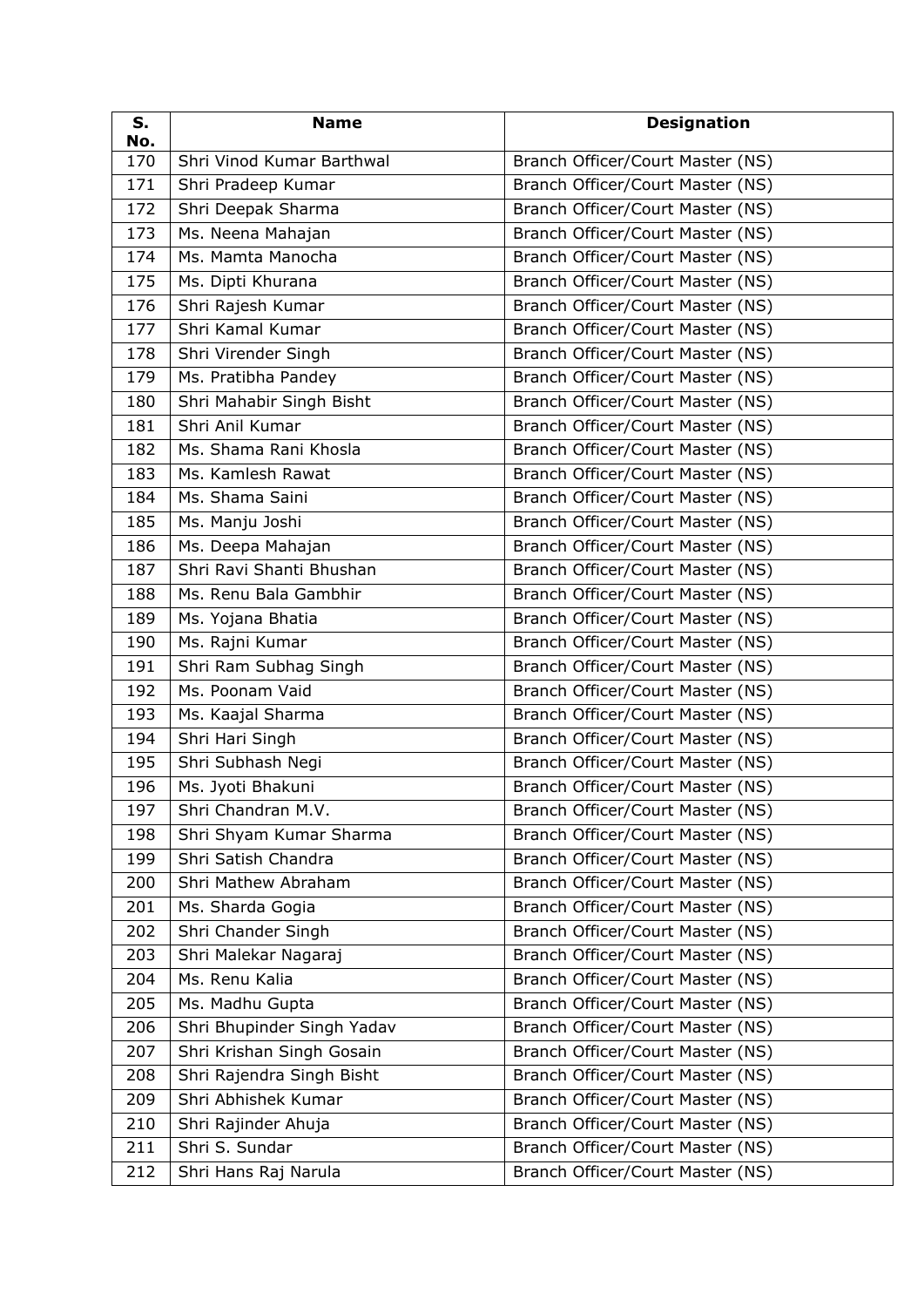| S. No. | Name | Designation |
|---|---|---|
| 170 | Shri Vinod Kumar Barthwal | Branch Officer/Court Master (NS) |
| 171 | Shri Pradeep Kumar | Branch Officer/Court Master (NS) |
| 172 | Shri Deepak Sharma | Branch Officer/Court Master (NS) |
| 173 | Ms. Neena Mahajan | Branch Officer/Court Master (NS) |
| 174 | Ms. Mamta Manocha | Branch Officer/Court Master (NS) |
| 175 | Ms. Dipti Khurana | Branch Officer/Court Master (NS) |
| 176 | Shri Rajesh Kumar | Branch Officer/Court Master (NS) |
| 177 | Shri Kamal Kumar | Branch Officer/Court Master (NS) |
| 178 | Shri Virender Singh | Branch Officer/Court Master (NS) |
| 179 | Ms. Pratibha Pandey | Branch Officer/Court Master (NS) |
| 180 | Shri Mahabir Singh Bisht | Branch Officer/Court Master (NS) |
| 181 | Shri Anil Kumar | Branch Officer/Court Master (NS) |
| 182 | Ms. Shama Rani Khosla | Branch Officer/Court Master (NS) |
| 183 | Ms. Kamlesh Rawat | Branch Officer/Court Master (NS) |
| 184 | Ms. Shama Saini | Branch Officer/Court Master (NS) |
| 185 | Ms. Manju Joshi | Branch Officer/Court Master (NS) |
| 186 | Ms. Deepa Mahajan | Branch Officer/Court Master (NS) |
| 187 | Shri Ravi Shanti Bhushan | Branch Officer/Court Master (NS) |
| 188 | Ms. Renu Bala Gambhir | Branch Officer/Court Master (NS) |
| 189 | Ms. Yojana Bhatia | Branch Officer/Court Master (NS) |
| 190 | Ms. Rajni Kumar | Branch Officer/Court Master (NS) |
| 191 | Shri Ram Subhag Singh | Branch Officer/Court Master (NS) |
| 192 | Ms. Poonam Vaid | Branch Officer/Court Master (NS) |
| 193 | Ms. Kaajal Sharma | Branch Officer/Court Master (NS) |
| 194 | Shri Hari Singh | Branch Officer/Court Master (NS) |
| 195 | Shri Subhash Negi | Branch Officer/Court Master (NS) |
| 196 | Ms. Jyoti Bhakuni | Branch Officer/Court Master (NS) |
| 197 | Shri Chandran M.V. | Branch Officer/Court Master (NS) |
| 198 | Shri Shyam Kumar Sharma | Branch Officer/Court Master (NS) |
| 199 | Shri Satish Chandra | Branch Officer/Court Master (NS) |
| 200 | Shri Mathew Abraham | Branch Officer/Court Master (NS) |
| 201 | Ms. Sharda Gogia | Branch Officer/Court Master (NS) |
| 202 | Shri Chander Singh | Branch Officer/Court Master (NS) |
| 203 | Shri Malekar Nagaraj | Branch Officer/Court Master (NS) |
| 204 | Ms. Renu Kalia | Branch Officer/Court Master (NS) |
| 205 | Ms. Madhu Gupta | Branch Officer/Court Master (NS) |
| 206 | Shri Bhupinder Singh Yadav | Branch Officer/Court Master (NS) |
| 207 | Shri Krishan Singh Gosain | Branch Officer/Court Master (NS) |
| 208 | Shri Rajendra Singh Bisht | Branch Officer/Court Master (NS) |
| 209 | Shri Abhishek Kumar | Branch Officer/Court Master (NS) |
| 210 | Shri Rajinder Ahuja | Branch Officer/Court Master (NS) |
| 211 | Shri S. Sundar | Branch Officer/Court Master (NS) |
| 212 | Shri Hans Raj Narula | Branch Officer/Court Master (NS) |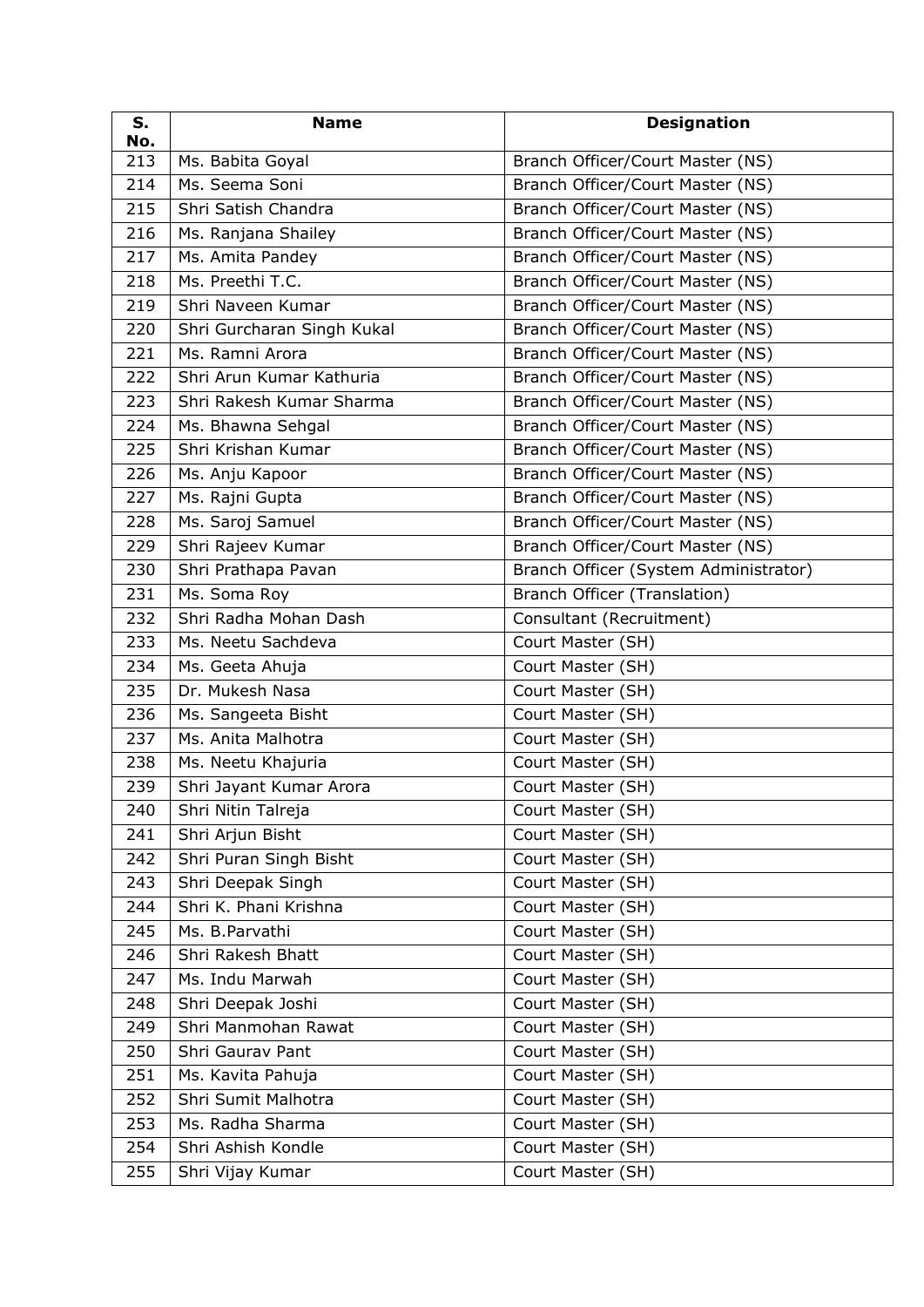| S. No. | Name | Designation |
|---|---|---|
| 213 | Ms. Babita Goyal | Branch Officer/Court Master (NS) |
| 214 | Ms. Seema Soni | Branch Officer/Court Master (NS) |
| 215 | Shri Satish Chandra | Branch Officer/Court Master (NS) |
| 216 | Ms. Ranjana Shailey | Branch Officer/Court Master (NS) |
| 217 | Ms. Amita Pandey | Branch Officer/Court Master (NS) |
| 218 | Ms. Preethi T.C. | Branch Officer/Court Master (NS) |
| 219 | Shri Naveen Kumar | Branch Officer/Court Master (NS) |
| 220 | Shri Gurcharan Singh Kukal | Branch Officer/Court Master (NS) |
| 221 | Ms. Ramni Arora | Branch Officer/Court Master (NS) |
| 222 | Shri Arun Kumar Kathuria | Branch Officer/Court Master (NS) |
| 223 | Shri Rakesh Kumar Sharma | Branch Officer/Court Master (NS) |
| 224 | Ms. Bhawna Sehgal | Branch Officer/Court Master (NS) |
| 225 | Shri Krishan Kumar | Branch Officer/Court Master (NS) |
| 226 | Ms. Anju Kapoor | Branch Officer/Court Master (NS) |
| 227 | Ms. Rajni Gupta | Branch Officer/Court Master (NS) |
| 228 | Ms. Saroj Samuel | Branch Officer/Court Master (NS) |
| 229 | Shri Rajeev Kumar | Branch Officer/Court Master (NS) |
| 230 | Shri Prathapa Pavan | Branch Officer (System Administrator) |
| 231 | Ms. Soma Roy | Branch Officer (Translation) |
| 232 | Shri Radha Mohan Dash | Consultant (Recruitment) |
| 233 | Ms. Neetu Sachdeva | Court Master (SH) |
| 234 | Ms. Geeta Ahuja | Court Master (SH) |
| 235 | Dr. Mukesh Nasa | Court Master (SH) |
| 236 | Ms. Sangeeta Bisht | Court Master (SH) |
| 237 | Ms. Anita Malhotra | Court Master (SH) |
| 238 | Ms. Neetu Khajuria | Court Master (SH) |
| 239 | Shri Jayant Kumar Arora | Court Master (SH) |
| 240 | Shri Nitin Talreja | Court Master (SH) |
| 241 | Shri Arjun Bisht | Court Master (SH) |
| 242 | Shri Puran Singh Bisht | Court Master (SH) |
| 243 | Shri Deepak Singh | Court Master (SH) |
| 244 | Shri K. Phani Krishna | Court Master (SH) |
| 245 | Ms. B.Parvathi | Court Master (SH) |
| 246 | Shri Rakesh Bhatt | Court Master (SH) |
| 247 | Ms. Indu Marwah | Court Master (SH) |
| 248 | Shri Deepak Joshi | Court Master (SH) |
| 249 | Shri Manmohan Rawat | Court Master (SH) |
| 250 | Shri Gaurav Pant | Court Master (SH) |
| 251 | Ms. Kavita Pahuja | Court Master (SH) |
| 252 | Shri Sumit Malhotra | Court Master (SH) |
| 253 | Ms. Radha Sharma | Court Master (SH) |
| 254 | Shri Ashish Kondle | Court Master (SH) |
| 255 | Shri Vijay Kumar | Court Master (SH) |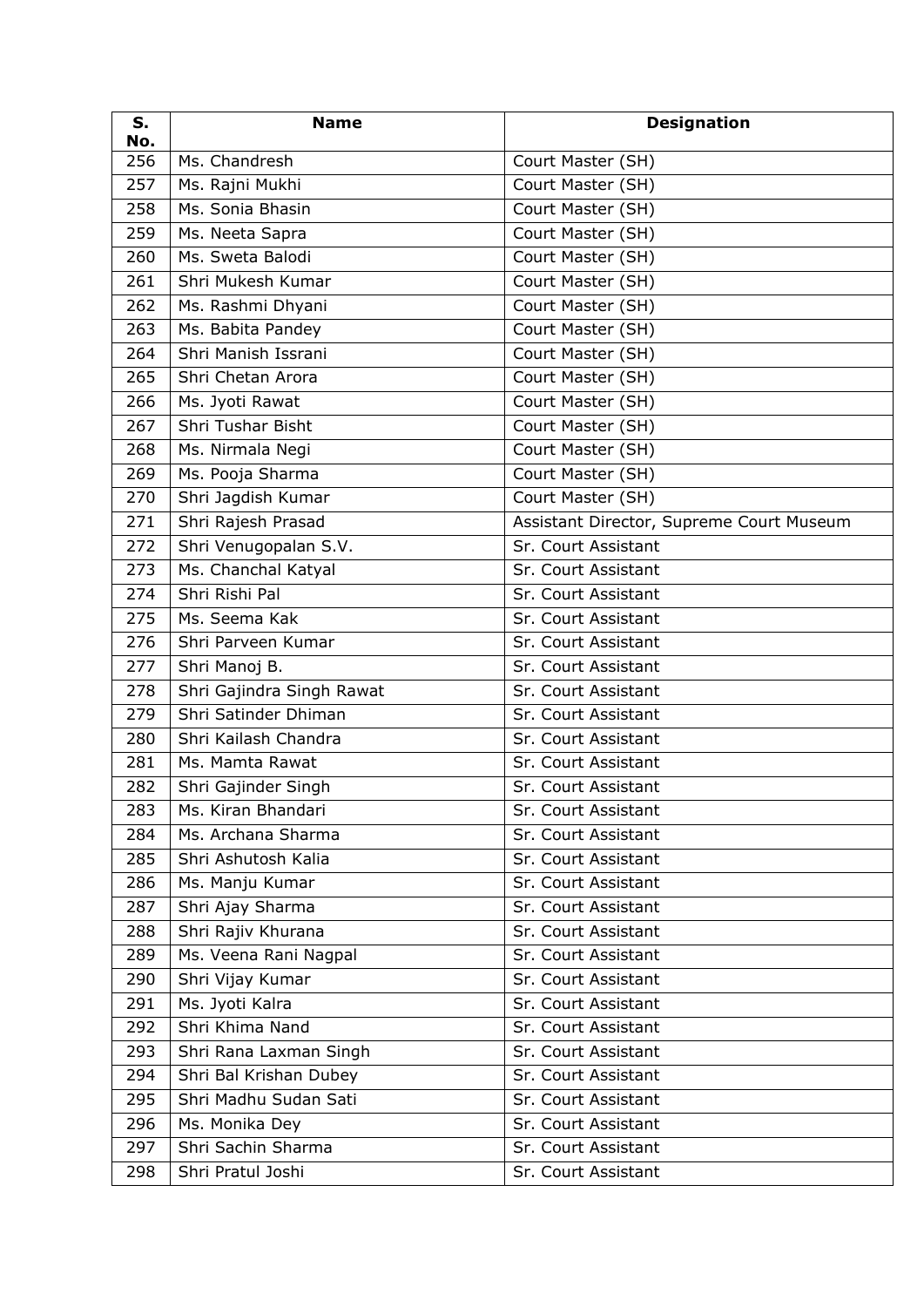| S. No. | Name | Designation |
|---|---|---|
| 256 | Ms. Chandresh | Court Master (SH) |
| 257 | Ms. Rajni Mukhi | Court Master (SH) |
| 258 | Ms. Sonia Bhasin | Court Master (SH) |
| 259 | Ms. Neeta Sapra | Court Master (SH) |
| 260 | Ms. Sweta Balodi | Court Master (SH) |
| 261 | Shri Mukesh Kumar | Court Master (SH) |
| 262 | Ms. Rashmi Dhyani | Court Master (SH) |
| 263 | Ms. Babita Pandey | Court Master (SH) |
| 264 | Shri Manish Issrani | Court Master (SH) |
| 265 | Shri Chetan Arora | Court Master (SH) |
| 266 | Ms. Jyoti Rawat | Court Master (SH) |
| 267 | Shri Tushar Bisht | Court Master (SH) |
| 268 | Ms. Nirmala Negi | Court Master (SH) |
| 269 | Ms. Pooja Sharma | Court Master (SH) |
| 270 | Shri Jagdish Kumar | Court Master (SH) |
| 271 | Shri Rajesh Prasad | Assistant Director, Supreme Court Museum |
| 272 | Shri Venugopalan S.V. | Sr. Court Assistant |
| 273 | Ms. Chanchal Katyal | Sr. Court Assistant |
| 274 | Shri Rishi Pal | Sr. Court Assistant |
| 275 | Ms. Seema Kak | Sr. Court Assistant |
| 276 | Shri Parveen Kumar | Sr. Court Assistant |
| 277 | Shri Manoj B. | Sr. Court Assistant |
| 278 | Shri Gajindra Singh Rawat | Sr. Court Assistant |
| 279 | Shri Satinder Dhiman | Sr. Court Assistant |
| 280 | Shri Kailash Chandra | Sr. Court Assistant |
| 281 | Ms. Mamta Rawat | Sr. Court Assistant |
| 282 | Shri Gajinder Singh | Sr. Court Assistant |
| 283 | Ms. Kiran Bhandari | Sr. Court Assistant |
| 284 | Ms. Archana Sharma | Sr. Court Assistant |
| 285 | Shri Ashutosh Kalia | Sr. Court Assistant |
| 286 | Ms. Manju Kumar | Sr. Court Assistant |
| 287 | Shri Ajay Sharma | Sr. Court Assistant |
| 288 | Shri Rajiv Khurana | Sr. Court Assistant |
| 289 | Ms. Veena Rani Nagpal | Sr. Court Assistant |
| 290 | Shri Vijay Kumar | Sr. Court Assistant |
| 291 | Ms. Jyoti Kalra | Sr. Court Assistant |
| 292 | Shri Khima Nand | Sr. Court Assistant |
| 293 | Shri Rana Laxman Singh | Sr. Court Assistant |
| 294 | Shri Bal Krishan Dubey | Sr. Court Assistant |
| 295 | Shri Madhu Sudan Sati | Sr. Court Assistant |
| 296 | Ms. Monika Dey | Sr. Court Assistant |
| 297 | Shri Sachin Sharma | Sr. Court Assistant |
| 298 | Shri Pratul Joshi | Sr. Court Assistant |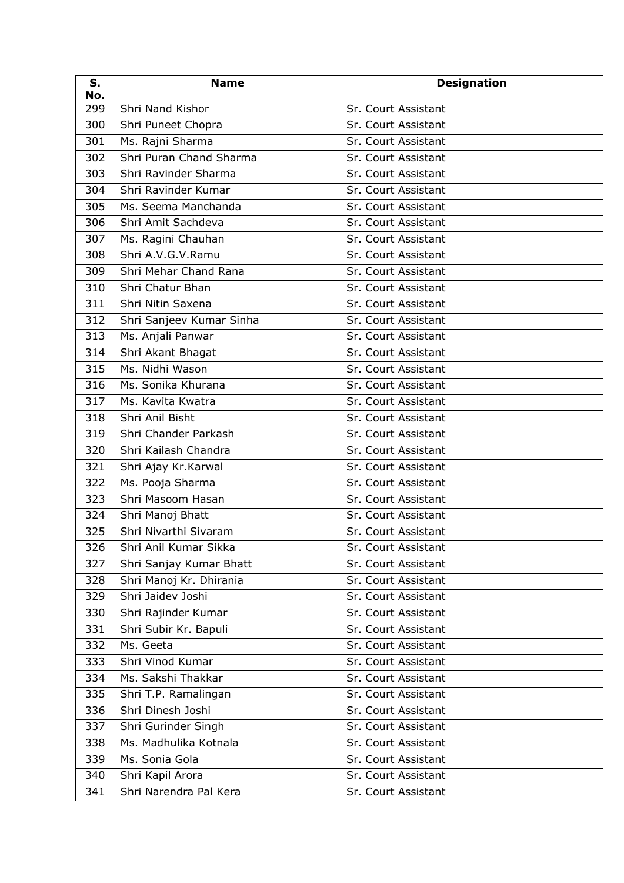| S. No. | Name | Designation |
|---|---|---|
| 299 | Shri Nand Kishor | Sr. Court Assistant |
| 300 | Shri Puneet Chopra | Sr. Court Assistant |
| 301 | Ms. Rajni Sharma | Sr. Court Assistant |
| 302 | Shri Puran Chand Sharma | Sr. Court Assistant |
| 303 | Shri Ravinder Sharma | Sr. Court Assistant |
| 304 | Shri Ravinder Kumar | Sr. Court Assistant |
| 305 | Ms. Seema Manchanda | Sr. Court Assistant |
| 306 | Shri Amit Sachdeva | Sr. Court Assistant |
| 307 | Ms. Ragini Chauhan | Sr. Court Assistant |
| 308 | Shri A.V.G.V.Ramu | Sr. Court Assistant |
| 309 | Shri Mehar Chand Rana | Sr. Court Assistant |
| 310 | Shri Chatur Bhan | Sr. Court Assistant |
| 311 | Shri Nitin Saxena | Sr. Court Assistant |
| 312 | Shri Sanjeev Kumar Sinha | Sr. Court Assistant |
| 313 | Ms. Anjali Panwar | Sr. Court Assistant |
| 314 | Shri Akant Bhagat | Sr. Court Assistant |
| 315 | Ms. Nidhi Wason | Sr. Court Assistant |
| 316 | Ms. Sonika Khurana | Sr. Court Assistant |
| 317 | Ms. Kavita Kwatra | Sr. Court Assistant |
| 318 | Shri Anil Bisht | Sr. Court Assistant |
| 319 | Shri Chander Parkash | Sr. Court Assistant |
| 320 | Shri Kailash Chandra | Sr. Court Assistant |
| 321 | Shri Ajay Kr.Karwal | Sr. Court Assistant |
| 322 | Ms. Pooja Sharma | Sr. Court Assistant |
| 323 | Shri Masoom Hasan | Sr. Court Assistant |
| 324 | Shri Manoj Bhatt | Sr. Court Assistant |
| 325 | Shri Nivarthi Sivaram | Sr. Court Assistant |
| 326 | Shri Anil Kumar Sikka | Sr. Court Assistant |
| 327 | Shri Sanjay Kumar Bhatt | Sr. Court Assistant |
| 328 | Shri Manoj Kr. Dhirania | Sr. Court Assistant |
| 329 | Shri Jaidev Joshi | Sr. Court Assistant |
| 330 | Shri Rajinder Kumar | Sr. Court Assistant |
| 331 | Shri Subir Kr. Bapuli | Sr. Court Assistant |
| 332 | Ms. Geeta | Sr. Court Assistant |
| 333 | Shri Vinod Kumar | Sr. Court Assistant |
| 334 | Ms. Sakshi Thakkar | Sr. Court Assistant |
| 335 | Shri T.P. Ramalingan | Sr. Court Assistant |
| 336 | Shri Dinesh Joshi | Sr. Court Assistant |
| 337 | Shri Gurinder Singh | Sr. Court Assistant |
| 338 | Ms. Madhulika Kotnala | Sr. Court Assistant |
| 339 | Ms. Sonia Gola | Sr. Court Assistant |
| 340 | Shri Kapil Arora | Sr. Court Assistant |
| 341 | Shri Narendra Pal Kera | Sr. Court Assistant |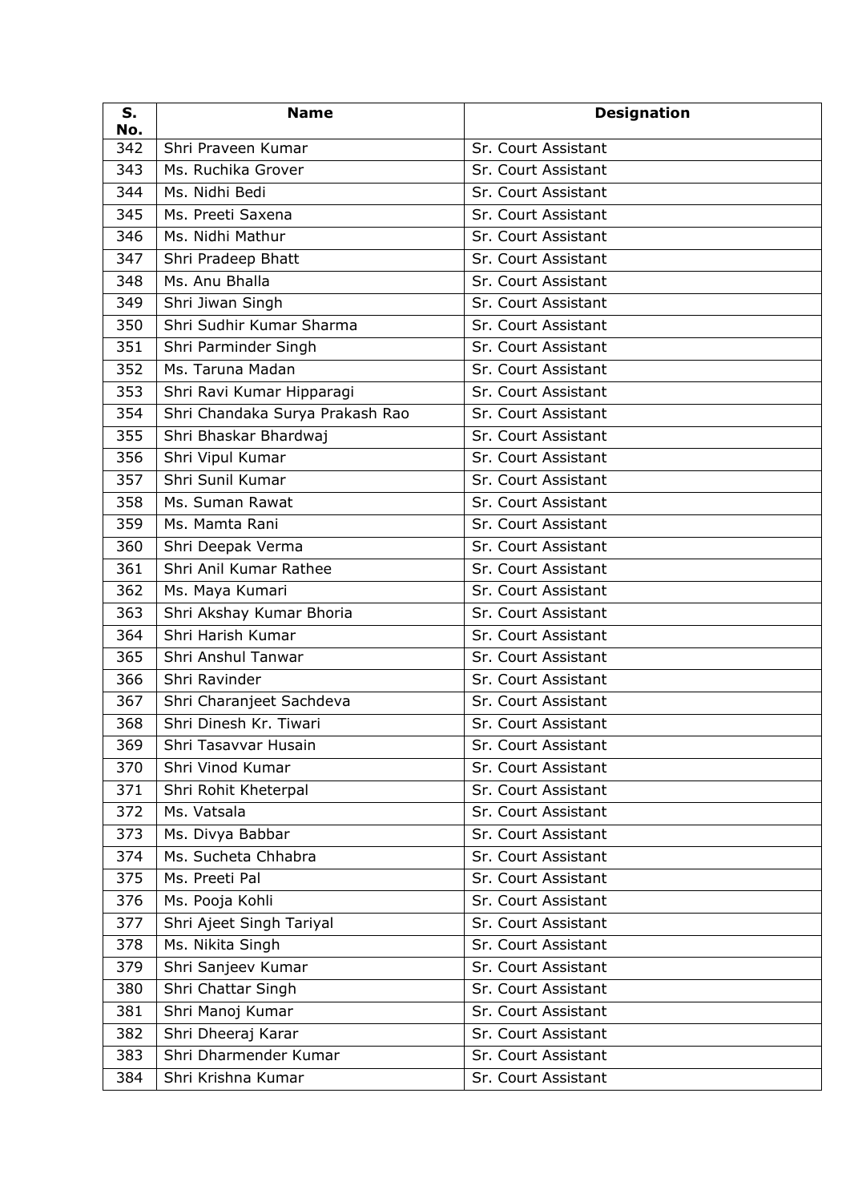| S. No. | Name | Designation |
|---|---|---|
| 342 | Shri Praveen Kumar | Sr. Court Assistant |
| 343 | Ms. Ruchika Grover | Sr. Court Assistant |
| 344 | Ms. Nidhi Bedi | Sr. Court Assistant |
| 345 | Ms. Preeti Saxena | Sr. Court Assistant |
| 346 | Ms. Nidhi Mathur | Sr. Court Assistant |
| 347 | Shri Pradeep Bhatt | Sr. Court Assistant |
| 348 | Ms. Anu Bhalla | Sr. Court Assistant |
| 349 | Shri Jiwan Singh | Sr. Court Assistant |
| 350 | Shri Sudhir Kumar Sharma | Sr. Court Assistant |
| 351 | Shri Parminder Singh | Sr. Court Assistant |
| 352 | Ms. Taruna Madan | Sr. Court Assistant |
| 353 | Shri Ravi Kumar Hipparagi | Sr. Court Assistant |
| 354 | Shri Chandaka Surya Prakash Rao | Sr. Court Assistant |
| 355 | Shri Bhaskar Bhardwaj | Sr. Court Assistant |
| 356 | Shri Vipul Kumar | Sr. Court Assistant |
| 357 | Shri Sunil Kumar | Sr. Court Assistant |
| 358 | Ms. Suman Rawat | Sr. Court Assistant |
| 359 | Ms. Mamta Rani | Sr. Court Assistant |
| 360 | Shri Deepak Verma | Sr. Court Assistant |
| 361 | Shri Anil Kumar Rathee | Sr. Court Assistant |
| 362 | Ms. Maya Kumari | Sr. Court Assistant |
| 363 | Shri Akshay Kumar Bhoria | Sr. Court Assistant |
| 364 | Shri Harish Kumar | Sr. Court Assistant |
| 365 | Shri Anshul Tanwar | Sr. Court Assistant |
| 366 | Shri Ravinder | Sr. Court Assistant |
| 367 | Shri Charanjeet Sachdeva | Sr. Court Assistant |
| 368 | Shri Dinesh Kr. Tiwari | Sr. Court Assistant |
| 369 | Shri Tasavvar Husain | Sr. Court Assistant |
| 370 | Shri Vinod Kumar | Sr. Court Assistant |
| 371 | Shri Rohit Kheterpal | Sr. Court Assistant |
| 372 | Ms. Vatsala | Sr. Court Assistant |
| 373 | Ms. Divya Babbar | Sr. Court Assistant |
| 374 | Ms. Sucheta Chhabra | Sr. Court Assistant |
| 375 | Ms. Preeti Pal | Sr. Court Assistant |
| 376 | Ms. Pooja Kohli | Sr. Court Assistant |
| 377 | Shri Ajeet Singh Tariyal | Sr. Court Assistant |
| 378 | Ms. Nikita Singh | Sr. Court Assistant |
| 379 | Shri Sanjeev Kumar | Sr. Court Assistant |
| 380 | Shri Chattar Singh | Sr. Court Assistant |
| 381 | Shri Manoj Kumar | Sr. Court Assistant |
| 382 | Shri Dheeraj Karar | Sr. Court Assistant |
| 383 | Shri Dharmender Kumar | Sr. Court Assistant |
| 384 | Shri Krishna Kumar | Sr. Court Assistant |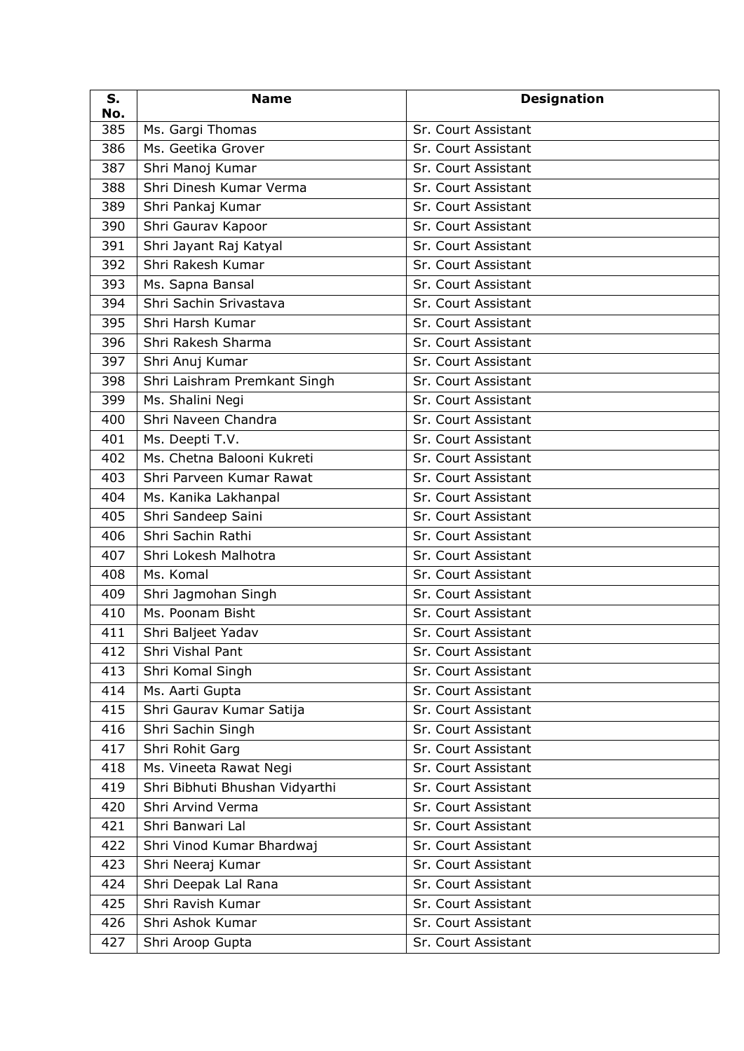| S. No. | Name | Designation |
|---|---|---|
| 385 | Ms. Gargi Thomas | Sr. Court Assistant |
| 386 | Ms. Geetika Grover | Sr. Court Assistant |
| 387 | Shri Manoj Kumar | Sr. Court Assistant |
| 388 | Shri Dinesh Kumar Verma | Sr. Court Assistant |
| 389 | Shri Pankaj Kumar | Sr. Court Assistant |
| 390 | Shri Gaurav Kapoor | Sr. Court Assistant |
| 391 | Shri Jayant Raj Katyal | Sr. Court Assistant |
| 392 | Shri Rakesh Kumar | Sr. Court Assistant |
| 393 | Ms. Sapna Bansal | Sr. Court Assistant |
| 394 | Shri Sachin Srivastava | Sr. Court Assistant |
| 395 | Shri Harsh Kumar | Sr. Court Assistant |
| 396 | Shri Rakesh Sharma | Sr. Court Assistant |
| 397 | Shri Anuj Kumar | Sr. Court Assistant |
| 398 | Shri Laishram Premkant Singh | Sr. Court Assistant |
| 399 | Ms. Shalini Negi | Sr. Court Assistant |
| 400 | Shri Naveen Chandra | Sr. Court Assistant |
| 401 | Ms. Deepti T.V. | Sr. Court Assistant |
| 402 | Ms. Chetna Balooni Kukreti | Sr. Court Assistant |
| 403 | Shri Parveen Kumar Rawat | Sr. Court Assistant |
| 404 | Ms. Kanika Lakhanpal | Sr. Court Assistant |
| 405 | Shri Sandeep Saini | Sr. Court Assistant |
| 406 | Shri Sachin Rathi | Sr. Court Assistant |
| 407 | Shri Lokesh Malhotra | Sr. Court Assistant |
| 408 | Ms. Komal | Sr. Court Assistant |
| 409 | Shri Jagmohan Singh | Sr. Court Assistant |
| 410 | Ms. Poonam Bisht | Sr. Court Assistant |
| 411 | Shri Baljeet Yadav | Sr. Court Assistant |
| 412 | Shri Vishal Pant | Sr. Court Assistant |
| 413 | Shri Komal Singh | Sr. Court Assistant |
| 414 | Ms. Aarti Gupta | Sr. Court Assistant |
| 415 | Shri Gaurav Kumar Satija | Sr. Court Assistant |
| 416 | Shri Sachin Singh | Sr. Court Assistant |
| 417 | Shri Rohit Garg | Sr. Court Assistant |
| 418 | Ms. Vineeta Rawat Negi | Sr. Court Assistant |
| 419 | Shri Bibhuti Bhushan Vidyarthi | Sr. Court Assistant |
| 420 | Shri Arvind Verma | Sr. Court Assistant |
| 421 | Shri Banwari Lal | Sr. Court Assistant |
| 422 | Shri Vinod Kumar Bhardwaj | Sr. Court Assistant |
| 423 | Shri Neeraj Kumar | Sr. Court Assistant |
| 424 | Shri Deepak Lal Rana | Sr. Court Assistant |
| 425 | Shri Ravish Kumar | Sr. Court Assistant |
| 426 | Shri Ashok Kumar | Sr. Court Assistant |
| 427 | Shri Aroop Gupta | Sr. Court Assistant |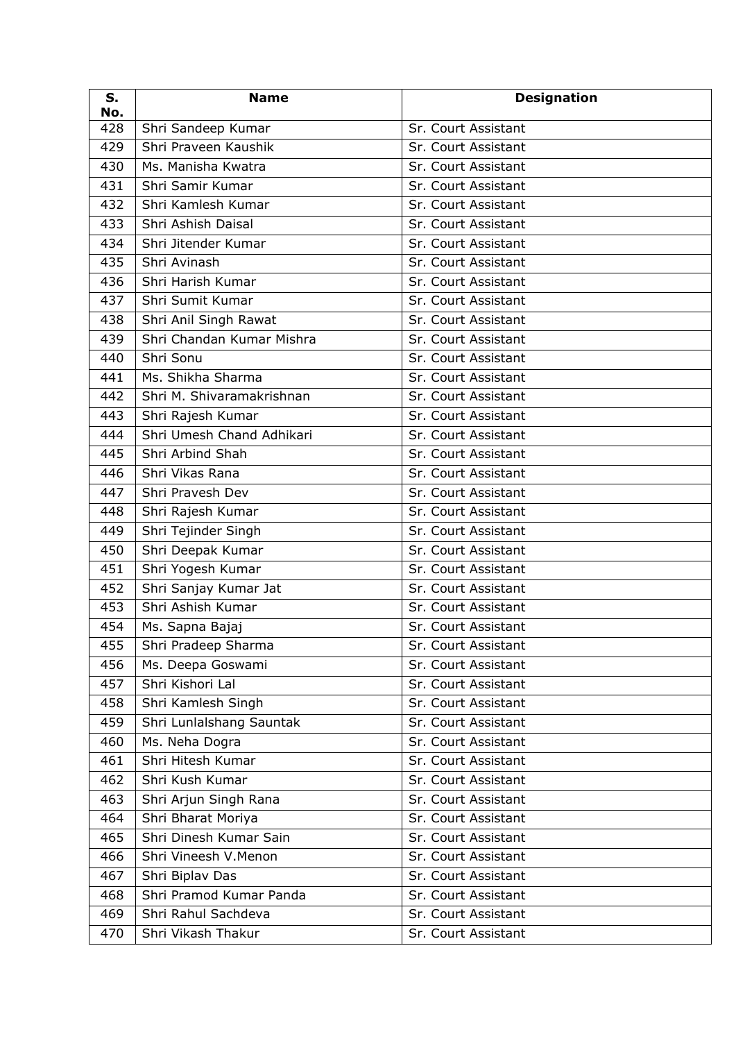| S. No. | Name | Designation |
|---|---|---|
| 428 | Shri Sandeep Kumar | Sr. Court Assistant |
| 429 | Shri Praveen Kaushik | Sr. Court Assistant |
| 430 | Ms. Manisha Kwatra | Sr. Court Assistant |
| 431 | Shri Samir Kumar | Sr. Court Assistant |
| 432 | Shri Kamlesh Kumar | Sr. Court Assistant |
| 433 | Shri Ashish Daisal | Sr. Court Assistant |
| 434 | Shri Jitender Kumar | Sr. Court Assistant |
| 435 | Shri Avinash | Sr. Court Assistant |
| 436 | Shri Harish Kumar | Sr. Court Assistant |
| 437 | Shri Sumit Kumar | Sr. Court Assistant |
| 438 | Shri Anil Singh Rawat | Sr. Court Assistant |
| 439 | Shri Chandan Kumar Mishra | Sr. Court Assistant |
| 440 | Shri Sonu | Sr. Court Assistant |
| 441 | Ms. Shikha Sharma | Sr. Court Assistant |
| 442 | Shri M. Shivaramakrishnan | Sr. Court Assistant |
| 443 | Shri Rajesh Kumar | Sr. Court Assistant |
| 444 | Shri Umesh Chand Adhikari | Sr. Court Assistant |
| 445 | Shri Arbind Shah | Sr. Court Assistant |
| 446 | Shri Vikas Rana | Sr. Court Assistant |
| 447 | Shri Pravesh Dev | Sr. Court Assistant |
| 448 | Shri Rajesh Kumar | Sr. Court Assistant |
| 449 | Shri Tejinder Singh | Sr. Court Assistant |
| 450 | Shri Deepak Kumar | Sr. Court Assistant |
| 451 | Shri Yogesh Kumar | Sr. Court Assistant |
| 452 | Shri Sanjay Kumar Jat | Sr. Court Assistant |
| 453 | Shri Ashish Kumar | Sr. Court Assistant |
| 454 | Ms. Sapna Bajaj | Sr. Court Assistant |
| 455 | Shri Pradeep Sharma | Sr. Court Assistant |
| 456 | Ms. Deepa Goswami | Sr. Court Assistant |
| 457 | Shri Kishori Lal | Sr. Court Assistant |
| 458 | Shri Kamlesh Singh | Sr. Court Assistant |
| 459 | Shri Lunlalshang Sauntak | Sr. Court Assistant |
| 460 | Ms. Neha Dogra | Sr. Court Assistant |
| 461 | Shri Hitesh Kumar | Sr. Court Assistant |
| 462 | Shri Kush Kumar | Sr. Court Assistant |
| 463 | Shri Arjun Singh Rana | Sr. Court Assistant |
| 464 | Shri Bharat Moriya | Sr. Court Assistant |
| 465 | Shri Dinesh Kumar Sain | Sr. Court Assistant |
| 466 | Shri Vineesh V.Menon | Sr. Court Assistant |
| 467 | Shri Biplav Das | Sr. Court Assistant |
| 468 | Shri Pramod Kumar Panda | Sr. Court Assistant |
| 469 | Shri Rahul Sachdeva | Sr. Court Assistant |
| 470 | Shri Vikash Thakur | Sr. Court Assistant |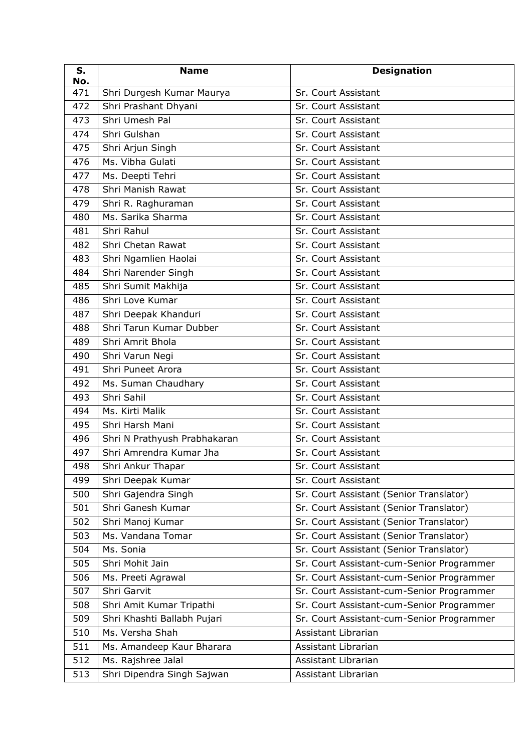| S. No. | Name | Designation |
| --- | --- | --- |
| 471 | Shri Durgesh Kumar Maurya | Sr. Court Assistant |
| 472 | Shri Prashant Dhyani | Sr. Court Assistant |
| 473 | Shri Umesh Pal | Sr. Court Assistant |
| 474 | Shri Gulshan | Sr. Court Assistant |
| 475 | Shri Arjun Singh | Sr. Court Assistant |
| 476 | Ms. Vibha Gulati | Sr. Court Assistant |
| 477 | Ms. Deepti Tehri | Sr. Court Assistant |
| 478 | Shri Manish Rawat | Sr. Court Assistant |
| 479 | Shri R. Raghuraman | Sr. Court Assistant |
| 480 | Ms. Sarika Sharma | Sr. Court Assistant |
| 481 | Shri Rahul | Sr. Court Assistant |
| 482 | Shri Chetan Rawat | Sr. Court Assistant |
| 483 | Shri Ngamlien Haolai | Sr. Court Assistant |
| 484 | Shri Narender Singh | Sr. Court Assistant |
| 485 | Shri Sumit Makhija | Sr. Court Assistant |
| 486 | Shri Love Kumar | Sr. Court Assistant |
| 487 | Shri Deepak Khanduri | Sr. Court Assistant |
| 488 | Shri Tarun Kumar Dubber | Sr. Court Assistant |
| 489 | Shri Amrit Bhola | Sr. Court Assistant |
| 490 | Shri Varun Negi | Sr. Court Assistant |
| 491 | Shri Puneet Arora | Sr. Court Assistant |
| 492 | Ms. Suman Chaudhary | Sr. Court Assistant |
| 493 | Shri Sahil | Sr. Court Assistant |
| 494 | Ms. Kirti Malik | Sr. Court Assistant |
| 495 | Shri Harsh Mani | Sr. Court Assistant |
| 496 | Shri N Prathyush Prabhakaran | Sr. Court Assistant |
| 497 | Shri Amrendra Kumar Jha | Sr. Court Assistant |
| 498 | Shri Ankur Thapar | Sr. Court Assistant |
| 499 | Shri Deepak Kumar | Sr. Court Assistant |
| 500 | Shri Gajendra Singh | Sr. Court Assistant (Senior Translator) |
| 501 | Shri Ganesh Kumar | Sr. Court Assistant (Senior Translator) |
| 502 | Shri Manoj Kumar | Sr. Court Assistant (Senior Translator) |
| 503 | Ms. Vandana Tomar | Sr. Court Assistant (Senior Translator) |
| 504 | Ms. Sonia | Sr. Court Assistant (Senior Translator) |
| 505 | Shri Mohit Jain | Sr. Court Assistant-cum-Senior Programmer |
| 506 | Ms. Preeti Agrawal | Sr. Court Assistant-cum-Senior Programmer |
| 507 | Shri Garvit | Sr. Court Assistant-cum-Senior Programmer |
| 508 | Shri Amit Kumar Tripathi | Sr. Court Assistant-cum-Senior Programmer |
| 509 | Shri Khashti Ballabh Pujari | Sr. Court Assistant-cum-Senior Programmer |
| 510 | Ms. Versha Shah | Assistant Librarian |
| 511 | Ms. Amandeep Kaur Bharara | Assistant Librarian |
| 512 | Ms. Rajshree Jalal | Assistant Librarian |
| 513 | Shri Dipendra Singh Sajwan | Assistant Librarian |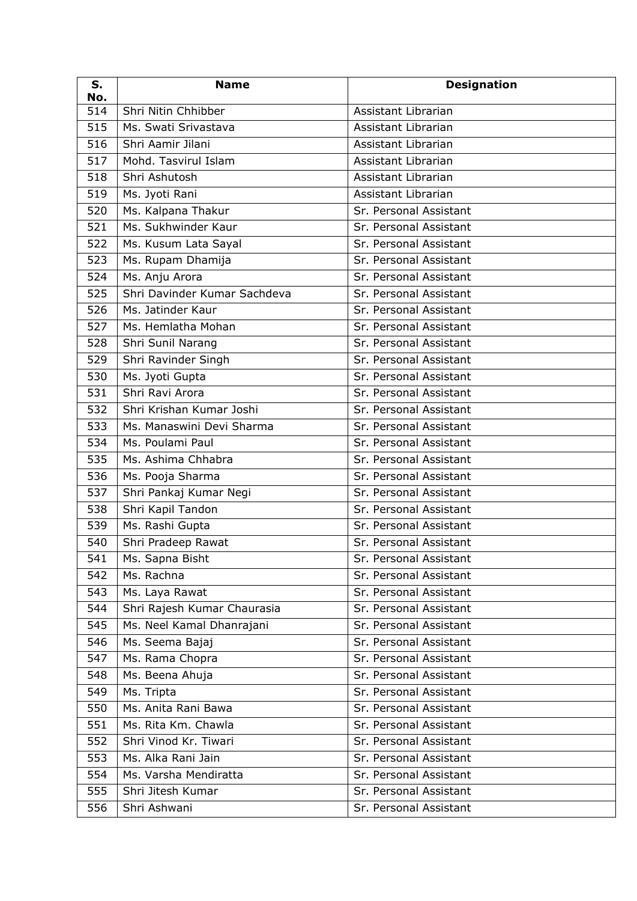| S. No. | Name | Designation |
|---|---|---|
| 514 | Shri Nitin Chhibber | Assistant Librarian |
| 515 | Ms. Swati Srivastava | Assistant Librarian |
| 516 | Shri Aamir Jilani | Assistant Librarian |
| 517 | Mohd. Tasvirul Islam | Assistant Librarian |
| 518 | Shri Ashutosh | Assistant Librarian |
| 519 | Ms. Jyoti Rani | Assistant Librarian |
| 520 | Ms. Kalpana Thakur | Sr. Personal Assistant |
| 521 | Ms. Sukhwinder Kaur | Sr. Personal Assistant |
| 522 | Ms. Kusum Lata Sayal | Sr. Personal Assistant |
| 523 | Ms. Rupam Dhamija | Sr. Personal Assistant |
| 524 | Ms. Anju Arora | Sr. Personal Assistant |
| 525 | Shri Davinder Kumar Sachdeva | Sr. Personal Assistant |
| 526 | Ms. Jatinder Kaur | Sr. Personal Assistant |
| 527 | Ms. Hemlatha Mohan | Sr. Personal Assistant |
| 528 | Shri Sunil Narang | Sr. Personal Assistant |
| 529 | Shri Ravinder Singh | Sr. Personal Assistant |
| 530 | Ms. Jyoti Gupta | Sr. Personal Assistant |
| 531 | Shri Ravi Arora | Sr. Personal Assistant |
| 532 | Shri Krishan Kumar Joshi | Sr. Personal Assistant |
| 533 | Ms. Manaswini Devi Sharma | Sr. Personal Assistant |
| 534 | Ms. Poulami Paul | Sr. Personal Assistant |
| 535 | Ms. Ashima Chhabra | Sr. Personal Assistant |
| 536 | Ms. Pooja Sharma | Sr. Personal Assistant |
| 537 | Shri Pankaj Kumar Negi | Sr. Personal Assistant |
| 538 | Shri Kapil Tandon | Sr. Personal Assistant |
| 539 | Ms. Rashi Gupta | Sr. Personal Assistant |
| 540 | Shri Pradeep Rawat | Sr. Personal Assistant |
| 541 | Ms. Sapna Bisht | Sr. Personal Assistant |
| 542 | Ms. Rachna | Sr. Personal Assistant |
| 543 | Ms. Laya Rawat | Sr. Personal Assistant |
| 544 | Shri Rajesh Kumar Chaurasia | Sr. Personal Assistant |
| 545 | Ms. Neel Kamal Dhanrajani | Sr. Personal Assistant |
| 546 | Ms. Seema Bajaj | Sr. Personal Assistant |
| 547 | Ms. Rama Chopra | Sr. Personal Assistant |
| 548 | Ms. Beena Ahuja | Sr. Personal Assistant |
| 549 | Ms. Tripta | Sr. Personal Assistant |
| 550 | Ms. Anita Rani Bawa | Sr. Personal Assistant |
| 551 | Ms. Rita Km. Chawla | Sr. Personal Assistant |
| 552 | Shri Vinod Kr. Tiwari | Sr. Personal Assistant |
| 553 | Ms. Alka Rani Jain | Sr. Personal Assistant |
| 554 | Ms. Varsha Mendiratta | Sr. Personal Assistant |
| 555 | Shri Jitesh Kumar | Sr. Personal Assistant |
| 556 | Shri Ashwani | Sr. Personal Assistant |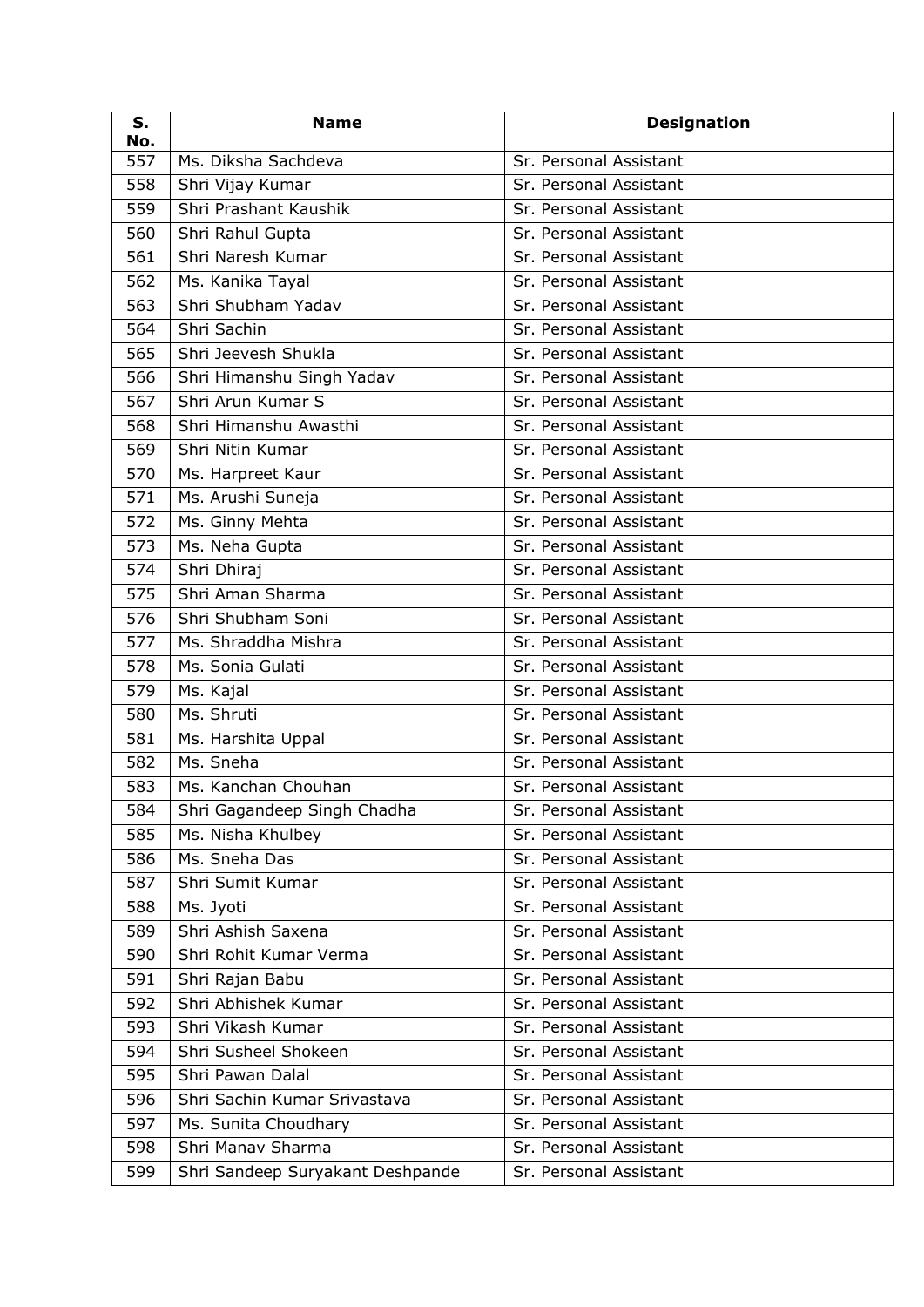| S. No. | Name | Designation |
|---|---|---|
| 557 | Ms. Diksha Sachdeva | Sr. Personal Assistant |
| 558 | Shri Vijay Kumar | Sr. Personal Assistant |
| 559 | Shri Prashant Kaushik | Sr. Personal Assistant |
| 560 | Shri Rahul Gupta | Sr. Personal Assistant |
| 561 | Shri Naresh Kumar | Sr. Personal Assistant |
| 562 | Ms. Kanika Tayal | Sr. Personal Assistant |
| 563 | Shri Shubham Yadav | Sr. Personal Assistant |
| 564 | Shri Sachin | Sr. Personal Assistant |
| 565 | Shri Jeevesh Shukla | Sr. Personal Assistant |
| 566 | Shri Himanshu Singh Yadav | Sr. Personal Assistant |
| 567 | Shri Arun Kumar S | Sr. Personal Assistant |
| 568 | Shri Himanshu Awasthi | Sr. Personal Assistant |
| 569 | Shri Nitin Kumar | Sr. Personal Assistant |
| 570 | Ms. Harpreet Kaur | Sr. Personal Assistant |
| 571 | Ms. Arushi Suneja | Sr. Personal Assistant |
| 572 | Ms. Ginny Mehta | Sr. Personal Assistant |
| 573 | Ms. Neha Gupta | Sr. Personal Assistant |
| 574 | Shri Dhiraj | Sr. Personal Assistant |
| 575 | Shri Aman Sharma | Sr. Personal Assistant |
| 576 | Shri Shubham Soni | Sr. Personal Assistant |
| 577 | Ms. Shraddha Mishra | Sr. Personal Assistant |
| 578 | Ms. Sonia Gulati | Sr. Personal Assistant |
| 579 | Ms. Kajal | Sr. Personal Assistant |
| 580 | Ms. Shruti | Sr. Personal Assistant |
| 581 | Ms. Harshita Uppal | Sr. Personal Assistant |
| 582 | Ms. Sneha | Sr. Personal Assistant |
| 583 | Ms. Kanchan Chouhan | Sr. Personal Assistant |
| 584 | Shri Gagandeep Singh Chadha | Sr. Personal Assistant |
| 585 | Ms. Nisha Khulbey | Sr. Personal Assistant |
| 586 | Ms. Sneha Das | Sr. Personal Assistant |
| 587 | Shri Sumit Kumar | Sr. Personal Assistant |
| 588 | Ms. Jyoti | Sr. Personal Assistant |
| 589 | Shri Ashish Saxena | Sr. Personal Assistant |
| 590 | Shri Rohit Kumar Verma | Sr. Personal Assistant |
| 591 | Shri Rajan Babu | Sr. Personal Assistant |
| 592 | Shri Abhishek Kumar | Sr. Personal Assistant |
| 593 | Shri Vikash Kumar | Sr. Personal Assistant |
| 594 | Shri Susheel Shokeen | Sr. Personal Assistant |
| 595 | Shri Pawan Dalal | Sr. Personal Assistant |
| 596 | Shri Sachin Kumar Srivastava | Sr. Personal Assistant |
| 597 | Ms. Sunita Choudhary | Sr. Personal Assistant |
| 598 | Shri Manav Sharma | Sr. Personal Assistant |
| 599 | Shri Sandeep Suryakant Deshpande | Sr. Personal Assistant |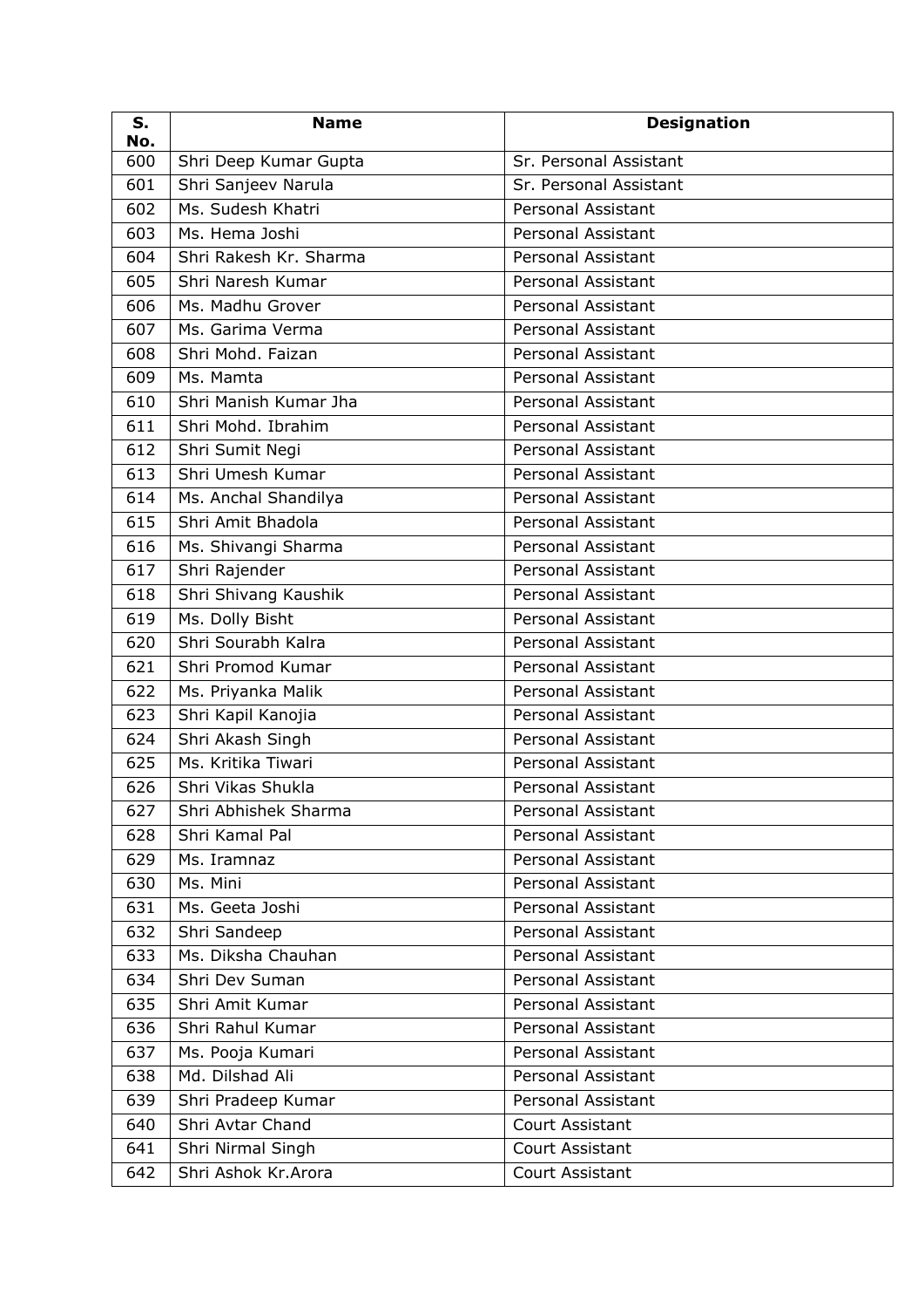| S. No. | Name | Designation |
|---|---|---|
| 600 | Shri Deep Kumar Gupta | Sr. Personal Assistant |
| 601 | Shri Sanjeev Narula | Sr. Personal Assistant |
| 602 | Ms. Sudesh Khatri | Personal Assistant |
| 603 | Ms. Hema Joshi | Personal Assistant |
| 604 | Shri Rakesh Kr. Sharma | Personal Assistant |
| 605 | Shri Naresh Kumar | Personal Assistant |
| 606 | Ms. Madhu Grover | Personal Assistant |
| 607 | Ms. Garima Verma | Personal Assistant |
| 608 | Shri Mohd. Faizan | Personal Assistant |
| 609 | Ms. Mamta | Personal Assistant |
| 610 | Shri Manish Kumar Jha | Personal Assistant |
| 611 | Shri Mohd. Ibrahim | Personal Assistant |
| 612 | Shri Sumit Negi | Personal Assistant |
| 613 | Shri Umesh Kumar | Personal Assistant |
| 614 | Ms. Anchal Shandilya | Personal Assistant |
| 615 | Shri Amit Bhadola | Personal Assistant |
| 616 | Ms. Shivangi Sharma | Personal Assistant |
| 617 | Shri Rajender | Personal Assistant |
| 618 | Shri Shivang Kaushik | Personal Assistant |
| 619 | Ms. Dolly Bisht | Personal Assistant |
| 620 | Shri Sourabh Kalra | Personal Assistant |
| 621 | Shri Promod Kumar | Personal Assistant |
| 622 | Ms. Priyanka Malik | Personal Assistant |
| 623 | Shri Kapil Kanojia | Personal Assistant |
| 624 | Shri Akash Singh | Personal Assistant |
| 625 | Ms. Kritika Tiwari | Personal Assistant |
| 626 | Shri Vikas Shukla | Personal Assistant |
| 627 | Shri Abhishek Sharma | Personal Assistant |
| 628 | Shri Kamal Pal | Personal Assistant |
| 629 | Ms. Iramnaz | Personal Assistant |
| 630 | Ms. Mini | Personal Assistant |
| 631 | Ms. Geeta Joshi | Personal Assistant |
| 632 | Shri Sandeep | Personal Assistant |
| 633 | Ms. Diksha Chauhan | Personal Assistant |
| 634 | Shri Dev Suman | Personal Assistant |
| 635 | Shri Amit Kumar | Personal Assistant |
| 636 | Shri Rahul Kumar | Personal Assistant |
| 637 | Ms. Pooja Kumari | Personal Assistant |
| 638 | Md. Dilshad Ali | Personal Assistant |
| 639 | Shri Pradeep Kumar | Personal Assistant |
| 640 | Shri Avtar Chand | Court Assistant |
| 641 | Shri Nirmal Singh | Court Assistant |
| 642 | Shri Ashok Kr.Arora | Court Assistant |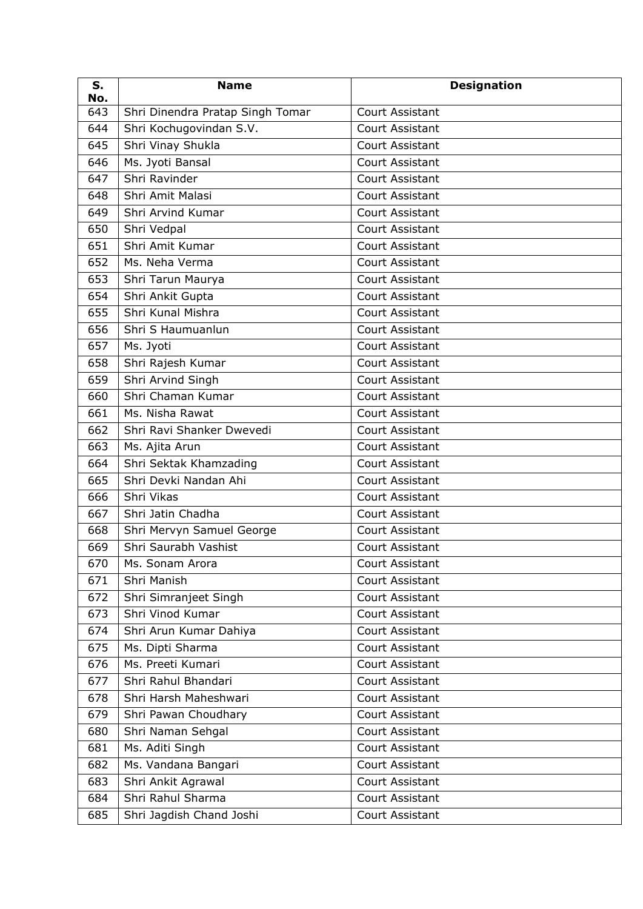| S. No. | Name | Designation |
|---|---|---|
| 643 | Shri Dinendra Pratap Singh Tomar | Court Assistant |
| 644 | Shri Kochugovindan S.V. | Court Assistant |
| 645 | Shri Vinay Shukla | Court Assistant |
| 646 | Ms. Jyoti Bansal | Court Assistant |
| 647 | Shri Ravinder | Court Assistant |
| 648 | Shri Amit Malasi | Court Assistant |
| 649 | Shri Arvind Kumar | Court Assistant |
| 650 | Shri Vedpal | Court Assistant |
| 651 | Shri Amit Kumar | Court Assistant |
| 652 | Ms. Neha Verma | Court Assistant |
| 653 | Shri Tarun Maurya | Court Assistant |
| 654 | Shri Ankit Gupta | Court Assistant |
| 655 | Shri Kunal Mishra | Court Assistant |
| 656 | Shri S Haumuanlun | Court Assistant |
| 657 | Ms. Jyoti | Court Assistant |
| 658 | Shri Rajesh Kumar | Court Assistant |
| 659 | Shri Arvind Singh | Court Assistant |
| 660 | Shri Chaman Kumar | Court Assistant |
| 661 | Ms. Nisha Rawat | Court Assistant |
| 662 | Shri Ravi Shanker Dwevedi | Court Assistant |
| 663 | Ms. Ajita Arun | Court Assistant |
| 664 | Shri Sektak Khamzading | Court Assistant |
| 665 | Shri Devki Nandan Ahi | Court Assistant |
| 666 | Shri Vikas | Court Assistant |
| 667 | Shri Jatin Chadha | Court Assistant |
| 668 | Shri Mervyn Samuel George | Court Assistant |
| 669 | Shri Saurabh Vashist | Court Assistant |
| 670 | Ms. Sonam Arora | Court Assistant |
| 671 | Shri Manish | Court Assistant |
| 672 | Shri Simranjeet Singh | Court Assistant |
| 673 | Shri Vinod Kumar | Court Assistant |
| 674 | Shri Arun Kumar Dahiya | Court Assistant |
| 675 | Ms. Dipti Sharma | Court Assistant |
| 676 | Ms. Preeti Kumari | Court Assistant |
| 677 | Shri Rahul Bhandari | Court Assistant |
| 678 | Shri Harsh Maheshwari | Court Assistant |
| 679 | Shri Pawan Choudhary | Court Assistant |
| 680 | Shri Naman Sehgal | Court Assistant |
| 681 | Ms. Aditi Singh | Court Assistant |
| 682 | Ms. Vandana Bangari | Court Assistant |
| 683 | Shri Ankit Agrawal | Court Assistant |
| 684 | Shri Rahul Sharma | Court Assistant |
| 685 | Shri Jagdish Chand Joshi | Court Assistant |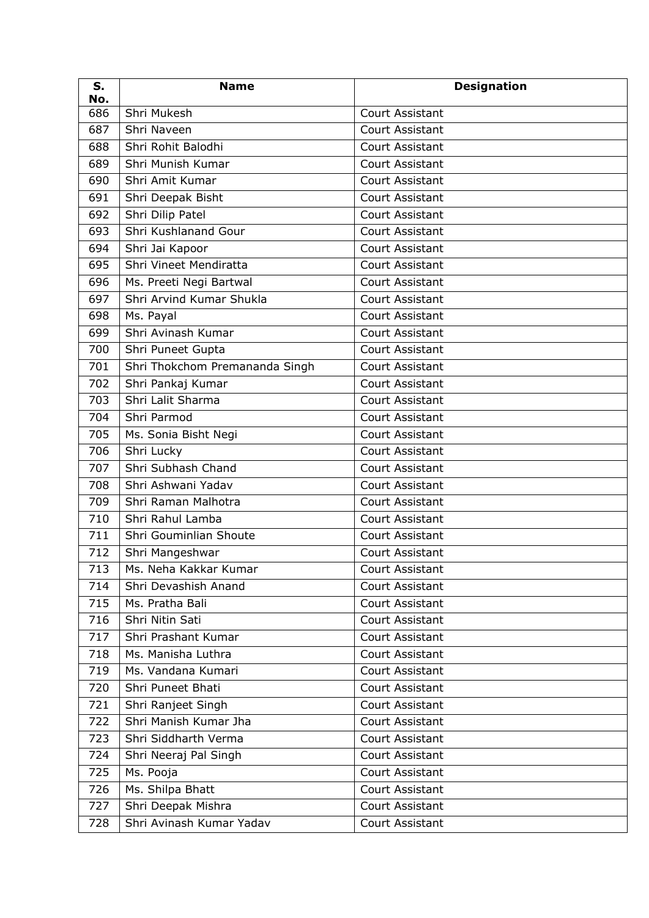| S. No. | Name | Designation |
|---|---|---|
| 686 | Shri Mukesh | Court Assistant |
| 687 | Shri Naveen | Court Assistant |
| 688 | Shri Rohit Balodhi | Court Assistant |
| 689 | Shri Munish Kumar | Court Assistant |
| 690 | Shri Amit Kumar | Court Assistant |
| 691 | Shri Deepak Bisht | Court Assistant |
| 692 | Shri Dilip Patel | Court Assistant |
| 693 | Shri Kushlanand Gour | Court Assistant |
| 694 | Shri Jai Kapoor | Court Assistant |
| 695 | Shri Vineet Mendiratta | Court Assistant |
| 696 | Ms. Preeti Negi Bartwal | Court Assistant |
| 697 | Shri Arvind Kumar Shukla | Court Assistant |
| 698 | Ms. Payal | Court Assistant |
| 699 | Shri Avinash Kumar | Court Assistant |
| 700 | Shri Puneet Gupta | Court Assistant |
| 701 | Shri Thokchom Premananda Singh | Court Assistant |
| 702 | Shri Pankaj Kumar | Court Assistant |
| 703 | Shri Lalit Sharma | Court Assistant |
| 704 | Shri Parmod | Court Assistant |
| 705 | Ms. Sonia Bisht Negi | Court Assistant |
| 706 | Shri Lucky | Court Assistant |
| 707 | Shri Subhash Chand | Court Assistant |
| 708 | Shri Ashwani Yadav | Court Assistant |
| 709 | Shri Raman Malhotra | Court Assistant |
| 710 | Shri Rahul Lamba | Court Assistant |
| 711 | Shri Gouminlian Shoute | Court Assistant |
| 712 | Shri Mangeshwar | Court Assistant |
| 713 | Ms. Neha Kakkar Kumar | Court Assistant |
| 714 | Shri Devashish Anand | Court Assistant |
| 715 | Ms. Pratha Bali | Court Assistant |
| 716 | Shri Nitin Sati | Court Assistant |
| 717 | Shri Prashant Kumar | Court Assistant |
| 718 | Ms. Manisha Luthra | Court Assistant |
| 719 | Ms. Vandana Kumari | Court Assistant |
| 720 | Shri Puneet Bhati | Court Assistant |
| 721 | Shri Ranjeet Singh | Court Assistant |
| 722 | Shri Manish Kumar Jha | Court Assistant |
| 723 | Shri Siddharth Verma | Court Assistant |
| 724 | Shri Neeraj Pal Singh | Court Assistant |
| 725 | Ms. Pooja | Court Assistant |
| 726 | Ms. Shilpa Bhatt | Court Assistant |
| 727 | Shri Deepak Mishra | Court Assistant |
| 728 | Shri Avinash Kumar Yadav | Court Assistant |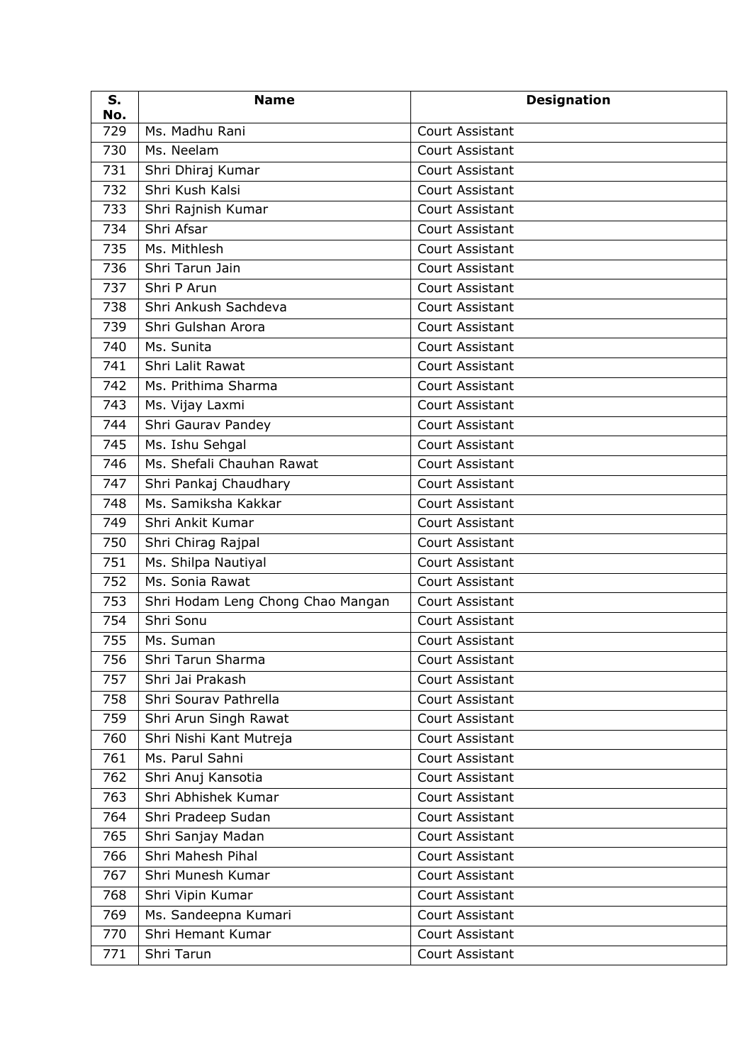| S. No. | Name | Designation |
|---|---|---|
| 729 | Ms. Madhu Rani | Court Assistant |
| 730 | Ms. Neelam | Court Assistant |
| 731 | Shri Dhiraj Kumar | Court Assistant |
| 732 | Shri Kush Kalsi | Court Assistant |
| 733 | Shri Rajnish Kumar | Court Assistant |
| 734 | Shri Afsar | Court Assistant |
| 735 | Ms. Mithlesh | Court Assistant |
| 736 | Shri Tarun Jain | Court Assistant |
| 737 | Shri P Arun | Court Assistant |
| 738 | Shri Ankush Sachdeva | Court Assistant |
| 739 | Shri Gulshan Arora | Court Assistant |
| 740 | Ms. Sunita | Court Assistant |
| 741 | Shri Lalit Rawat | Court Assistant |
| 742 | Ms. Prithima Sharma | Court Assistant |
| 743 | Ms. Vijay Laxmi | Court Assistant |
| 744 | Shri Gaurav Pandey | Court Assistant |
| 745 | Ms. Ishu Sehgal | Court Assistant |
| 746 | Ms. Shefali Chauhan Rawat | Court Assistant |
| 747 | Shri Pankaj Chaudhary | Court Assistant |
| 748 | Ms. Samiksha Kakkar | Court Assistant |
| 749 | Shri Ankit Kumar | Court Assistant |
| 750 | Shri Chirag Rajpal | Court Assistant |
| 751 | Ms. Shilpa Nautiyal | Court Assistant |
| 752 | Ms. Sonia Rawat | Court Assistant |
| 753 | Shri Hodam Leng Chong Chao Mangan | Court Assistant |
| 754 | Shri Sonu | Court Assistant |
| 755 | Ms. Suman | Court Assistant |
| 756 | Shri Tarun Sharma | Court Assistant |
| 757 | Shri Jai Prakash | Court Assistant |
| 758 | Shri Sourav Pathrella | Court Assistant |
| 759 | Shri Arun Singh Rawat | Court Assistant |
| 760 | Shri Nishi Kant Mutreja | Court Assistant |
| 761 | Ms. Parul Sahni | Court Assistant |
| 762 | Shri Anuj Kansotia | Court Assistant |
| 763 | Shri Abhishek Kumar | Court Assistant |
| 764 | Shri Pradeep Sudan | Court Assistant |
| 765 | Shri Sanjay Madan | Court Assistant |
| 766 | Shri Mahesh Pihal | Court Assistant |
| 767 | Shri Munesh Kumar | Court Assistant |
| 768 | Shri Vipin Kumar | Court Assistant |
| 769 | Ms. Sandeepna Kumari | Court Assistant |
| 770 | Shri Hemant Kumar | Court Assistant |
| 771 | Shri Tarun | Court Assistant |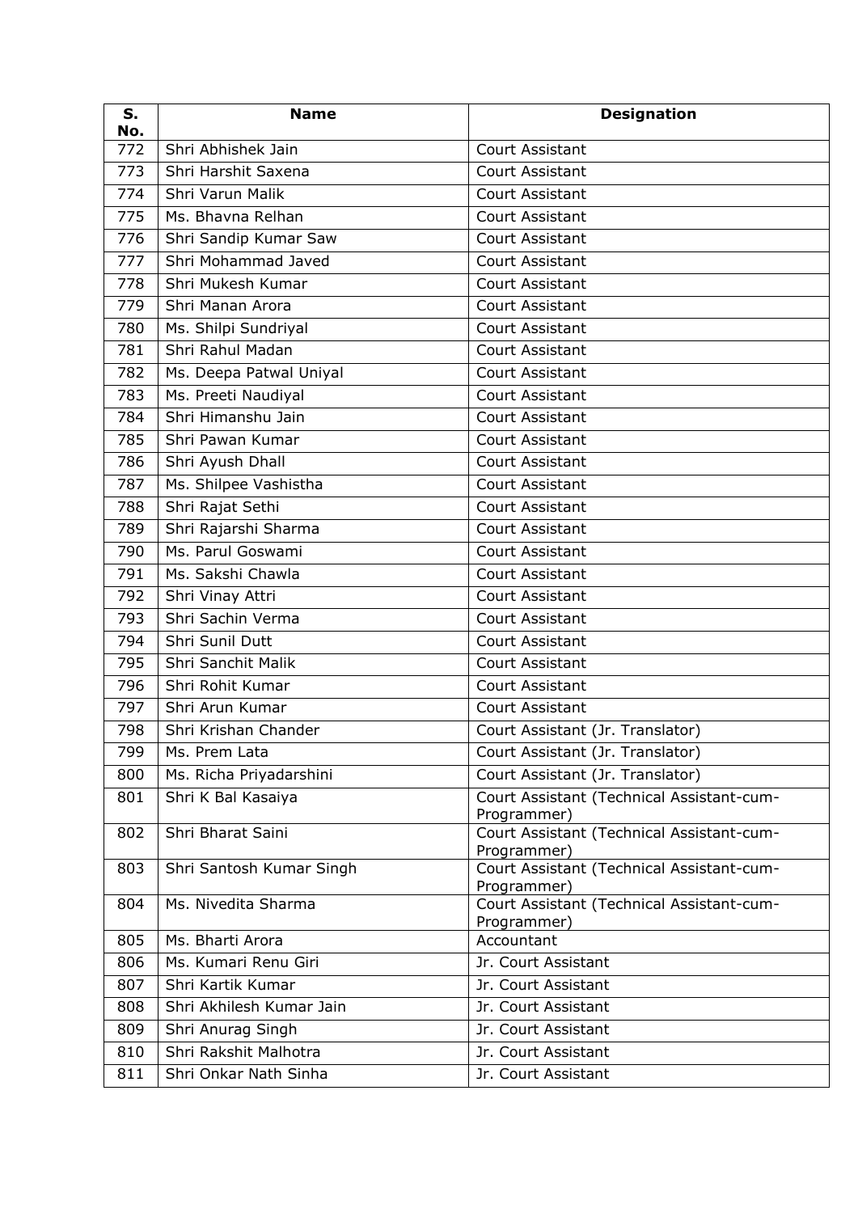| S. No. | Name | Designation |
|---|---|---|
| 772 | Shri Abhishek Jain | Court Assistant |
| 773 | Shri Harshit Saxena | Court Assistant |
| 774 | Shri Varun Malik | Court Assistant |
| 775 | Ms. Bhavna Relhan | Court Assistant |
| 776 | Shri Sandip Kumar Saw | Court Assistant |
| 777 | Shri Mohammad Javed | Court Assistant |
| 778 | Shri Mukesh Kumar | Court Assistant |
| 779 | Shri Manan Arora | Court Assistant |
| 780 | Ms. Shilpi Sundriyal | Court Assistant |
| 781 | Shri Rahul Madan | Court Assistant |
| 782 | Ms. Deepa Patwal Uniyal | Court Assistant |
| 783 | Ms. Preeti Naudiyal | Court Assistant |
| 784 | Shri Himanshu Jain | Court Assistant |
| 785 | Shri Pawan Kumar | Court Assistant |
| 786 | Shri Ayush Dhall | Court Assistant |
| 787 | Ms. Shilpee Vashistha | Court Assistant |
| 788 | Shri Rajat Sethi | Court Assistant |
| 789 | Shri Rajarshi Sharma | Court Assistant |
| 790 | Ms. Parul Goswami | Court Assistant |
| 791 | Ms. Sakshi Chawla | Court Assistant |
| 792 | Shri Vinay Attri | Court Assistant |
| 793 | Shri Sachin Verma | Court Assistant |
| 794 | Shri Sunil Dutt | Court Assistant |
| 795 | Shri Sanchit Malik | Court Assistant |
| 796 | Shri Rohit Kumar | Court Assistant |
| 797 | Shri Arun Kumar | Court Assistant |
| 798 | Shri Krishan Chander | Court Assistant (Jr. Translator) |
| 799 | Ms. Prem Lata | Court Assistant (Jr. Translator) |
| 800 | Ms. Richa Priyadarshini | Court Assistant (Jr. Translator) |
| 801 | Shri K Bal Kasaiya | Court Assistant (Technical Assistant-cum-Programmer) |
| 802 | Shri Bharat Saini | Court Assistant (Technical Assistant-cum-Programmer) |
| 803 | Shri Santosh Kumar Singh | Court Assistant (Technical Assistant-cum-Programmer) |
| 804 | Ms. Nivedita Sharma | Court Assistant (Technical Assistant-cum-Programmer) |
| 805 | Ms. Bharti Arora | Accountant |
| 806 | Ms. Kumari Renu Giri | Jr. Court Assistant |
| 807 | Shri Kartik Kumar | Jr. Court Assistant |
| 808 | Shri Akhilesh Kumar Jain | Jr. Court Assistant |
| 809 | Shri Anurag Singh | Jr. Court Assistant |
| 810 | Shri Rakshit Malhotra | Jr. Court Assistant |
| 811 | Shri Onkar Nath Sinha | Jr. Court Assistant |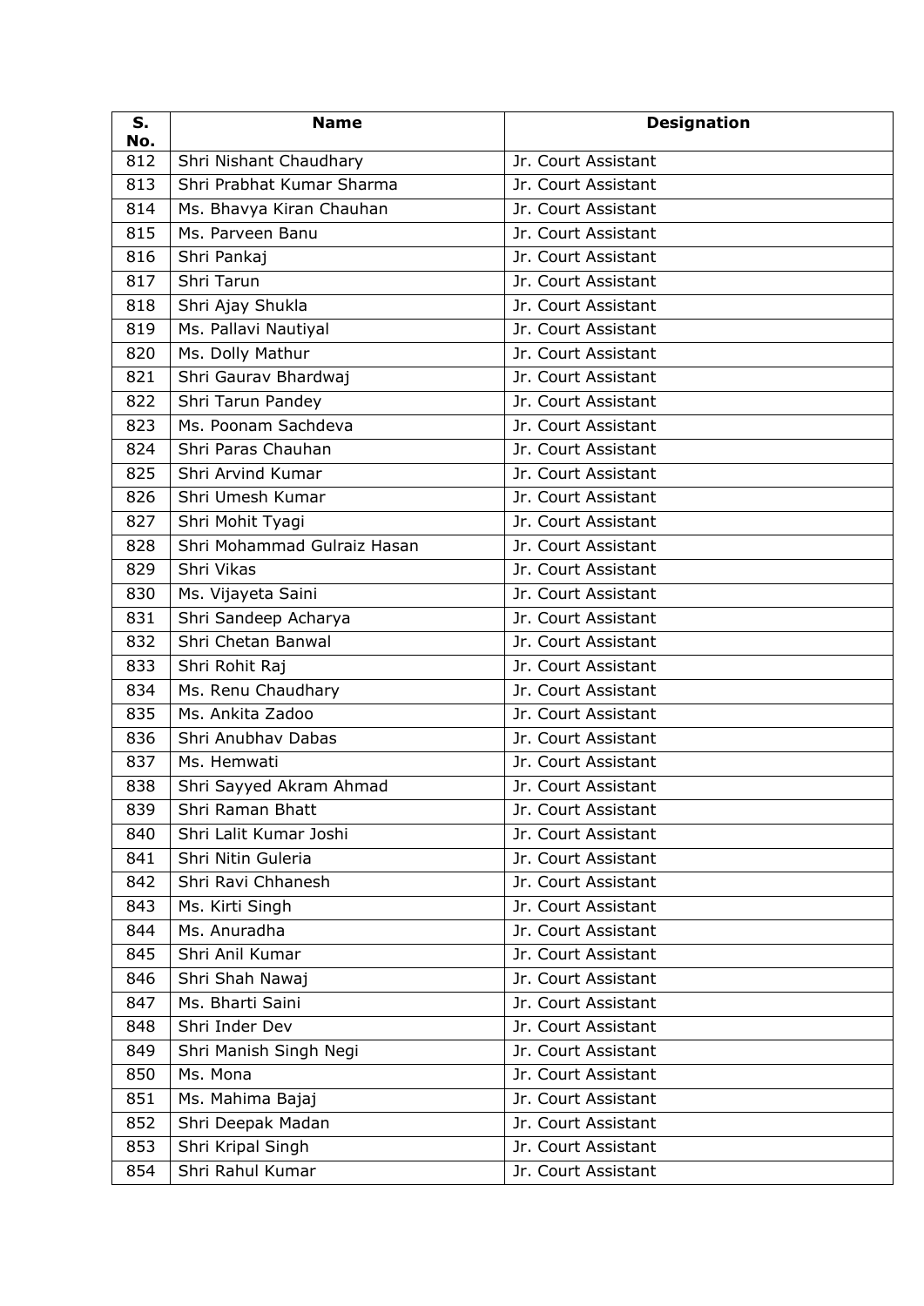| S. No. | Name | Designation |
|---|---|---|
| 812 | Shri Nishant Chaudhary | Jr. Court Assistant |
| 813 | Shri Prabhat Kumar Sharma | Jr. Court Assistant |
| 814 | Ms. Bhavya Kiran Chauhan | Jr. Court Assistant |
| 815 | Ms. Parveen Banu | Jr. Court Assistant |
| 816 | Shri Pankaj | Jr. Court Assistant |
| 817 | Shri Tarun | Jr. Court Assistant |
| 818 | Shri Ajay Shukla | Jr. Court Assistant |
| 819 | Ms. Pallavi Nautiyal | Jr. Court Assistant |
| 820 | Ms. Dolly Mathur | Jr. Court Assistant |
| 821 | Shri Gaurav Bhardwaj | Jr. Court Assistant |
| 822 | Shri Tarun Pandey | Jr. Court Assistant |
| 823 | Ms. Poonam Sachdeva | Jr. Court Assistant |
| 824 | Shri Paras Chauhan | Jr. Court Assistant |
| 825 | Shri Arvind Kumar | Jr. Court Assistant |
| 826 | Shri Umesh Kumar | Jr. Court Assistant |
| 827 | Shri Mohit Tyagi | Jr. Court Assistant |
| 828 | Shri Mohammad Gulraiz Hasan | Jr. Court Assistant |
| 829 | Shri Vikas | Jr. Court Assistant |
| 830 | Ms. Vijayeta Saini | Jr. Court Assistant |
| 831 | Shri Sandeep Acharya | Jr. Court Assistant |
| 832 | Shri Chetan Banwal | Jr. Court Assistant |
| 833 | Shri Rohit Raj | Jr. Court Assistant |
| 834 | Ms. Renu Chaudhary | Jr. Court Assistant |
| 835 | Ms. Ankita Zadoo | Jr. Court Assistant |
| 836 | Shri Anubhav Dabas | Jr. Court Assistant |
| 837 | Ms. Hemwati | Jr. Court Assistant |
| 838 | Shri Sayyed Akram Ahmad | Jr. Court Assistant |
| 839 | Shri Raman Bhatt | Jr. Court Assistant |
| 840 | Shri Lalit Kumar Joshi | Jr. Court Assistant |
| 841 | Shri Nitin Guleria | Jr. Court Assistant |
| 842 | Shri Ravi Chhanesh | Jr. Court Assistant |
| 843 | Ms. Kirti Singh | Jr. Court Assistant |
| 844 | Ms. Anuradha | Jr. Court Assistant |
| 845 | Shri Anil Kumar | Jr. Court Assistant |
| 846 | Shri Shah Nawaj | Jr. Court Assistant |
| 847 | Ms. Bharti Saini | Jr. Court Assistant |
| 848 | Shri Inder Dev | Jr. Court Assistant |
| 849 | Shri Manish Singh Negi | Jr. Court Assistant |
| 850 | Ms. Mona | Jr. Court Assistant |
| 851 | Ms. Mahima Bajaj | Jr. Court Assistant |
| 852 | Shri Deepak Madan | Jr. Court Assistant |
| 853 | Shri Kripal Singh | Jr. Court Assistant |
| 854 | Shri Rahul Kumar | Jr. Court Assistant |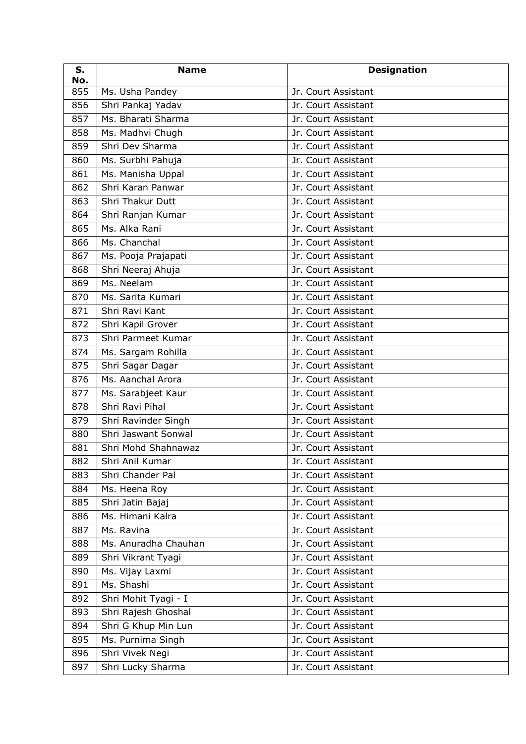| S. No. | Name | Designation |
| --- | --- | --- |
| 855 | Ms. Usha Pandey | Jr. Court Assistant |
| 856 | Shri Pankaj Yadav | Jr. Court Assistant |
| 857 | Ms. Bharati Sharma | Jr. Court Assistant |
| 858 | Ms. Madhvi Chugh | Jr. Court Assistant |
| 859 | Shri Dev Sharma | Jr. Court Assistant |
| 860 | Ms. Surbhi Pahuja | Jr. Court Assistant |
| 861 | Ms. Manisha Uppal | Jr. Court Assistant |
| 862 | Shri Karan Panwar | Jr. Court Assistant |
| 863 | Shri Thakur Dutt | Jr. Court Assistant |
| 864 | Shri Ranjan Kumar | Jr. Court Assistant |
| 865 | Ms. Alka Rani | Jr. Court Assistant |
| 866 | Ms. Chanchal | Jr. Court Assistant |
| 867 | Ms. Pooja Prajapati | Jr. Court Assistant |
| 868 | Shri Neeraj Ahuja | Jr. Court Assistant |
| 869 | Ms. Neelam | Jr. Court Assistant |
| 870 | Ms. Sarita Kumari | Jr. Court Assistant |
| 871 | Shri Ravi Kant | Jr. Court Assistant |
| 872 | Shri Kapil Grover | Jr. Court Assistant |
| 873 | Shri Parmeet Kumar | Jr. Court Assistant |
| 874 | Ms. Sargam Rohilla | Jr. Court Assistant |
| 875 | Shri Sagar Dagar | Jr. Court Assistant |
| 876 | Ms. Aanchal Arora | Jr. Court Assistant |
| 877 | Ms. Sarabjeet Kaur | Jr. Court Assistant |
| 878 | Shri Ravi Pihal | Jr. Court Assistant |
| 879 | Shri Ravinder Singh | Jr. Court Assistant |
| 880 | Shri Jaswant Sonwal | Jr. Court Assistant |
| 881 | Shri Mohd Shahnawaz | Jr. Court Assistant |
| 882 | Shri Anil Kumar | Jr. Court Assistant |
| 883 | Shri Chander Pal | Jr. Court Assistant |
| 884 | Ms. Heena Roy | Jr. Court Assistant |
| 885 | Shri Jatin Bajaj | Jr. Court Assistant |
| 886 | Ms. Himani Kalra | Jr. Court Assistant |
| 887 | Ms. Ravina | Jr. Court Assistant |
| 888 | Ms. Anuradha Chauhan | Jr. Court Assistant |
| 889 | Shri Vikrant Tyagi | Jr. Court Assistant |
| 890 | Ms. Vijay Laxmi | Jr. Court Assistant |
| 891 | Ms. Shashi | Jr. Court Assistant |
| 892 | Shri Mohit Tyagi - I | Jr. Court Assistant |
| 893 | Shri Rajesh Ghoshal | Jr. Court Assistant |
| 894 | Shri G Khup Min Lun | Jr. Court Assistant |
| 895 | Ms. Purnima Singh | Jr. Court Assistant |
| 896 | Shri Vivek Negi | Jr. Court Assistant |
| 897 | Shri Lucky Sharma | Jr. Court Assistant |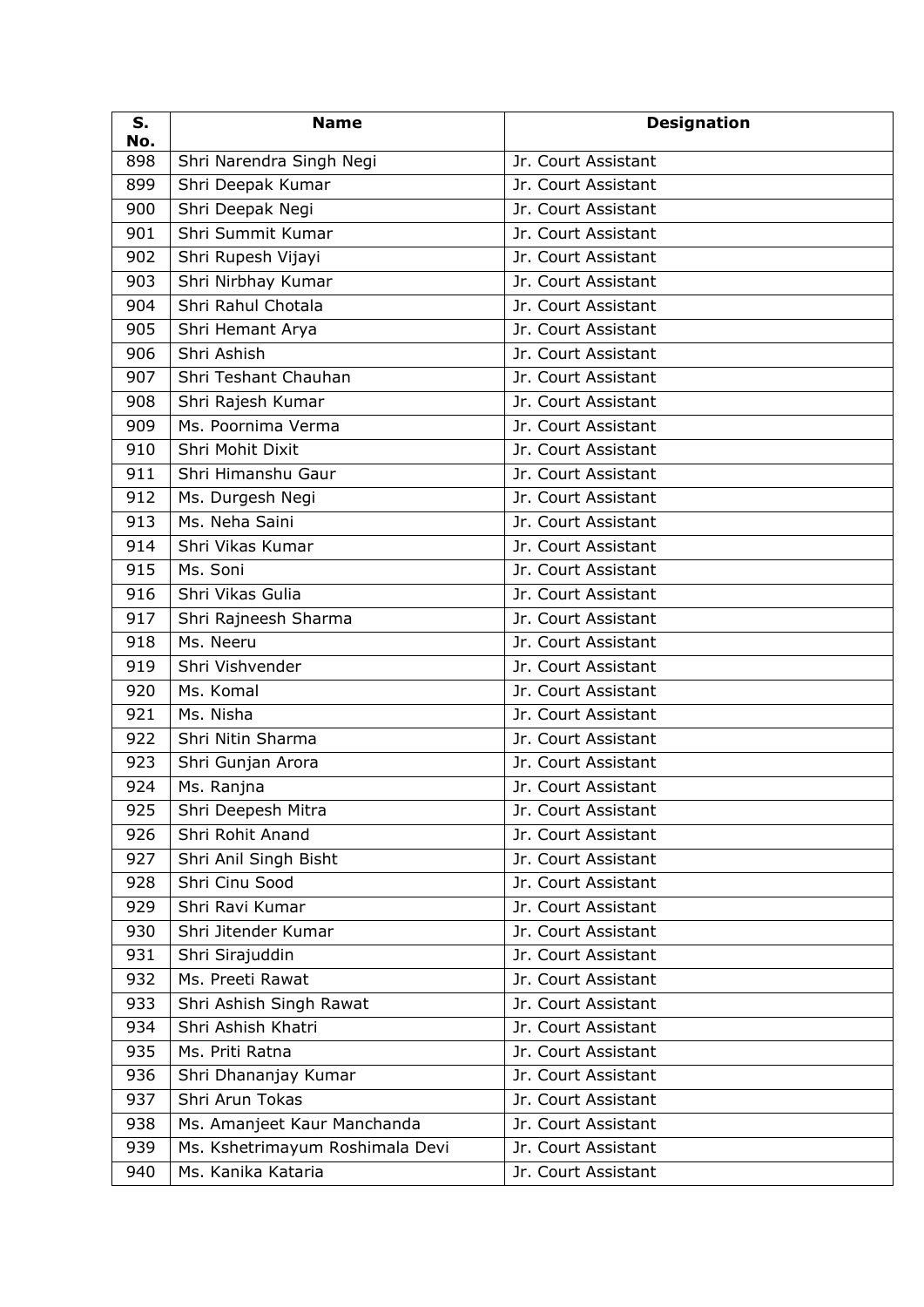| S. No. | Name | Designation |
|---|---|---|
| 898 | Shri Narendra Singh Negi | Jr. Court Assistant |
| 899 | Shri Deepak Kumar | Jr. Court Assistant |
| 900 | Shri Deepak Negi | Jr. Court Assistant |
| 901 | Shri Summit Kumar | Jr. Court Assistant |
| 902 | Shri Rupesh Vijayi | Jr. Court Assistant |
| 903 | Shri Nirbhay Kumar | Jr. Court Assistant |
| 904 | Shri Rahul Chotala | Jr. Court Assistant |
| 905 | Shri Hemant Arya | Jr. Court Assistant |
| 906 | Shri Ashish | Jr. Court Assistant |
| 907 | Shri Teshant Chauhan | Jr. Court Assistant |
| 908 | Shri Rajesh Kumar | Jr. Court Assistant |
| 909 | Ms. Poornima Verma | Jr. Court Assistant |
| 910 | Shri Mohit Dixit | Jr. Court Assistant |
| 911 | Shri Himanshu Gaur | Jr. Court Assistant |
| 912 | Ms. Durgesh Negi | Jr. Court Assistant |
| 913 | Ms. Neha Saini | Jr. Court Assistant |
| 914 | Shri Vikas Kumar | Jr. Court Assistant |
| 915 | Ms. Soni | Jr. Court Assistant |
| 916 | Shri Vikas Gulia | Jr. Court Assistant |
| 917 | Shri Rajneesh Sharma | Jr. Court Assistant |
| 918 | Ms. Neeru | Jr. Court Assistant |
| 919 | Shri Vishvender | Jr. Court Assistant |
| 920 | Ms. Komal | Jr. Court Assistant |
| 921 | Ms. Nisha | Jr. Court Assistant |
| 922 | Shri Nitin Sharma | Jr. Court Assistant |
| 923 | Shri Gunjan Arora | Jr. Court Assistant |
| 924 | Ms. Ranjna | Jr. Court Assistant |
| 925 | Shri Deepesh Mitra | Jr. Court Assistant |
| 926 | Shri Rohit Anand | Jr. Court Assistant |
| 927 | Shri Anil Singh Bisht | Jr. Court Assistant |
| 928 | Shri Cinu Sood | Jr. Court Assistant |
| 929 | Shri Ravi Kumar | Jr. Court Assistant |
| 930 | Shri Jitender Kumar | Jr. Court Assistant |
| 931 | Shri Sirajuddin | Jr. Court Assistant |
| 932 | Ms. Preeti Rawat | Jr. Court Assistant |
| 933 | Shri Ashish Singh Rawat | Jr. Court Assistant |
| 934 | Shri Ashish Khatri | Jr. Court Assistant |
| 935 | Ms. Priti Ratna | Jr. Court Assistant |
| 936 | Shri Dhananjay Kumar | Jr. Court Assistant |
| 937 | Shri Arun Tokas | Jr. Court Assistant |
| 938 | Ms. Amanjeet Kaur Manchanda | Jr. Court Assistant |
| 939 | Ms. Kshetrimayum Roshimala Devi | Jr. Court Assistant |
| 940 | Ms. Kanika Kataria | Jr. Court Assistant |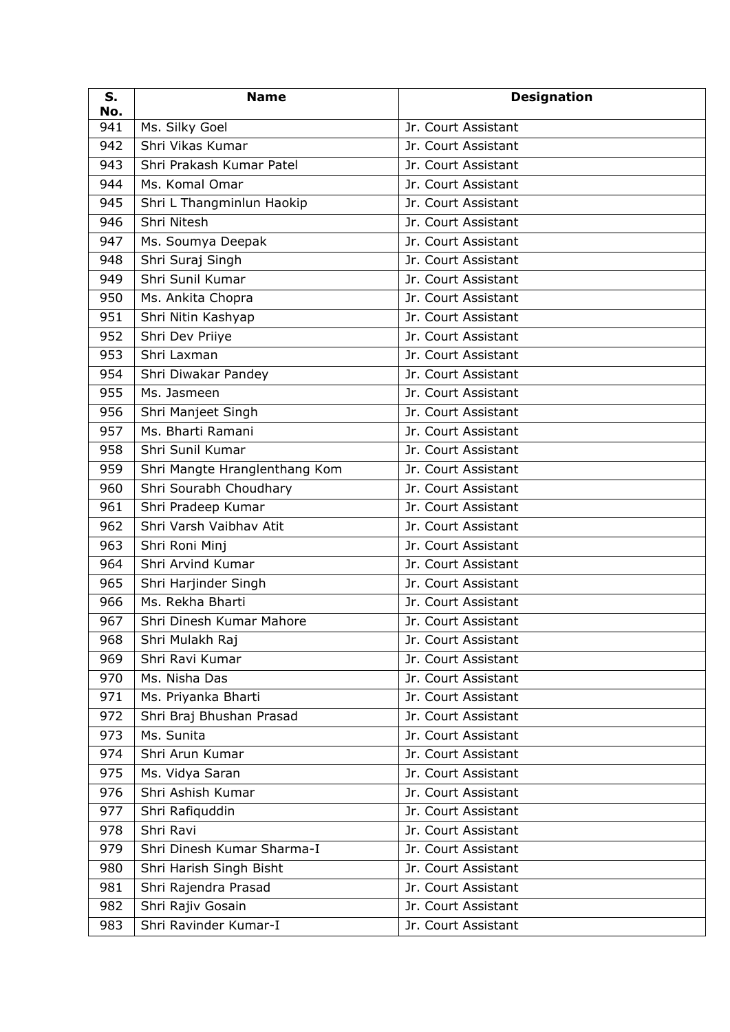| S. No. | Name | Designation |
|---|---|---|
| 941 | Ms. Silky Goel | Jr. Court Assistant |
| 942 | Shri Vikas Kumar | Jr. Court Assistant |
| 943 | Shri Prakash Kumar Patel | Jr. Court Assistant |
| 944 | Ms. Komal Omar | Jr. Court Assistant |
| 945 | Shri L Thangminlun Haokip | Jr. Court Assistant |
| 946 | Shri Nitesh | Jr. Court Assistant |
| 947 | Ms. Soumya Deepak | Jr. Court Assistant |
| 948 | Shri Suraj Singh | Jr. Court Assistant |
| 949 | Shri Sunil Kumar | Jr. Court Assistant |
| 950 | Ms. Ankita Chopra | Jr. Court Assistant |
| 951 | Shri Nitin Kashyap | Jr. Court Assistant |
| 952 | Shri Dev Priiye | Jr. Court Assistant |
| 953 | Shri Laxman | Jr. Court Assistant |
| 954 | Shri Diwakar Pandey | Jr. Court Assistant |
| 955 | Ms. Jasmeen | Jr. Court Assistant |
| 956 | Shri Manjeet Singh | Jr. Court Assistant |
| 957 | Ms. Bharti Ramani | Jr. Court Assistant |
| 958 | Shri Sunil Kumar | Jr. Court Assistant |
| 959 | Shri Mangte Hranglenthang Kom | Jr. Court Assistant |
| 960 | Shri Sourabh Choudhary | Jr. Court Assistant |
| 961 | Shri Pradeep Kumar | Jr. Court Assistant |
| 962 | Shri Varsh Vaibhav Atit | Jr. Court Assistant |
| 963 | Shri Roni Minj | Jr. Court Assistant |
| 964 | Shri Arvind Kumar | Jr. Court Assistant |
| 965 | Shri Harjinder Singh | Jr. Court Assistant |
| 966 | Ms. Rekha Bharti | Jr. Court Assistant |
| 967 | Shri Dinesh Kumar Mahore | Jr. Court Assistant |
| 968 | Shri Mulakh Raj | Jr. Court Assistant |
| 969 | Shri Ravi Kumar | Jr. Court Assistant |
| 970 | Ms. Nisha Das | Jr. Court Assistant |
| 971 | Ms. Priyanka Bharti | Jr. Court Assistant |
| 972 | Shri Braj Bhushan Prasad | Jr. Court Assistant |
| 973 | Ms. Sunita | Jr. Court Assistant |
| 974 | Shri Arun Kumar | Jr. Court Assistant |
| 975 | Ms. Vidya Saran | Jr. Court Assistant |
| 976 | Shri Ashish Kumar | Jr. Court Assistant |
| 977 | Shri Rafiquddin | Jr. Court Assistant |
| 978 | Shri Ravi | Jr. Court Assistant |
| 979 | Shri Dinesh Kumar Sharma-I | Jr. Court Assistant |
| 980 | Shri Harish Singh Bisht | Jr. Court Assistant |
| 981 | Shri Rajendra Prasad | Jr. Court Assistant |
| 982 | Shri Rajiv Gosain | Jr. Court Assistant |
| 983 | Shri Ravinder Kumar-I | Jr. Court Assistant |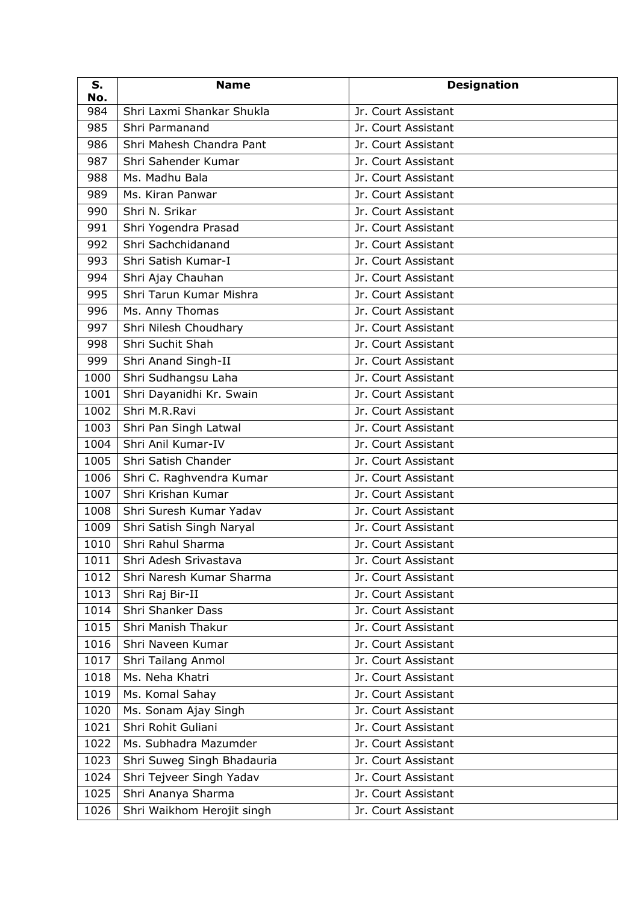| S. No. | Name | Designation |
|---|---|---|
| 984 | Shri Laxmi Shankar Shukla | Jr. Court Assistant |
| 985 | Shri Parmanand | Jr. Court Assistant |
| 986 | Shri Mahesh Chandra Pant | Jr. Court Assistant |
| 987 | Shri Sahender Kumar | Jr. Court Assistant |
| 988 | Ms. Madhu Bala | Jr. Court Assistant |
| 989 | Ms. Kiran Panwar | Jr. Court Assistant |
| 990 | Shri N. Srikar | Jr. Court Assistant |
| 991 | Shri Yogendra Prasad | Jr. Court Assistant |
| 992 | Shri Sachchidanand | Jr. Court Assistant |
| 993 | Shri Satish Kumar-I | Jr. Court Assistant |
| 994 | Shri Ajay Chauhan | Jr. Court Assistant |
| 995 | Shri Tarun Kumar Mishra | Jr. Court Assistant |
| 996 | Ms. Anny Thomas | Jr. Court Assistant |
| 997 | Shri Nilesh Choudhary | Jr. Court Assistant |
| 998 | Shri Suchit Shah | Jr. Court Assistant |
| 999 | Shri Anand Singh-II | Jr. Court Assistant |
| 1000 | Shri Sudhangsu Laha | Jr. Court Assistant |
| 1001 | Shri Dayanidhi Kr. Swain | Jr. Court Assistant |
| 1002 | Shri M.R.Ravi | Jr. Court Assistant |
| 1003 | Shri Pan Singh Latwal | Jr. Court Assistant |
| 1004 | Shri Anil Kumar-IV | Jr. Court Assistant |
| 1005 | Shri Satish Chander | Jr. Court Assistant |
| 1006 | Shri C. Raghvendra Kumar | Jr. Court Assistant |
| 1007 | Shri Krishan Kumar | Jr. Court Assistant |
| 1008 | Shri Suresh Kumar Yadav | Jr. Court Assistant |
| 1009 | Shri Satish Singh Naryal | Jr. Court Assistant |
| 1010 | Shri Rahul Sharma | Jr. Court Assistant |
| 1011 | Shri Adesh Srivastava | Jr. Court Assistant |
| 1012 | Shri Naresh Kumar Sharma | Jr. Court Assistant |
| 1013 | Shri Raj Bir-II | Jr. Court Assistant |
| 1014 | Shri Shanker Dass | Jr. Court Assistant |
| 1015 | Shri Manish Thakur | Jr. Court Assistant |
| 1016 | Shri Naveen Kumar | Jr. Court Assistant |
| 1017 | Shri Tailang Anmol | Jr. Court Assistant |
| 1018 | Ms. Neha Khatri | Jr. Court Assistant |
| 1019 | Ms. Komal Sahay | Jr. Court Assistant |
| 1020 | Ms. Sonam Ajay Singh | Jr. Court Assistant |
| 1021 | Shri Rohit Guliani | Jr. Court Assistant |
| 1022 | Ms. Subhadra Mazumder | Jr. Court Assistant |
| 1023 | Shri Suweg Singh Bhadauria | Jr. Court Assistant |
| 1024 | Shri Tejveer Singh Yadav | Jr. Court Assistant |
| 1025 | Shri Ananya Sharma | Jr. Court Assistant |
| 1026 | Shri Waikhom Herojit singh | Jr. Court Assistant |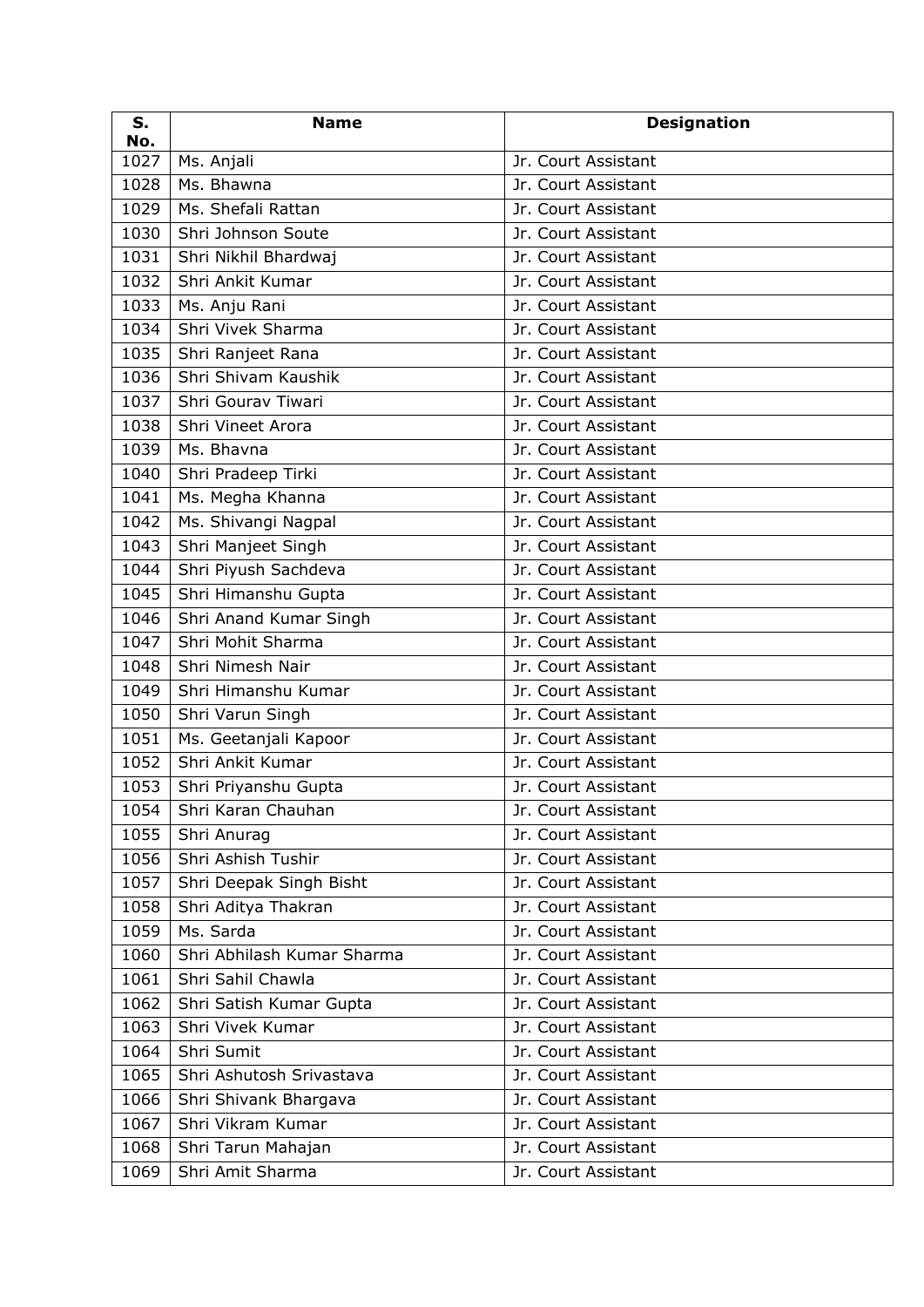| S. No. | Name | Designation |
|---|---|---|
| 1027 | Ms. Anjali | Jr. Court Assistant |
| 1028 | Ms. Bhawna | Jr. Court Assistant |
| 1029 | Ms. Shefali Rattan | Jr. Court Assistant |
| 1030 | Shri Johnson Soute | Jr. Court Assistant |
| 1031 | Shri Nikhil Bhardwaj | Jr. Court Assistant |
| 1032 | Shri Ankit Kumar | Jr. Court Assistant |
| 1033 | Ms. Anju Rani | Jr. Court Assistant |
| 1034 | Shri Vivek Sharma | Jr. Court Assistant |
| 1035 | Shri Ranjeet Rana | Jr. Court Assistant |
| 1036 | Shri Shivam Kaushik | Jr. Court Assistant |
| 1037 | Shri Gourav Tiwari | Jr. Court Assistant |
| 1038 | Shri Vineet Arora | Jr. Court Assistant |
| 1039 | Ms. Bhavna | Jr. Court Assistant |
| 1040 | Shri Pradeep Tirki | Jr. Court Assistant |
| 1041 | Ms. Megha Khanna | Jr. Court Assistant |
| 1042 | Ms. Shivangi Nagpal | Jr. Court Assistant |
| 1043 | Shri Manjeet Singh | Jr. Court Assistant |
| 1044 | Shri Piyush Sachdeva | Jr. Court Assistant |
| 1045 | Shri Himanshu Gupta | Jr. Court Assistant |
| 1046 | Shri Anand Kumar Singh | Jr. Court Assistant |
| 1047 | Shri Mohit Sharma | Jr. Court Assistant |
| 1048 | Shri Nimesh Nair | Jr. Court Assistant |
| 1049 | Shri Himanshu Kumar | Jr. Court Assistant |
| 1050 | Shri Varun Singh | Jr. Court Assistant |
| 1051 | Ms. Geetanjali Kapoor | Jr. Court Assistant |
| 1052 | Shri Ankit Kumar | Jr. Court Assistant |
| 1053 | Shri Priyanshu Gupta | Jr. Court Assistant |
| 1054 | Shri Karan Chauhan | Jr. Court Assistant |
| 1055 | Shri Anurag | Jr. Court Assistant |
| 1056 | Shri Ashish Tushir | Jr. Court Assistant |
| 1057 | Shri Deepak Singh Bisht | Jr. Court Assistant |
| 1058 | Shri Aditya Thakran | Jr. Court Assistant |
| 1059 | Ms. Sarda | Jr. Court Assistant |
| 1060 | Shri Abhilash Kumar Sharma | Jr. Court Assistant |
| 1061 | Shri Sahil Chawla | Jr. Court Assistant |
| 1062 | Shri Satish Kumar Gupta | Jr. Court Assistant |
| 1063 | Shri Vivek Kumar | Jr. Court Assistant |
| 1064 | Shri Sumit | Jr. Court Assistant |
| 1065 | Shri Ashutosh Srivastava | Jr. Court Assistant |
| 1066 | Shri Shivank Bhargava | Jr. Court Assistant |
| 1067 | Shri Vikram Kumar | Jr. Court Assistant |
| 1068 | Shri Tarun Mahajan | Jr. Court Assistant |
| 1069 | Shri Amit Sharma | Jr. Court Assistant |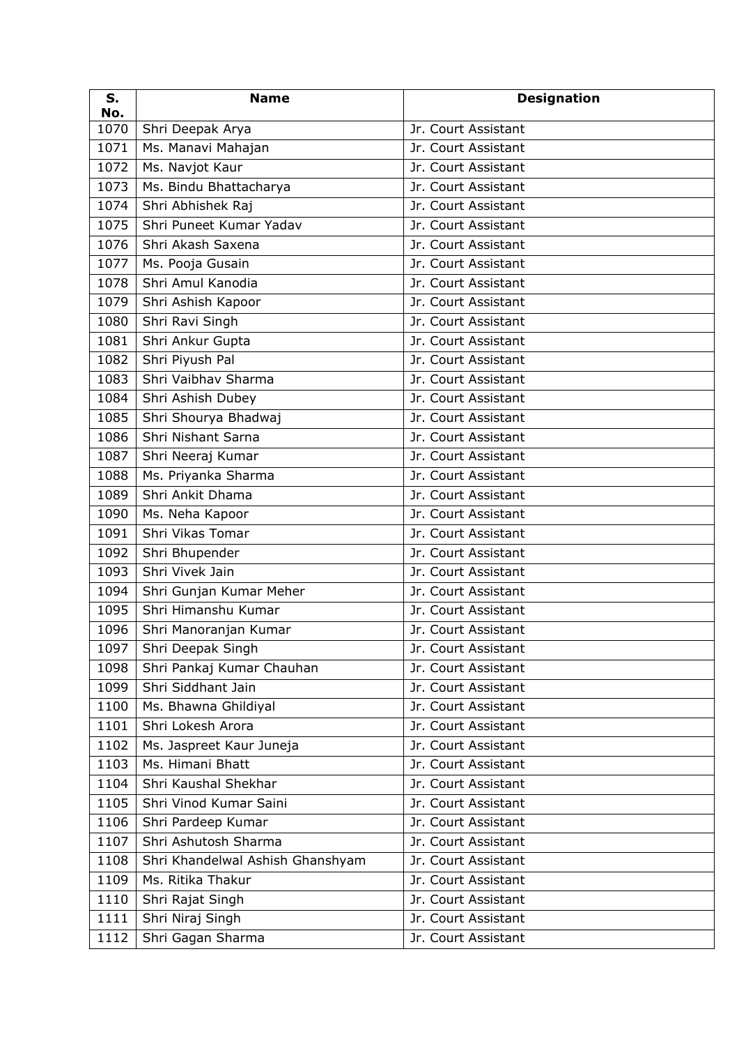| S. No. | Name | Designation |
|---|---|---|
| 1070 | Shri Deepak Arya | Jr. Court Assistant |
| 1071 | Ms. Manavi Mahajan | Jr. Court Assistant |
| 1072 | Ms. Navjot Kaur | Jr. Court Assistant |
| 1073 | Ms. Bindu Bhattacharya | Jr. Court Assistant |
| 1074 | Shri Abhishek Raj | Jr. Court Assistant |
| 1075 | Shri Puneet Kumar Yadav | Jr. Court Assistant |
| 1076 | Shri Akash Saxena | Jr. Court Assistant |
| 1077 | Ms. Pooja Gusain | Jr. Court Assistant |
| 1078 | Shri Amul Kanodia | Jr. Court Assistant |
| 1079 | Shri Ashish Kapoor | Jr. Court Assistant |
| 1080 | Shri Ravi Singh | Jr. Court Assistant |
| 1081 | Shri Ankur Gupta | Jr. Court Assistant |
| 1082 | Shri Piyush Pal | Jr. Court Assistant |
| 1083 | Shri Vaibhav Sharma | Jr. Court Assistant |
| 1084 | Shri Ashish Dubey | Jr. Court Assistant |
| 1085 | Shri Shourya Bhadwaj | Jr. Court Assistant |
| 1086 | Shri Nishant Sarna | Jr. Court Assistant |
| 1087 | Shri Neeraj Kumar | Jr. Court Assistant |
| 1088 | Ms. Priyanka Sharma | Jr. Court Assistant |
| 1089 | Shri Ankit Dhama | Jr. Court Assistant |
| 1090 | Ms. Neha Kapoor | Jr. Court Assistant |
| 1091 | Shri Vikas Tomar | Jr. Court Assistant |
| 1092 | Shri Bhupender | Jr. Court Assistant |
| 1093 | Shri Vivek Jain | Jr. Court Assistant |
| 1094 | Shri Gunjan Kumar Meher | Jr. Court Assistant |
| 1095 | Shri Himanshu Kumar | Jr. Court Assistant |
| 1096 | Shri Manoranjan Kumar | Jr. Court Assistant |
| 1097 | Shri Deepak Singh | Jr. Court Assistant |
| 1098 | Shri Pankaj Kumar Chauhan | Jr. Court Assistant |
| 1099 | Shri Siddhant Jain | Jr. Court Assistant |
| 1100 | Ms. Bhawna Ghildiyal | Jr. Court Assistant |
| 1101 | Shri Lokesh Arora | Jr. Court Assistant |
| 1102 | Ms. Jaspreet Kaur Juneja | Jr. Court Assistant |
| 1103 | Ms. Himani Bhatt | Jr. Court Assistant |
| 1104 | Shri Kaushal Shekhar | Jr. Court Assistant |
| 1105 | Shri Vinod Kumar Saini | Jr. Court Assistant |
| 1106 | Shri Pardeep Kumar | Jr. Court Assistant |
| 1107 | Shri Ashutosh Sharma | Jr. Court Assistant |
| 1108 | Shri Khandelwal Ashish Ghanshyam | Jr. Court Assistant |
| 1109 | Ms. Ritika Thakur | Jr. Court Assistant |
| 1110 | Shri Rajat Singh | Jr. Court Assistant |
| 1111 | Shri Niraj Singh | Jr. Court Assistant |
| 1112 | Shri Gagan Sharma | Jr. Court Assistant |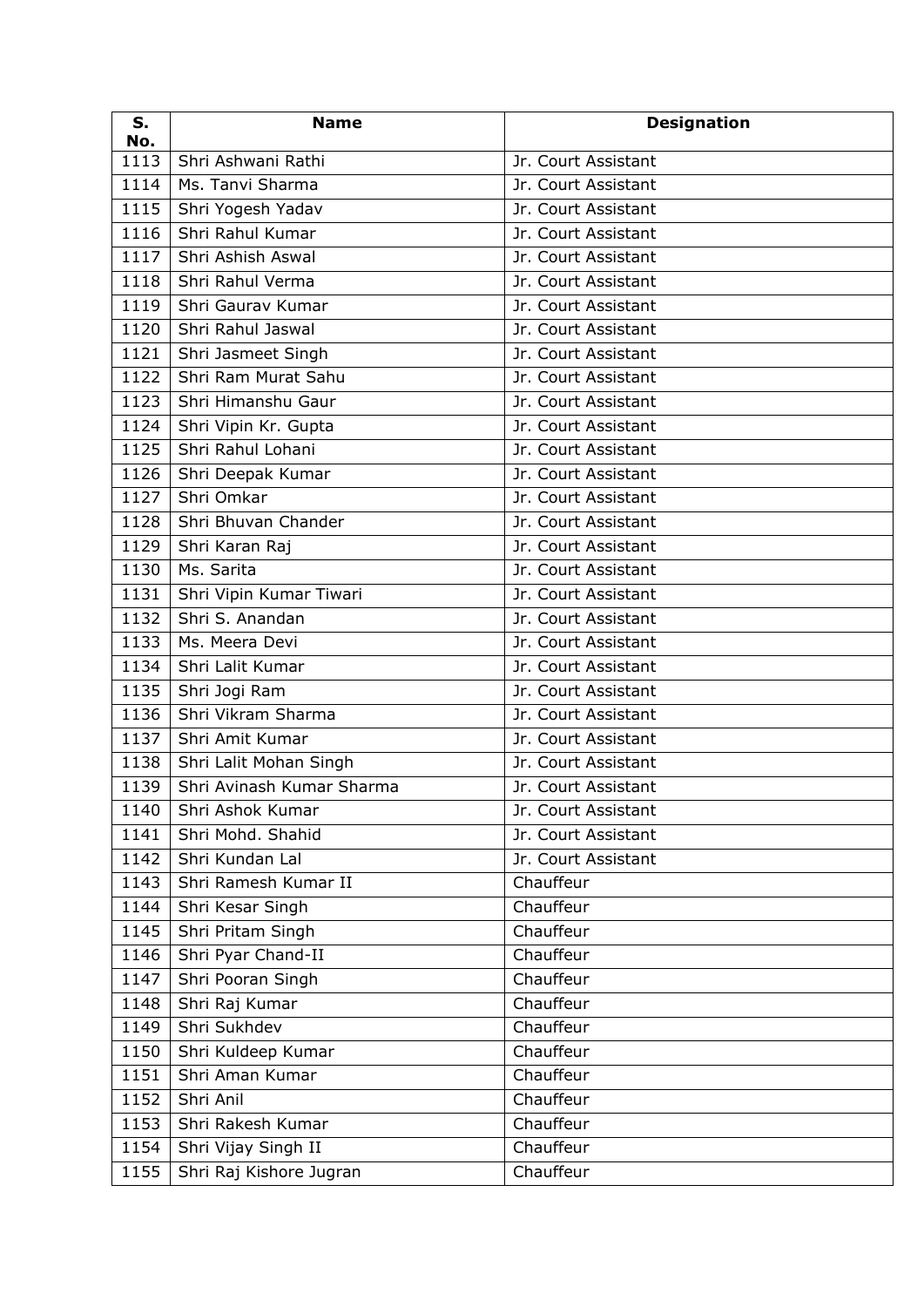| S. No. | Name | Designation |
|---|---|---|
| 1113 | Shri Ashwani Rathi | Jr. Court Assistant |
| 1114 | Ms. Tanvi Sharma | Jr. Court Assistant |
| 1115 | Shri Yogesh Yadav | Jr. Court Assistant |
| 1116 | Shri Rahul Kumar | Jr. Court Assistant |
| 1117 | Shri Ashish Aswal | Jr. Court Assistant |
| 1118 | Shri Rahul Verma | Jr. Court Assistant |
| 1119 | Shri Gaurav Kumar | Jr. Court Assistant |
| 1120 | Shri Rahul Jaswal | Jr. Court Assistant |
| 1121 | Shri Jasmeet Singh | Jr. Court Assistant |
| 1122 | Shri Ram Murat Sahu | Jr. Court Assistant |
| 1123 | Shri Himanshu Gaur | Jr. Court Assistant |
| 1124 | Shri Vipin Kr. Gupta | Jr. Court Assistant |
| 1125 | Shri Rahul Lohani | Jr. Court Assistant |
| 1126 | Shri Deepak Kumar | Jr. Court Assistant |
| 1127 | Shri Omkar | Jr. Court Assistant |
| 1128 | Shri Bhuvan Chander | Jr. Court Assistant |
| 1129 | Shri Karan Raj | Jr. Court Assistant |
| 1130 | Ms. Sarita | Jr. Court Assistant |
| 1131 | Shri Vipin Kumar Tiwari | Jr. Court Assistant |
| 1132 | Shri S. Anandan | Jr. Court Assistant |
| 1133 | Ms. Meera Devi | Jr. Court Assistant |
| 1134 | Shri Lalit Kumar | Jr. Court Assistant |
| 1135 | Shri Jogi Ram | Jr. Court Assistant |
| 1136 | Shri Vikram Sharma | Jr. Court Assistant |
| 1137 | Shri Amit Kumar | Jr. Court Assistant |
| 1138 | Shri Lalit Mohan Singh | Jr. Court Assistant |
| 1139 | Shri Avinash Kumar Sharma | Jr. Court Assistant |
| 1140 | Shri Ashok Kumar | Jr. Court Assistant |
| 1141 | Shri Mohd. Shahid | Jr. Court Assistant |
| 1142 | Shri Kundan Lal | Jr. Court Assistant |
| 1143 | Shri Ramesh Kumar II | Chauffeur |
| 1144 | Shri Kesar Singh | Chauffeur |
| 1145 | Shri Pritam Singh | Chauffeur |
| 1146 | Shri Pyar Chand-II | Chauffeur |
| 1147 | Shri Pooran Singh | Chauffeur |
| 1148 | Shri Raj Kumar | Chauffeur |
| 1149 | Shri Sukhdev | Chauffeur |
| 1150 | Shri Kuldeep Kumar | Chauffeur |
| 1151 | Shri Aman Kumar | Chauffeur |
| 1152 | Shri Anil | Chauffeur |
| 1153 | Shri Rakesh Kumar | Chauffeur |
| 1154 | Shri Vijay Singh II | Chauffeur |
| 1155 | Shri Raj Kishore Jugran | Chauffeur |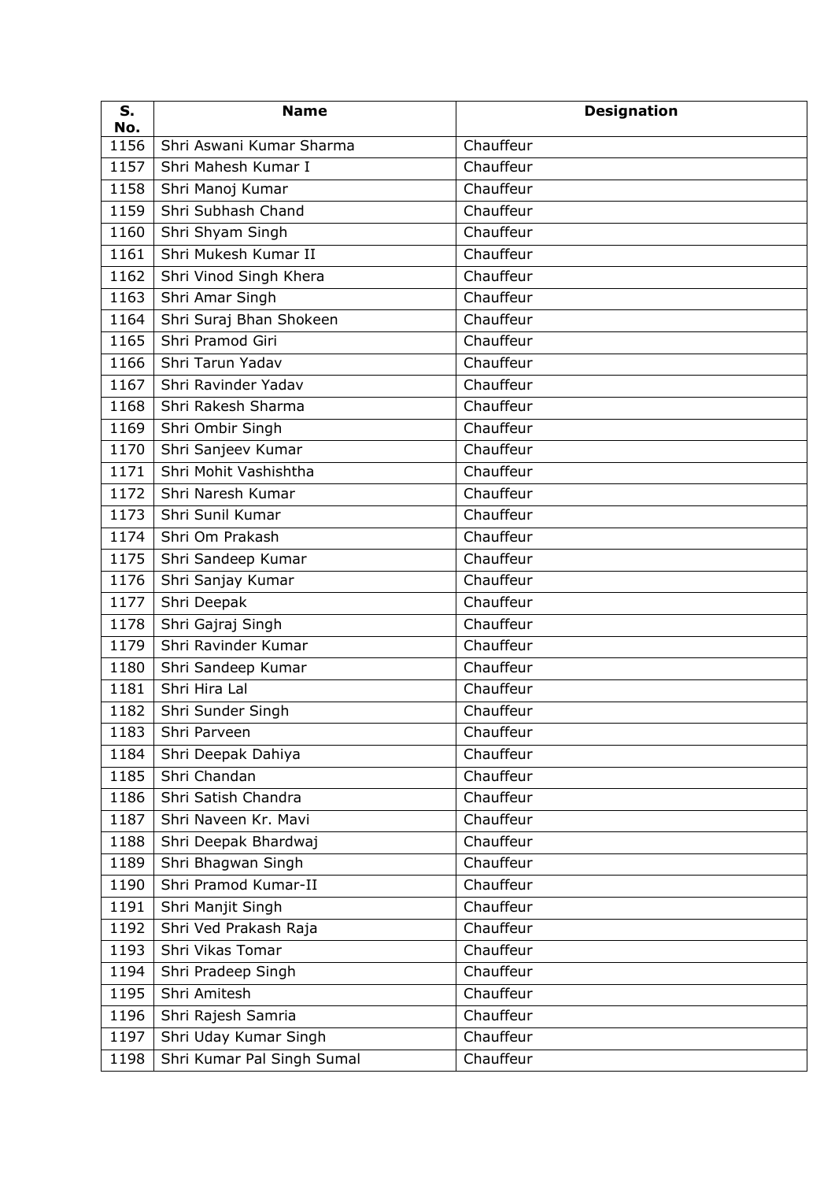| S. No. | Name | Designation |
|---|---|---|
| 1156 | Shri Aswani Kumar Sharma | Chauffeur |
| 1157 | Shri Mahesh Kumar I | Chauffeur |
| 1158 | Shri Manoj Kumar | Chauffeur |
| 1159 | Shri Subhash Chand | Chauffeur |
| 1160 | Shri Shyam Singh | Chauffeur |
| 1161 | Shri Mukesh Kumar II | Chauffeur |
| 1162 | Shri Vinod Singh Khera | Chauffeur |
| 1163 | Shri Amar Singh | Chauffeur |
| 1164 | Shri Suraj Bhan Shokeen | Chauffeur |
| 1165 | Shri Pramod Giri | Chauffeur |
| 1166 | Shri Tarun Yadav | Chauffeur |
| 1167 | Shri Ravinder Yadav | Chauffeur |
| 1168 | Shri Rakesh Sharma | Chauffeur |
| 1169 | Shri Ombir Singh | Chauffeur |
| 1170 | Shri Sanjeev Kumar | Chauffeur |
| 1171 | Shri Mohit Vashishtha | Chauffeur |
| 1172 | Shri Naresh Kumar | Chauffeur |
| 1173 | Shri Sunil Kumar | Chauffeur |
| 1174 | Shri Om Prakash | Chauffeur |
| 1175 | Shri Sandeep Kumar | Chauffeur |
| 1176 | Shri Sanjay Kumar | Chauffeur |
| 1177 | Shri Deepak | Chauffeur |
| 1178 | Shri Gajraj Singh | Chauffeur |
| 1179 | Shri Ravinder Kumar | Chauffeur |
| 1180 | Shri Sandeep Kumar | Chauffeur |
| 1181 | Shri Hira Lal | Chauffeur |
| 1182 | Shri Sunder Singh | Chauffeur |
| 1183 | Shri Parveen | Chauffeur |
| 1184 | Shri Deepak Dahiya | Chauffeur |
| 1185 | Shri Chandan | Chauffeur |
| 1186 | Shri Satish Chandra | Chauffeur |
| 1187 | Shri Naveen Kr. Mavi | Chauffeur |
| 1188 | Shri Deepak Bhardwaj | Chauffeur |
| 1189 | Shri Bhagwan Singh | Chauffeur |
| 1190 | Shri Pramod Kumar-II | Chauffeur |
| 1191 | Shri Manjit Singh | Chauffeur |
| 1192 | Shri Ved Prakash Raja | Chauffeur |
| 1193 | Shri Vikas Tomar | Chauffeur |
| 1194 | Shri Pradeep Singh | Chauffeur |
| 1195 | Shri Amitesh | Chauffeur |
| 1196 | Shri Rajesh Samria | Chauffeur |
| 1197 | Shri Uday Kumar Singh | Chauffeur |
| 1198 | Shri Kumar Pal Singh Sumal | Chauffeur |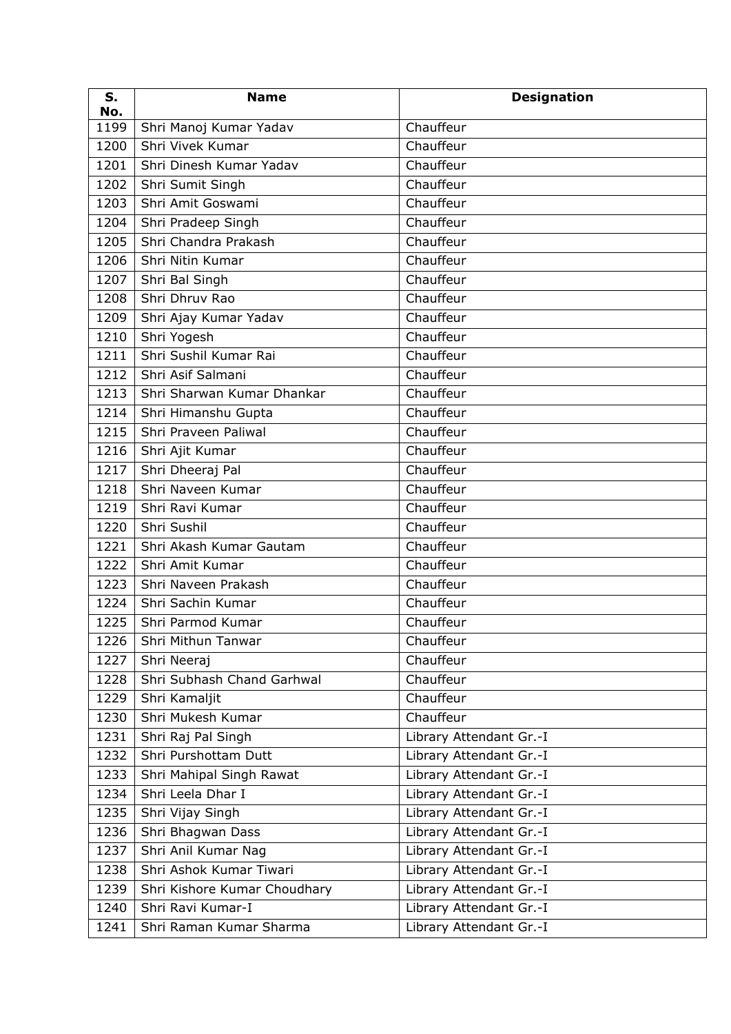| S. No. | Name | Designation |
|---|---|---|
| 1199 | Shri Manoj Kumar Yadav | Chauffeur |
| 1200 | Shri Vivek Kumar | Chauffeur |
| 1201 | Shri Dinesh Kumar Yadav | Chauffeur |
| 1202 | Shri Sumit Singh | Chauffeur |
| 1203 | Shri Amit Goswami | Chauffeur |
| 1204 | Shri Pradeep Singh | Chauffeur |
| 1205 | Shri Chandra Prakash | Chauffeur |
| 1206 | Shri Nitin Kumar | Chauffeur |
| 1207 | Shri Bal Singh | Chauffeur |
| 1208 | Shri Dhruv Rao | Chauffeur |
| 1209 | Shri Ajay Kumar Yadav | Chauffeur |
| 1210 | Shri Yogesh | Chauffeur |
| 1211 | Shri Sushil Kumar Rai | Chauffeur |
| 1212 | Shri Asif Salmani | Chauffeur |
| 1213 | Shri Sharwan Kumar Dhankar | Chauffeur |
| 1214 | Shri Himanshu Gupta | Chauffeur |
| 1215 | Shri Praveen Paliwal | Chauffeur |
| 1216 | Shri Ajit Kumar | Chauffeur |
| 1217 | Shri Dheeraj Pal | Chauffeur |
| 1218 | Shri Naveen Kumar | Chauffeur |
| 1219 | Shri Ravi Kumar | Chauffeur |
| 1220 | Shri Sushil | Chauffeur |
| 1221 | Shri Akash Kumar Gautam | Chauffeur |
| 1222 | Shri Amit Kumar | Chauffeur |
| 1223 | Shri Naveen Prakash | Chauffeur |
| 1224 | Shri Sachin Kumar | Chauffeur |
| 1225 | Shri Parmod Kumar | Chauffeur |
| 1226 | Shri Mithun Tanwar | Chauffeur |
| 1227 | Shri Neeraj | Chauffeur |
| 1228 | Shri Subhash Chand Garhwal | Chauffeur |
| 1229 | Shri Kamaljit | Chauffeur |
| 1230 | Shri Mukesh Kumar | Chauffeur |
| 1231 | Shri Raj Pal Singh | Library Attendant Gr.-I |
| 1232 | Shri Purshottam Dutt | Library Attendant Gr.-I |
| 1233 | Shri Mahipal Singh Rawat | Library Attendant Gr.-I |
| 1234 | Shri Leela Dhar I | Library Attendant Gr.-I |
| 1235 | Shri Vijay Singh | Library Attendant Gr.-I |
| 1236 | Shri Bhagwan Dass | Library Attendant Gr.-I |
| 1237 | Shri Anil Kumar Nag | Library Attendant Gr.-I |
| 1238 | Shri Ashok Kumar Tiwari | Library Attendant Gr.-I |
| 1239 | Shri Kishore Kumar Choudhary | Library Attendant Gr.-I |
| 1240 | Shri Ravi Kumar-I | Library Attendant Gr.-I |
| 1241 | Shri Raman Kumar Sharma | Library Attendant Gr.-I |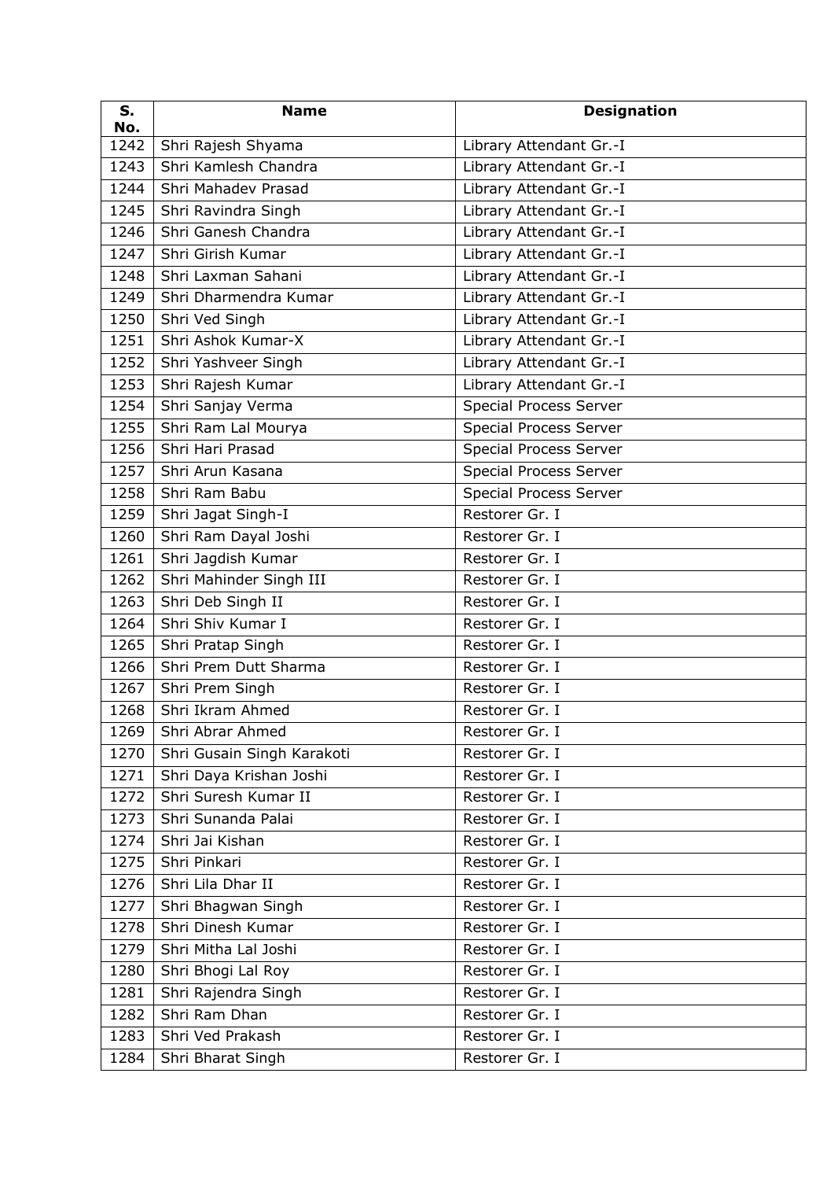| S. No. | Name | Designation |
|---|---|---|
| 1242 | Shri Rajesh Shyama | Library Attendant Gr.-I |
| 1243 | Shri Kamlesh Chandra | Library Attendant Gr.-I |
| 1244 | Shri Mahadev Prasad | Library Attendant Gr.-I |
| 1245 | Shri Ravindra Singh | Library Attendant Gr.-I |
| 1246 | Shri Ganesh Chandra | Library Attendant Gr.-I |
| 1247 | Shri Girish Kumar | Library Attendant Gr.-I |
| 1248 | Shri Laxman Sahani | Library Attendant Gr.-I |
| 1249 | Shri Dharmendra Kumar | Library Attendant Gr.-I |
| 1250 | Shri Ved Singh | Library Attendant Gr.-I |
| 1251 | Shri Ashok Kumar-X | Library Attendant Gr.-I |
| 1252 | Shri Yashveer Singh | Library Attendant Gr.-I |
| 1253 | Shri Rajesh Kumar | Library Attendant Gr.-I |
| 1254 | Shri Sanjay Verma | Special Process Server |
| 1255 | Shri Ram Lal Mourya | Special Process Server |
| 1256 | Shri Hari Prasad | Special Process Server |
| 1257 | Shri Arun Kasana | Special Process Server |
| 1258 | Shri Ram Babu | Special Process Server |
| 1259 | Shri Jagat Singh-I | Restorer Gr. I |
| 1260 | Shri Ram Dayal Joshi | Restorer Gr. I |
| 1261 | Shri Jagdish Kumar | Restorer Gr. I |
| 1262 | Shri Mahinder Singh III | Restorer Gr. I |
| 1263 | Shri Deb Singh II | Restorer Gr. I |
| 1264 | Shri Shiv Kumar I | Restorer Gr. I |
| 1265 | Shri Pratap Singh | Restorer Gr. I |
| 1266 | Shri Prem Dutt Sharma | Restorer Gr. I |
| 1267 | Shri Prem Singh | Restorer Gr. I |
| 1268 | Shri Ikram Ahmed | Restorer Gr. I |
| 1269 | Shri Abrar Ahmed | Restorer Gr. I |
| 1270 | Shri Gusain Singh Karakoti | Restorer Gr. I |
| 1271 | Shri Daya Krishan Joshi | Restorer Gr. I |
| 1272 | Shri Suresh Kumar II | Restorer Gr. I |
| 1273 | Shri Sunanda Palai | Restorer Gr. I |
| 1274 | Shri Jai Kishan | Restorer Gr. I |
| 1275 | Shri Pinkari | Restorer Gr. I |
| 1276 | Shri Lila Dhar II | Restorer Gr. I |
| 1277 | Shri Bhagwan Singh | Restorer Gr. I |
| 1278 | Shri Dinesh Kumar | Restorer Gr. I |
| 1279 | Shri Mitha Lal Joshi | Restorer Gr. I |
| 1280 | Shri Bhogi Lal Roy | Restorer Gr. I |
| 1281 | Shri Rajendra Singh | Restorer Gr. I |
| 1282 | Shri Ram Dhan | Restorer Gr. I |
| 1283 | Shri Ved Prakash | Restorer Gr. I |
| 1284 | Shri Bharat Singh | Restorer Gr. I |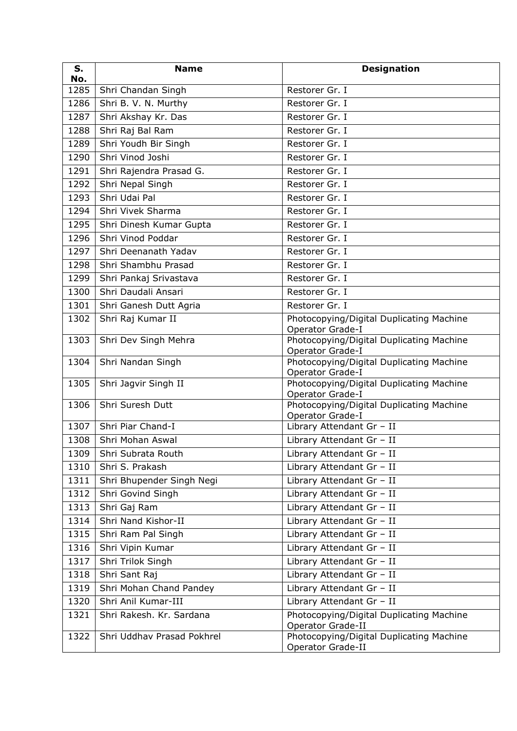| S. No. | Name | Designation |
|---|---|---|
| 1285 | Shri Chandan Singh | Restorer Gr. I |
| 1286 | Shri B. V. N. Murthy | Restorer Gr. I |
| 1287 | Shri Akshay Kr. Das | Restorer Gr. I |
| 1288 | Shri Raj Bal Ram | Restorer Gr. I |
| 1289 | Shri Youdh Bir Singh | Restorer Gr. I |
| 1290 | Shri Vinod Joshi | Restorer Gr. I |
| 1291 | Shri Rajendra Prasad G. | Restorer Gr. I |
| 1292 | Shri Nepal Singh | Restorer Gr. I |
| 1293 | Shri Udai Pal | Restorer Gr. I |
| 1294 | Shri Vivek Sharma | Restorer Gr. I |
| 1295 | Shri Dinesh Kumar Gupta | Restorer Gr. I |
| 1296 | Shri Vinod Poddar | Restorer Gr. I |
| 1297 | Shri Deenanath Yadav | Restorer Gr. I |
| 1298 | Shri Shambhu Prasad | Restorer Gr. I |
| 1299 | Shri Pankaj Srivastava | Restorer Gr. I |
| 1300 | Shri Daudali Ansari | Restorer Gr. I |
| 1301 | Shri Ganesh Dutt Agria | Restorer Gr. I |
| 1302 | Shri Raj Kumar II | Photocopying/Digital Duplicating Machine Operator Grade-I |
| 1303 | Shri Dev Singh Mehra | Photocopying/Digital Duplicating Machine Operator Grade-I |
| 1304 | Shri Nandan Singh | Photocopying/Digital Duplicating Machine Operator Grade-I |
| 1305 | Shri Jagvir Singh II | Photocopying/Digital Duplicating Machine Operator Grade-I |
| 1306 | Shri Suresh Dutt | Photocopying/Digital Duplicating Machine Operator Grade-I |
| 1307 | Shri Piar Chand-I | Library Attendant Gr – II |
| 1308 | Shri Mohan Aswal | Library Attendant Gr – II |
| 1309 | Shri Subrata Routh | Library Attendant Gr – II |
| 1310 | Shri S. Prakash | Library Attendant Gr – II |
| 1311 | Shri Bhupender Singh Negi | Library Attendant Gr – II |
| 1312 | Shri Govind Singh | Library Attendant Gr – II |
| 1313 | Shri Gaj Ram | Library Attendant Gr – II |
| 1314 | Shri Nand Kishor-II | Library Attendant Gr – II |
| 1315 | Shri Ram Pal Singh | Library Attendant Gr – II |
| 1316 | Shri Vipin Kumar | Library Attendant Gr – II |
| 1317 | Shri Trilok Singh | Library Attendant Gr – II |
| 1318 | Shri Sant Raj | Library Attendant Gr – II |
| 1319 | Shri Mohan Chand Pandey | Library Attendant Gr – II |
| 1320 | Shri Anil Kumar-III | Library Attendant Gr – II |
| 1321 | Shri Rakesh. Kr. Sardana | Photocopying/Digital Duplicating Machine Operator Grade-II |
| 1322 | Shri Uddhav Prasad Pokhrel | Photocopying/Digital Duplicating Machine Operator Grade-II |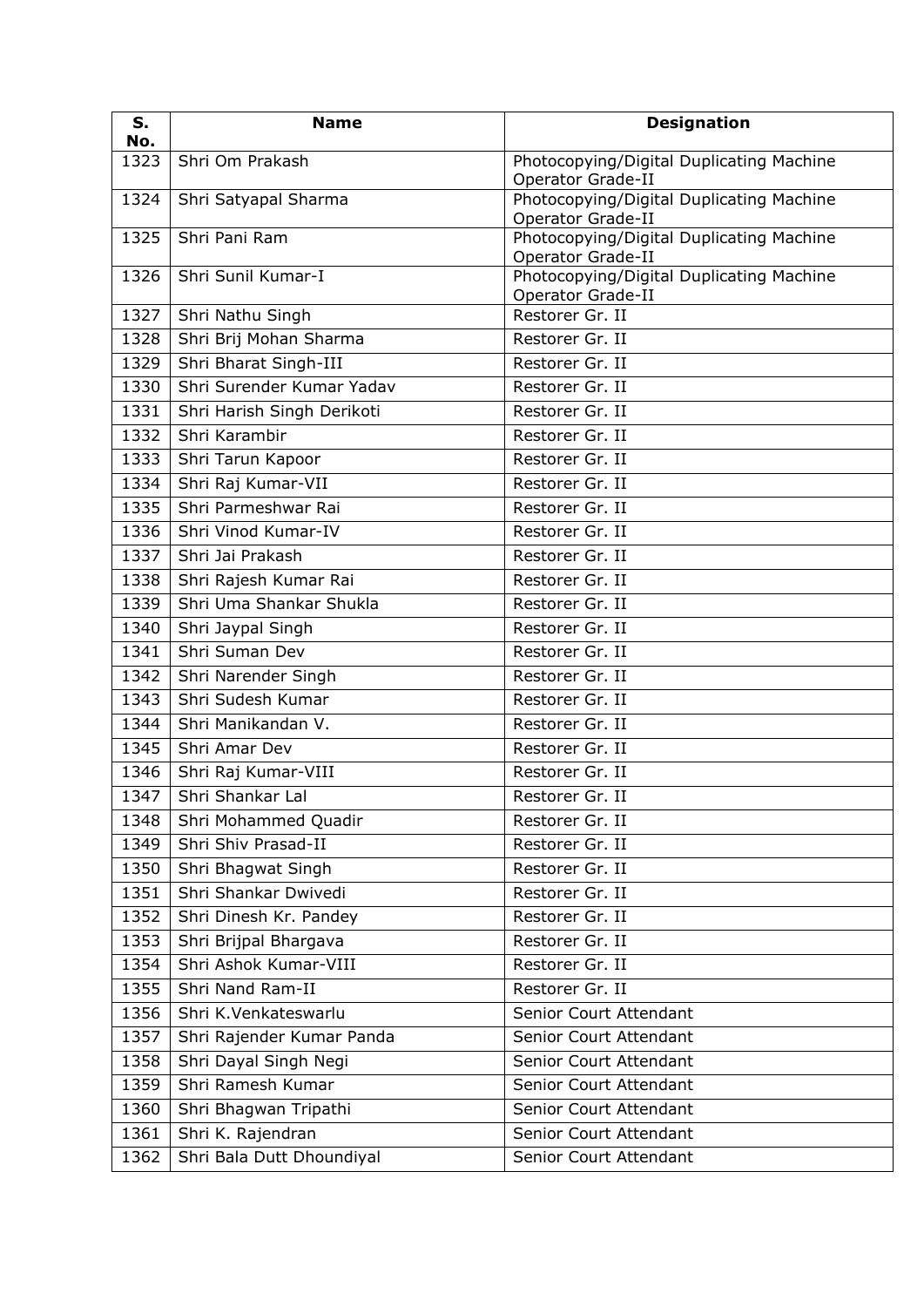| S. No. | Name | Designation |
|---|---|---|
| 1323 | Shri Om Prakash | Photocopying/Digital Duplicating Machine Operator Grade-II |
| 1324 | Shri Satyapal Sharma | Photocopying/Digital Duplicating Machine Operator Grade-II |
| 1325 | Shri Pani Ram | Photocopying/Digital Duplicating Machine Operator Grade-II |
| 1326 | Shri Sunil Kumar-I | Photocopying/Digital Duplicating Machine Operator Grade-II |
| 1327 | Shri Nathu Singh | Restorer Gr. II |
| 1328 | Shri Brij Mohan Sharma | Restorer Gr. II |
| 1329 | Shri Bharat Singh-III | Restorer Gr. II |
| 1330 | Shri Surender Kumar Yadav | Restorer Gr. II |
| 1331 | Shri Harish Singh Derikoti | Restorer Gr. II |
| 1332 | Shri Karambir | Restorer Gr. II |
| 1333 | Shri Tarun Kapoor | Restorer Gr. II |
| 1334 | Shri Raj Kumar-VII | Restorer Gr. II |
| 1335 | Shri Parmeshwar Rai | Restorer Gr. II |
| 1336 | Shri Vinod Kumar-IV | Restorer Gr. II |
| 1337 | Shri Jai Prakash | Restorer Gr. II |
| 1338 | Shri Rajesh Kumar Rai | Restorer Gr. II |
| 1339 | Shri Uma Shankar Shukla | Restorer Gr. II |
| 1340 | Shri Jaypal Singh | Restorer Gr. II |
| 1341 | Shri Suman Dev | Restorer Gr. II |
| 1342 | Shri Narender Singh | Restorer Gr. II |
| 1343 | Shri Sudesh Kumar | Restorer Gr. II |
| 1344 | Shri Manikandan V. | Restorer Gr. II |
| 1345 | Shri Amar Dev | Restorer Gr. II |
| 1346 | Shri Raj Kumar-VIII | Restorer Gr. II |
| 1347 | Shri Shankar Lal | Restorer Gr. II |
| 1348 | Shri Mohammed Quadir | Restorer Gr. II |
| 1349 | Shri Shiv Prasad-II | Restorer Gr. II |
| 1350 | Shri Bhagwat Singh | Restorer Gr. II |
| 1351 | Shri Shankar Dwivedi | Restorer Gr. II |
| 1352 | Shri Dinesh Kr. Pandey | Restorer Gr. II |
| 1353 | Shri Brijpal Bhargava | Restorer Gr. II |
| 1354 | Shri Ashok Kumar-VIII | Restorer Gr. II |
| 1355 | Shri Nand Ram-II | Restorer Gr. II |
| 1356 | Shri K.Venkateswarlu | Senior Court Attendant |
| 1357 | Shri Rajender Kumar Panda | Senior Court Attendant |
| 1358 | Shri Dayal Singh Negi | Senior Court Attendant |
| 1359 | Shri Ramesh Kumar | Senior Court Attendant |
| 1360 | Shri Bhagwan Tripathi | Senior Court Attendant |
| 1361 | Shri K. Rajendran | Senior Court Attendant |
| 1362 | Shri Bala Dutt Dhoundiyal | Senior Court Attendant |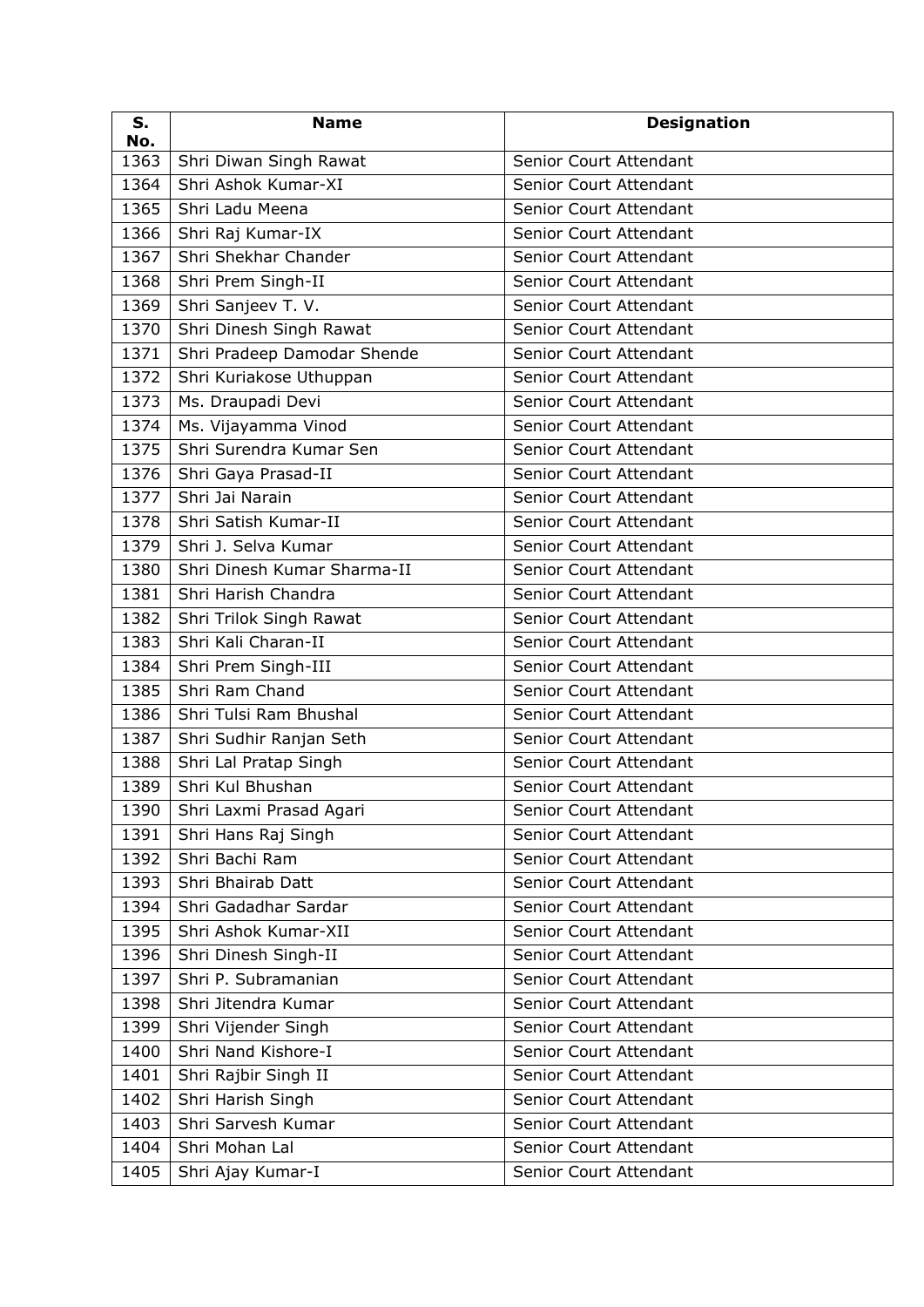| S. No. | Name | Designation |
|---|---|---|
| 1363 | Shri Diwan Singh Rawat | Senior Court Attendant |
| 1364 | Shri Ashok Kumar-XI | Senior Court Attendant |
| 1365 | Shri Ladu Meena | Senior Court Attendant |
| 1366 | Shri Raj Kumar-IX | Senior Court Attendant |
| 1367 | Shri Shekhar Chander | Senior Court Attendant |
| 1368 | Shri Prem Singh-II | Senior Court Attendant |
| 1369 | Shri Sanjeev T. V. | Senior Court Attendant |
| 1370 | Shri Dinesh Singh Rawat | Senior Court Attendant |
| 1371 | Shri Pradeep Damodar Shende | Senior Court Attendant |
| 1372 | Shri Kuriakose Uthuppan | Senior Court Attendant |
| 1373 | Ms. Draupadi Devi | Senior Court Attendant |
| 1374 | Ms. Vijayamma Vinod | Senior Court Attendant |
| 1375 | Shri Surendra Kumar Sen | Senior Court Attendant |
| 1376 | Shri Gaya Prasad-II | Senior Court Attendant |
| 1377 | Shri Jai Narain | Senior Court Attendant |
| 1378 | Shri Satish Kumar-II | Senior Court Attendant |
| 1379 | Shri J. Selva Kumar | Senior Court Attendant |
| 1380 | Shri Dinesh Kumar Sharma-II | Senior Court Attendant |
| 1381 | Shri Harish Chandra | Senior Court Attendant |
| 1382 | Shri Trilok Singh Rawat | Senior Court Attendant |
| 1383 | Shri Kali Charan-II | Senior Court Attendant |
| 1384 | Shri Prem Singh-III | Senior Court Attendant |
| 1385 | Shri Ram Chand | Senior Court Attendant |
| 1386 | Shri Tulsi Ram Bhushal | Senior Court Attendant |
| 1387 | Shri Sudhir Ranjan Seth | Senior Court Attendant |
| 1388 | Shri Lal Pratap Singh | Senior Court Attendant |
| 1389 | Shri Kul Bhushan | Senior Court Attendant |
| 1390 | Shri Laxmi Prasad Agari | Senior Court Attendant |
| 1391 | Shri Hans Raj Singh | Senior Court Attendant |
| 1392 | Shri Bachi Ram | Senior Court Attendant |
| 1393 | Shri Bhairab Datt | Senior Court Attendant |
| 1394 | Shri Gadadhar Sardar | Senior Court Attendant |
| 1395 | Shri Ashok Kumar-XII | Senior Court Attendant |
| 1396 | Shri Dinesh Singh-II | Senior Court Attendant |
| 1397 | Shri P. Subramanian | Senior Court Attendant |
| 1398 | Shri Jitendra Kumar | Senior Court Attendant |
| 1399 | Shri Vijender Singh | Senior Court Attendant |
| 1400 | Shri Nand Kishore-I | Senior Court Attendant |
| 1401 | Shri Rajbir Singh II | Senior Court Attendant |
| 1402 | Shri Harish Singh | Senior Court Attendant |
| 1403 | Shri Sarvesh Kumar | Senior Court Attendant |
| 1404 | Shri Mohan Lal | Senior Court Attendant |
| 1405 | Shri Ajay Kumar-I | Senior Court Attendant |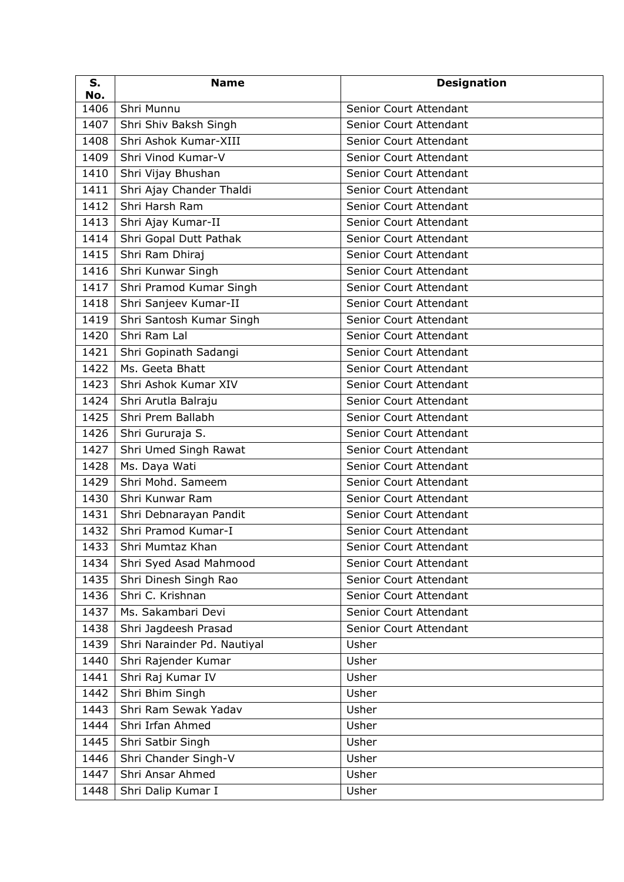| S. No. | Name | Designation |
|---|---|---|
| 1406 | Shri Munnu | Senior Court Attendant |
| 1407 | Shri Shiv Baksh Singh | Senior Court Attendant |
| 1408 | Shri Ashok Kumar-XIII | Senior Court Attendant |
| 1409 | Shri Vinod Kumar-V | Senior Court Attendant |
| 1410 | Shri Vijay Bhushan | Senior Court Attendant |
| 1411 | Shri Ajay Chander Thaldi | Senior Court Attendant |
| 1412 | Shri Harsh Ram | Senior Court Attendant |
| 1413 | Shri Ajay Kumar-II | Senior Court Attendant |
| 1414 | Shri Gopal Dutt Pathak | Senior Court Attendant |
| 1415 | Shri Ram Dhiraj | Senior Court Attendant |
| 1416 | Shri Kunwar Singh | Senior Court Attendant |
| 1417 | Shri Pramod Kumar Singh | Senior Court Attendant |
| 1418 | Shri Sanjeev Kumar-II | Senior Court Attendant |
| 1419 | Shri Santosh Kumar Singh | Senior Court Attendant |
| 1420 | Shri Ram Lal | Senior Court Attendant |
| 1421 | Shri Gopinath Sadangi | Senior Court Attendant |
| 1422 | Ms. Geeta Bhatt | Senior Court Attendant |
| 1423 | Shri Ashok Kumar XIV | Senior Court Attendant |
| 1424 | Shri Arutla Balraju | Senior Court Attendant |
| 1425 | Shri Prem Ballabh | Senior Court Attendant |
| 1426 | Shri Gururaja S. | Senior Court Attendant |
| 1427 | Shri Umed Singh Rawat | Senior Court Attendant |
| 1428 | Ms. Daya Wati | Senior Court Attendant |
| 1429 | Shri Mohd. Sameem | Senior Court Attendant |
| 1430 | Shri Kunwar Ram | Senior Court Attendant |
| 1431 | Shri Debnarayan Pandit | Senior Court Attendant |
| 1432 | Shri Pramod Kumar-I | Senior Court Attendant |
| 1433 | Shri Mumtaz Khan | Senior Court Attendant |
| 1434 | Shri Syed Asad Mahmood | Senior Court Attendant |
| 1435 | Shri Dinesh Singh Rao | Senior Court Attendant |
| 1436 | Shri C. Krishnan | Senior Court Attendant |
| 1437 | Ms. Sakambari Devi | Senior Court Attendant |
| 1438 | Shri Jagdeesh Prasad | Senior Court Attendant |
| 1439 | Shri Narainder Pd. Nautiyal | Usher |
| 1440 | Shri Rajender Kumar | Usher |
| 1441 | Shri Raj Kumar IV | Usher |
| 1442 | Shri Bhim Singh | Usher |
| 1443 | Shri Ram Sewak Yadav | Usher |
| 1444 | Shri Irfan Ahmed | Usher |
| 1445 | Shri Satbir Singh | Usher |
| 1446 | Shri Chander Singh-V | Usher |
| 1447 | Shri Ansar Ahmed | Usher |
| 1448 | Shri Dalip Kumar I | Usher |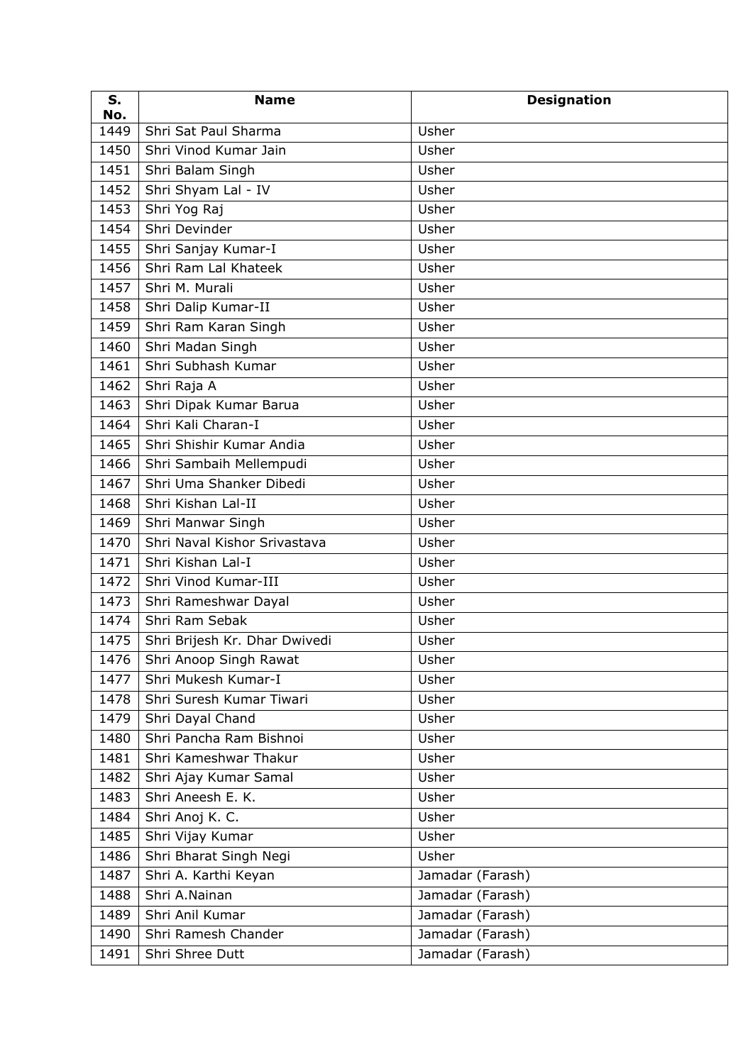| S. No. | Name | Designation |
|---|---|---|
| 1449 | Shri Sat Paul Sharma | Usher |
| 1450 | Shri Vinod Kumar Jain | Usher |
| 1451 | Shri Balam Singh | Usher |
| 1452 | Shri Shyam Lal - IV | Usher |
| 1453 | Shri Yog Raj | Usher |
| 1454 | Shri Devinder | Usher |
| 1455 | Shri Sanjay Kumar-I | Usher |
| 1456 | Shri Ram Lal Khateek | Usher |
| 1457 | Shri M. Murali | Usher |
| 1458 | Shri Dalip Kumar-II | Usher |
| 1459 | Shri Ram Karan Singh | Usher |
| 1460 | Shri Madan Singh | Usher |
| 1461 | Shri Subhash Kumar | Usher |
| 1462 | Shri Raja A | Usher |
| 1463 | Shri Dipak Kumar Barua | Usher |
| 1464 | Shri Kali Charan-I | Usher |
| 1465 | Shri Shishir Kumar Andia | Usher |
| 1466 | Shri Sambaih Mellempudi | Usher |
| 1467 | Shri Uma Shanker Dibedi | Usher |
| 1468 | Shri Kishan Lal-II | Usher |
| 1469 | Shri Manwar Singh | Usher |
| 1470 | Shri Naval Kishor Srivastava | Usher |
| 1471 | Shri Kishan Lal-I | Usher |
| 1472 | Shri Vinod Kumar-III | Usher |
| 1473 | Shri Rameshwar Dayal | Usher |
| 1474 | Shri Ram Sebak | Usher |
| 1475 | Shri Brijesh Kr. Dhar Dwivedi | Usher |
| 1476 | Shri Anoop Singh Rawat | Usher |
| 1477 | Shri Mukesh Kumar-I | Usher |
| 1478 | Shri Suresh Kumar Tiwari | Usher |
| 1479 | Shri Dayal Chand | Usher |
| 1480 | Shri Pancha Ram Bishnoi | Usher |
| 1481 | Shri Kameshwar Thakur | Usher |
| 1482 | Shri Ajay Kumar Samal | Usher |
| 1483 | Shri Aneesh E. K. | Usher |
| 1484 | Shri Anoj K. C. | Usher |
| 1485 | Shri Vijay Kumar | Usher |
| 1486 | Shri Bharat Singh Negi | Usher |
| 1487 | Shri A. Karthi Keyan | Jamadar (Farash) |
| 1488 | Shri A.Nainan | Jamadar (Farash) |
| 1489 | Shri Anil Kumar | Jamadar (Farash) |
| 1490 | Shri Ramesh Chander | Jamadar (Farash) |
| 1491 | Shri Shree Dutt | Jamadar (Farash) |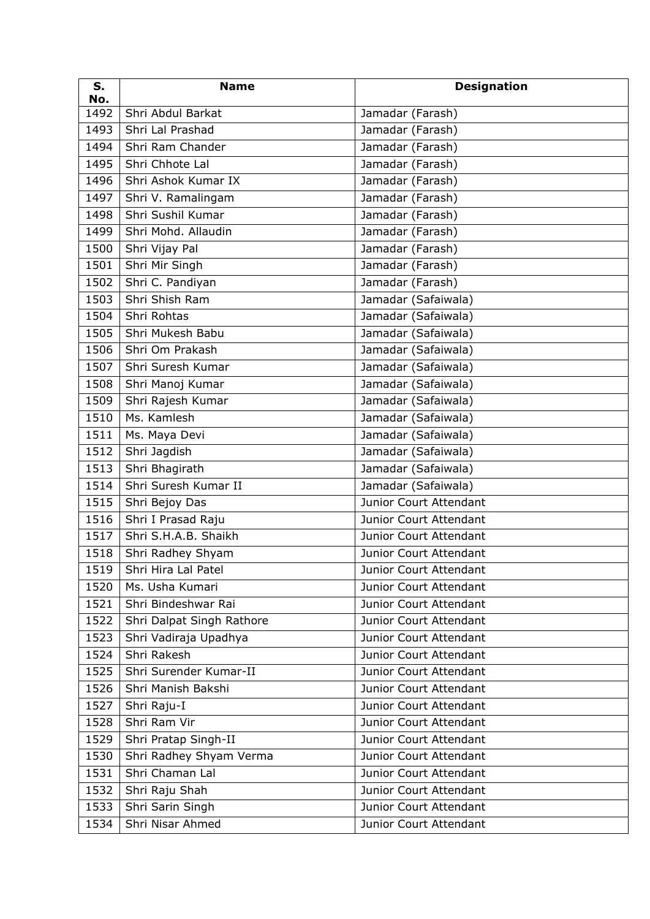| S. No. | Name | Designation |
|---|---|---|
| 1492 | Shri Abdul Barkat | Jamadar (Farash) |
| 1493 | Shri Lal Prashad | Jamadar (Farash) |
| 1494 | Shri Ram Chander | Jamadar (Farash) |
| 1495 | Shri Chhote Lal | Jamadar (Farash) |
| 1496 | Shri Ashok Kumar IX | Jamadar (Farash) |
| 1497 | Shri V. Ramalingam | Jamadar (Farash) |
| 1498 | Shri Sushil Kumar | Jamadar (Farash) |
| 1499 | Shri Mohd. Allaudin | Jamadar (Farash) |
| 1500 | Shri Vijay Pal | Jamadar (Farash) |
| 1501 | Shri Mir Singh | Jamadar (Farash) |
| 1502 | Shri C. Pandiyan | Jamadar (Farash) |
| 1503 | Shri Shish Ram | Jamadar (Safaiwala) |
| 1504 | Shri Rohtas | Jamadar (Safaiwala) |
| 1505 | Shri Mukesh Babu | Jamadar (Safaiwala) |
| 1506 | Shri Om Prakash | Jamadar (Safaiwala) |
| 1507 | Shri Suresh Kumar | Jamadar (Safaiwala) |
| 1508 | Shri Manoj Kumar | Jamadar (Safaiwala) |
| 1509 | Shri Rajesh Kumar | Jamadar (Safaiwala) |
| 1510 | Ms. Kamlesh | Jamadar (Safaiwala) |
| 1511 | Ms. Maya Devi | Jamadar (Safaiwala) |
| 1512 | Shri Jagdish | Jamadar (Safaiwala) |
| 1513 | Shri Bhagirath | Jamadar (Safaiwala) |
| 1514 | Shri Suresh Kumar II | Jamadar (Safaiwala) |
| 1515 | Shri Bejoy Das | Junior Court Attendant |
| 1516 | Shri I Prasad Raju | Junior Court Attendant |
| 1517 | Shri S.H.A.B. Shaikh | Junior Court Attendant |
| 1518 | Shri Radhey Shyam | Junior Court Attendant |
| 1519 | Shri Hira Lal Patel | Junior Court Attendant |
| 1520 | Ms. Usha Kumari | Junior Court Attendant |
| 1521 | Shri Bindeshwar Rai | Junior Court Attendant |
| 1522 | Shri Dalpat Singh Rathore | Junior Court Attendant |
| 1523 | Shri Vadiraja Upadhya | Junior Court Attendant |
| 1524 | Shri Rakesh | Junior Court Attendant |
| 1525 | Shri Surender Kumar-II | Junior Court Attendant |
| 1526 | Shri Manish Bakshi | Junior Court Attendant |
| 1527 | Shri Raju-I | Junior Court Attendant |
| 1528 | Shri Ram Vir | Junior Court Attendant |
| 1529 | Shri Pratap Singh-II | Junior Court Attendant |
| 1530 | Shri Radhey Shyam Verma | Junior Court Attendant |
| 1531 | Shri Chaman Lal | Junior Court Attendant |
| 1532 | Shri Raju Shah | Junior Court Attendant |
| 1533 | Shri Sarin Singh | Junior Court Attendant |
| 1534 | Shri Nisar Ahmed | Junior Court Attendant |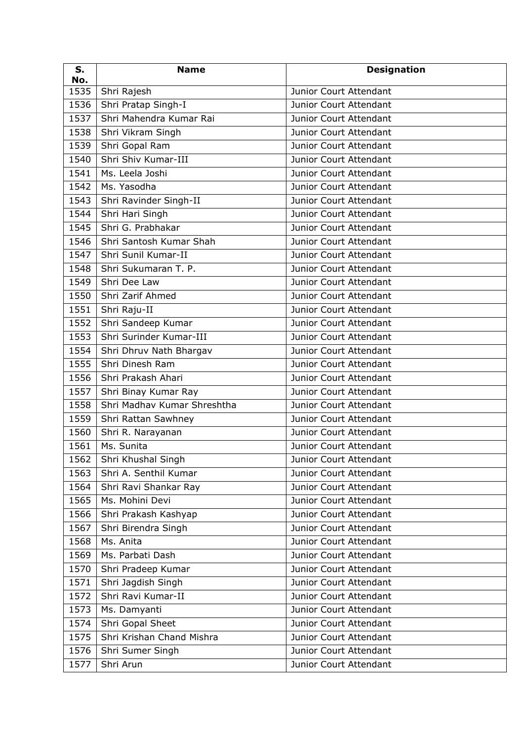| S. No. | Name | Designation |
|---|---|---|
| 1535 | Shri Rajesh | Junior Court Attendant |
| 1536 | Shri Pratap Singh-I | Junior Court Attendant |
| 1537 | Shri Mahendra Kumar Rai | Junior Court Attendant |
| 1538 | Shri Vikram Singh | Junior Court Attendant |
| 1539 | Shri Gopal Ram | Junior Court Attendant |
| 1540 | Shri Shiv Kumar-III | Junior Court Attendant |
| 1541 | Ms. Leela Joshi | Junior Court Attendant |
| 1542 | Ms. Yasodha | Junior Court Attendant |
| 1543 | Shri Ravinder Singh-II | Junior Court Attendant |
| 1544 | Shri Hari Singh | Junior Court Attendant |
| 1545 | Shri G. Prabhakar | Junior Court Attendant |
| 1546 | Shri Santosh Kumar Shah | Junior Court Attendant |
| 1547 | Shri Sunil Kumar-II | Junior Court Attendant |
| 1548 | Shri Sukumaran T. P. | Junior Court Attendant |
| 1549 | Shri Dee Law | Junior Court Attendant |
| 1550 | Shri Zarif Ahmed | Junior Court Attendant |
| 1551 | Shri Raju-II | Junior Court Attendant |
| 1552 | Shri Sandeep Kumar | Junior Court Attendant |
| 1553 | Shri Surinder Kumar-III | Junior Court Attendant |
| 1554 | Shri Dhruv Nath Bhargav | Junior Court Attendant |
| 1555 | Shri Dinesh Ram | Junior Court Attendant |
| 1556 | Shri Prakash Ahari | Junior Court Attendant |
| 1557 | Shri Binay Kumar Ray | Junior Court Attendant |
| 1558 | Shri Madhav Kumar Shreshtha | Junior Court Attendant |
| 1559 | Shri Rattan Sawhney | Junior Court Attendant |
| 1560 | Shri R. Narayanan | Junior Court Attendant |
| 1561 | Ms. Sunita | Junior Court Attendant |
| 1562 | Shri Khushal Singh | Junior Court Attendant |
| 1563 | Shri A. Senthil Kumar | Junior Court Attendant |
| 1564 | Shri Ravi Shankar Ray | Junior Court Attendant |
| 1565 | Ms. Mohini Devi | Junior Court Attendant |
| 1566 | Shri Prakash Kashyap | Junior Court Attendant |
| 1567 | Shri Birendra Singh | Junior Court Attendant |
| 1568 | Ms. Anita | Junior Court Attendant |
| 1569 | Ms. Parbati Dash | Junior Court Attendant |
| 1570 | Shri Pradeep Kumar | Junior Court Attendant |
| 1571 | Shri Jagdish Singh | Junior Court Attendant |
| 1572 | Shri Ravi Kumar-II | Junior Court Attendant |
| 1573 | Ms. Damyanti | Junior Court Attendant |
| 1574 | Shri Gopal Sheet | Junior Court Attendant |
| 1575 | Shri Krishan Chand Mishra | Junior Court Attendant |
| 1576 | Shri Sumer Singh | Junior Court Attendant |
| 1577 | Shri Arun | Junior Court Attendant |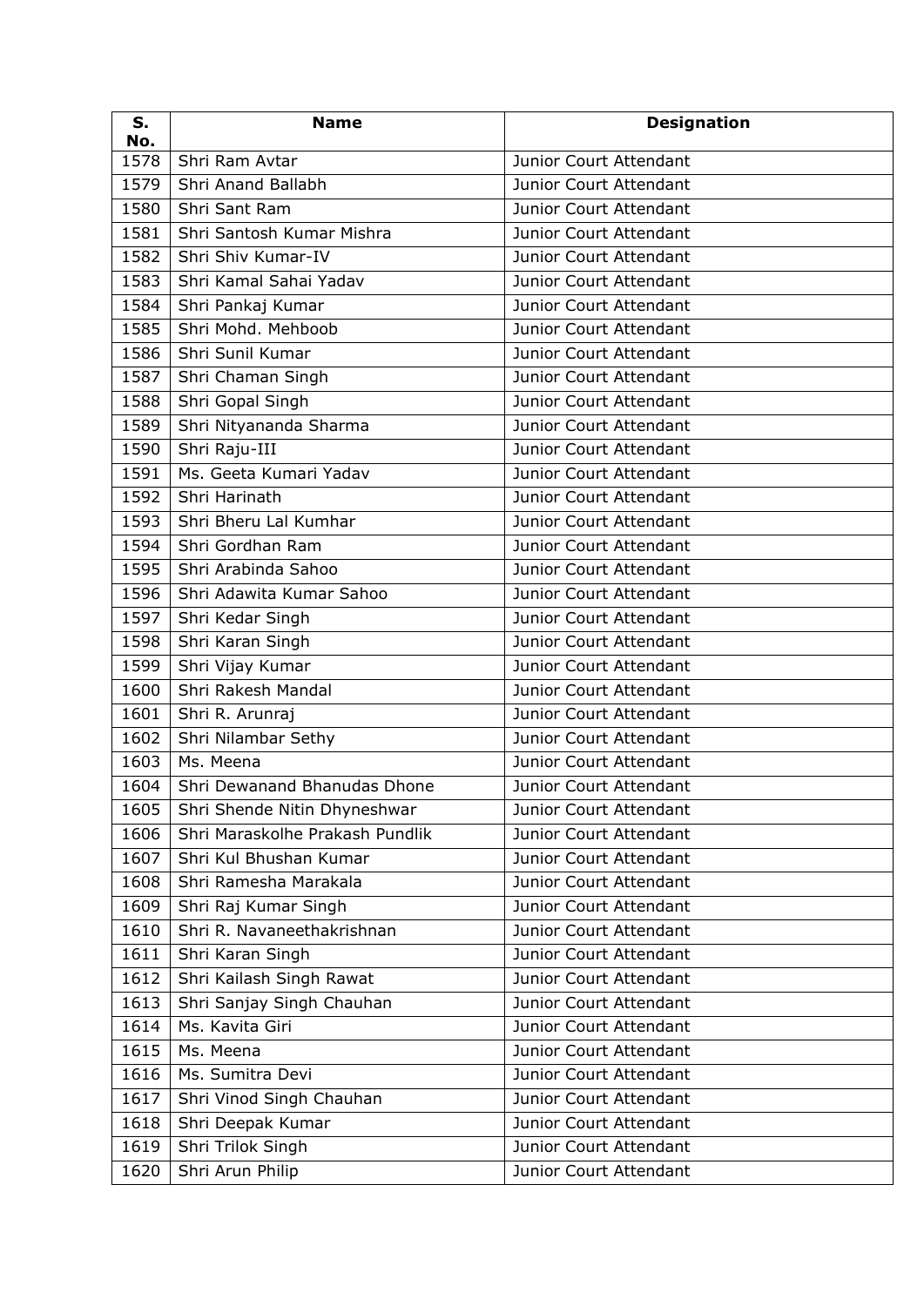| S. No. | Name | Designation |
|---|---|---|
| 1578 | Shri Ram Avtar | Junior Court Attendant |
| 1579 | Shri Anand Ballabh | Junior Court Attendant |
| 1580 | Shri Sant Ram | Junior Court Attendant |
| 1581 | Shri Santosh Kumar Mishra | Junior Court Attendant |
| 1582 | Shri Shiv Kumar-IV | Junior Court Attendant |
| 1583 | Shri Kamal Sahai Yadav | Junior Court Attendant |
| 1584 | Shri Pankaj Kumar | Junior Court Attendant |
| 1585 | Shri Mohd. Mehboob | Junior Court Attendant |
| 1586 | Shri Sunil Kumar | Junior Court Attendant |
| 1587 | Shri Chaman Singh | Junior Court Attendant |
| 1588 | Shri Gopal Singh | Junior Court Attendant |
| 1589 | Shri Nityananda Sharma | Junior Court Attendant |
| 1590 | Shri Raju-III | Junior Court Attendant |
| 1591 | Ms. Geeta Kumari Yadav | Junior Court Attendant |
| 1592 | Shri Harinath | Junior Court Attendant |
| 1593 | Shri Bheru Lal Kumhar | Junior Court Attendant |
| 1594 | Shri Gordhan Ram | Junior Court Attendant |
| 1595 | Shri Arabinda Sahoo | Junior Court Attendant |
| 1596 | Shri Adawita Kumar Sahoo | Junior Court Attendant |
| 1597 | Shri Kedar Singh | Junior Court Attendant |
| 1598 | Shri Karan Singh | Junior Court Attendant |
| 1599 | Shri Vijay Kumar | Junior Court Attendant |
| 1600 | Shri Rakesh Mandal | Junior Court Attendant |
| 1601 | Shri R. Arunraj | Junior Court Attendant |
| 1602 | Shri Nilambar Sethy | Junior Court Attendant |
| 1603 | Ms. Meena | Junior Court Attendant |
| 1604 | Shri Dewanand Bhanudas Dhone | Junior Court Attendant |
| 1605 | Shri Shende Nitin Dhyneshwar | Junior Court Attendant |
| 1606 | Shri Maraskolhe Prakash Pundlik | Junior Court Attendant |
| 1607 | Shri Kul Bhushan Kumar | Junior Court Attendant |
| 1608 | Shri Ramesha Marakala | Junior Court Attendant |
| 1609 | Shri Raj Kumar Singh | Junior Court Attendant |
| 1610 | Shri R. Navaneethakrishnan | Junior Court Attendant |
| 1611 | Shri Karan Singh | Junior Court Attendant |
| 1612 | Shri Kailash Singh Rawat | Junior Court Attendant |
| 1613 | Shri Sanjay Singh Chauhan | Junior Court Attendant |
| 1614 | Ms. Kavita Giri | Junior Court Attendant |
| 1615 | Ms. Meena | Junior Court Attendant |
| 1616 | Ms. Sumitra Devi | Junior Court Attendant |
| 1617 | Shri Vinod Singh Chauhan | Junior Court Attendant |
| 1618 | Shri Deepak Kumar | Junior Court Attendant |
| 1619 | Shri Trilok Singh | Junior Court Attendant |
| 1620 | Shri Arun Philip | Junior Court Attendant |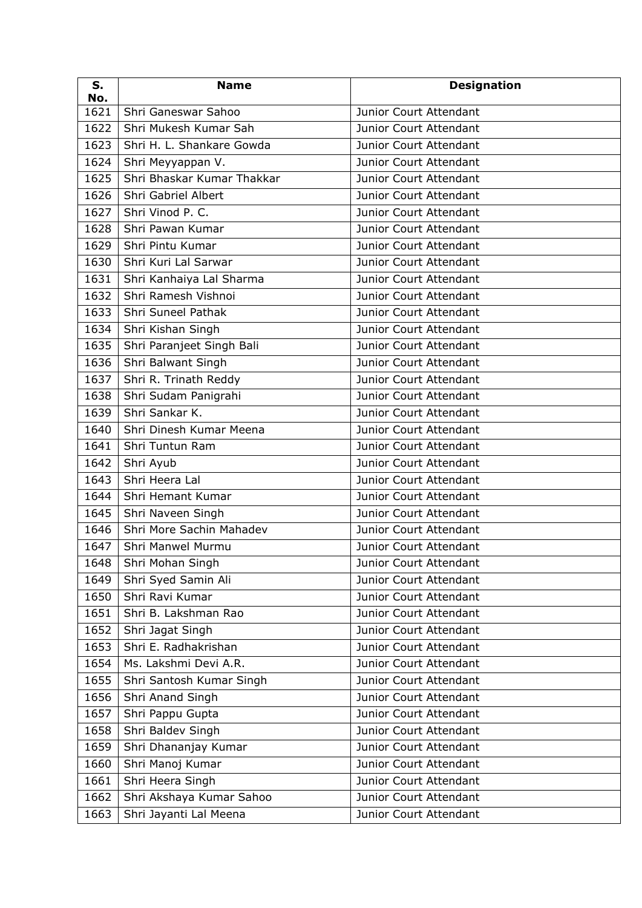| S. No. | Name | Designation |
|---|---|---|
| 1621 | Shri Ganeswar Sahoo | Junior Court Attendant |
| 1622 | Shri Mukesh Kumar Sah | Junior Court Attendant |
| 1623 | Shri H. L. Shankare Gowda | Junior Court Attendant |
| 1624 | Shri Meyyappan V. | Junior Court Attendant |
| 1625 | Shri Bhaskar Kumar Thakkar | Junior Court Attendant |
| 1626 | Shri Gabriel Albert | Junior Court Attendant |
| 1627 | Shri Vinod P. C. | Junior Court Attendant |
| 1628 | Shri Pawan Kumar | Junior Court Attendant |
| 1629 | Shri Pintu Kumar | Junior Court Attendant |
| 1630 | Shri Kuri Lal Sarwar | Junior Court Attendant |
| 1631 | Shri Kanhaiya Lal Sharma | Junior Court Attendant |
| 1632 | Shri Ramesh Vishnoi | Junior Court Attendant |
| 1633 | Shri Suneel Pathak | Junior Court Attendant |
| 1634 | Shri Kishan Singh | Junior Court Attendant |
| 1635 | Shri Paranjeet Singh Bali | Junior Court Attendant |
| 1636 | Shri Balwant Singh | Junior Court Attendant |
| 1637 | Shri R. Trinath Reddy | Junior Court Attendant |
| 1638 | Shri Sudam Panigrahi | Junior Court Attendant |
| 1639 | Shri Sankar K. | Junior Court Attendant |
| 1640 | Shri Dinesh Kumar Meena | Junior Court Attendant |
| 1641 | Shri Tuntun Ram | Junior Court Attendant |
| 1642 | Shri Ayub | Junior Court Attendant |
| 1643 | Shri Heera Lal | Junior Court Attendant |
| 1644 | Shri Hemant Kumar | Junior Court Attendant |
| 1645 | Shri Naveen Singh | Junior Court Attendant |
| 1646 | Shri More Sachin Mahadev | Junior Court Attendant |
| 1647 | Shri Manwel Murmu | Junior Court Attendant |
| 1648 | Shri Mohan Singh | Junior Court Attendant |
| 1649 | Shri Syed Samin Ali | Junior Court Attendant |
| 1650 | Shri Ravi Kumar | Junior Court Attendant |
| 1651 | Shri B. Lakshman Rao | Junior Court Attendant |
| 1652 | Shri Jagat Singh | Junior Court Attendant |
| 1653 | Shri E. Radhakrishan | Junior Court Attendant |
| 1654 | Ms. Lakshmi Devi A.R. | Junior Court Attendant |
| 1655 | Shri Santosh Kumar Singh | Junior Court Attendant |
| 1656 | Shri Anand Singh | Junior Court Attendant |
| 1657 | Shri Pappu Gupta | Junior Court Attendant |
| 1658 | Shri Baldev Singh | Junior Court Attendant |
| 1659 | Shri Dhananjay Kumar | Junior Court Attendant |
| 1660 | Shri Manoj Kumar | Junior Court Attendant |
| 1661 | Shri Heera Singh | Junior Court Attendant |
| 1662 | Shri Akshaya Kumar Sahoo | Junior Court Attendant |
| 1663 | Shri Jayanti Lal Meena | Junior Court Attendant |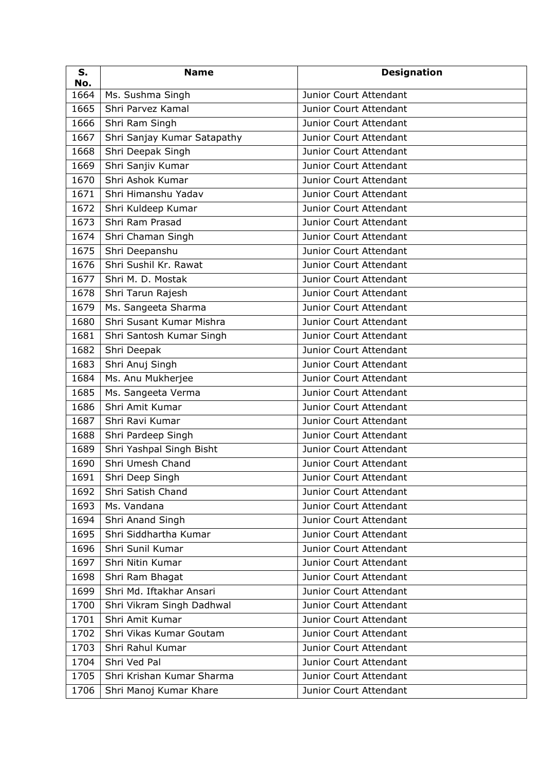| S. No. | Name | Designation |
|---|---|---|
| 1664 | Ms. Sushma Singh | Junior Court Attendant |
| 1665 | Shri Parvez Kamal | Junior Court Attendant |
| 1666 | Shri Ram Singh | Junior Court Attendant |
| 1667 | Shri Sanjay Kumar Satapathy | Junior Court Attendant |
| 1668 | Shri Deepak Singh | Junior Court Attendant |
| 1669 | Shri Sanjiv Kumar | Junior Court Attendant |
| 1670 | Shri Ashok Kumar | Junior Court Attendant |
| 1671 | Shri Himanshu Yadav | Junior Court Attendant |
| 1672 | Shri Kuldeep Kumar | Junior Court Attendant |
| 1673 | Shri Ram Prasad | Junior Court Attendant |
| 1674 | Shri Chaman Singh | Junior Court Attendant |
| 1675 | Shri Deepanshu | Junior Court Attendant |
| 1676 | Shri Sushil Kr. Rawat | Junior Court Attendant |
| 1677 | Shri M. D. Mostak | Junior Court Attendant |
| 1678 | Shri Tarun Rajesh | Junior Court Attendant |
| 1679 | Ms. Sangeeta Sharma | Junior Court Attendant |
| 1680 | Shri Susant Kumar Mishra | Junior Court Attendant |
| 1681 | Shri Santosh Kumar Singh | Junior Court Attendant |
| 1682 | Shri Deepak | Junior Court Attendant |
| 1683 | Shri Anuj Singh | Junior Court Attendant |
| 1684 | Ms. Anu Mukherjee | Junior Court Attendant |
| 1685 | Ms. Sangeeta Verma | Junior Court Attendant |
| 1686 | Shri Amit Kumar | Junior Court Attendant |
| 1687 | Shri Ravi Kumar | Junior Court Attendant |
| 1688 | Shri Pardeep Singh | Junior Court Attendant |
| 1689 | Shri Yashpal Singh Bisht | Junior Court Attendant |
| 1690 | Shri Umesh Chand | Junior Court Attendant |
| 1691 | Shri Deep Singh | Junior Court Attendant |
| 1692 | Shri Satish Chand | Junior Court Attendant |
| 1693 | Ms. Vandana | Junior Court Attendant |
| 1694 | Shri Anand Singh | Junior Court Attendant |
| 1695 | Shri Siddhartha Kumar | Junior Court Attendant |
| 1696 | Shri Sunil Kumar | Junior Court Attendant |
| 1697 | Shri Nitin Kumar | Junior Court Attendant |
| 1698 | Shri Ram Bhagat | Junior Court Attendant |
| 1699 | Shri Md. Iftakhar Ansari | Junior Court Attendant |
| 1700 | Shri Vikram Singh Dadhwal | Junior Court Attendant |
| 1701 | Shri Amit Kumar | Junior Court Attendant |
| 1702 | Shri Vikas Kumar Goutam | Junior Court Attendant |
| 1703 | Shri Rahul Kumar | Junior Court Attendant |
| 1704 | Shri Ved Pal | Junior Court Attendant |
| 1705 | Shri Krishan Kumar Sharma | Junior Court Attendant |
| 1706 | Shri Manoj Kumar Khare | Junior Court Attendant |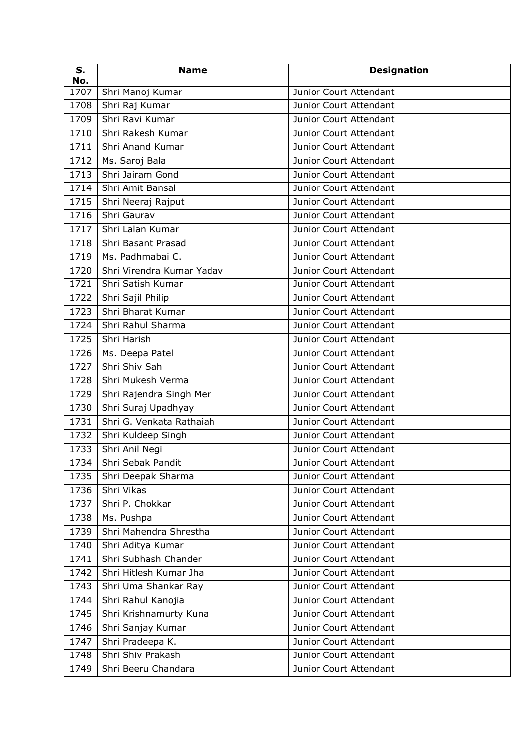| S. No. | Name | Designation |
|---|---|---|
| 1707 | Shri Manoj Kumar | Junior Court Attendant |
| 1708 | Shri Raj Kumar | Junior Court Attendant |
| 1709 | Shri Ravi Kumar | Junior Court Attendant |
| 1710 | Shri Rakesh Kumar | Junior Court Attendant |
| 1711 | Shri Anand Kumar | Junior Court Attendant |
| 1712 | Ms. Saroj Bala | Junior Court Attendant |
| 1713 | Shri Jairam Gond | Junior Court Attendant |
| 1714 | Shri Amit Bansal | Junior Court Attendant |
| 1715 | Shri Neeraj Rajput | Junior Court Attendant |
| 1716 | Shri Gaurav | Junior Court Attendant |
| 1717 | Shri Lalan Kumar | Junior Court Attendant |
| 1718 | Shri Basant Prasad | Junior Court Attendant |
| 1719 | Ms. Padhmabai C. | Junior Court Attendant |
| 1720 | Shri Virendra Kumar Yadav | Junior Court Attendant |
| 1721 | Shri Satish Kumar | Junior Court Attendant |
| 1722 | Shri Sajil Philip | Junior Court Attendant |
| 1723 | Shri Bharat Kumar | Junior Court Attendant |
| 1724 | Shri Rahul Sharma | Junior Court Attendant |
| 1725 | Shri Harish | Junior Court Attendant |
| 1726 | Ms. Deepa Patel | Junior Court Attendant |
| 1727 | Shri Shiv Sah | Junior Court Attendant |
| 1728 | Shri Mukesh Verma | Junior Court Attendant |
| 1729 | Shri Rajendra Singh Mer | Junior Court Attendant |
| 1730 | Shri Suraj Upadhyay | Junior Court Attendant |
| 1731 | Shri G. Venkata Rathaiah | Junior Court Attendant |
| 1732 | Shri Kuldeep Singh | Junior Court Attendant |
| 1733 | Shri Anil Negi | Junior Court Attendant |
| 1734 | Shri Sebak Pandit | Junior Court Attendant |
| 1735 | Shri Deepak Sharma | Junior Court Attendant |
| 1736 | Shri Vikas | Junior Court Attendant |
| 1737 | Shri P. Chokkar | Junior Court Attendant |
| 1738 | Ms. Pushpa | Junior Court Attendant |
| 1739 | Shri Mahendra Shrestha | Junior Court Attendant |
| 1740 | Shri Aditya Kumar | Junior Court Attendant |
| 1741 | Shri Subhash Chander | Junior Court Attendant |
| 1742 | Shri Hitlesh Kumar Jha | Junior Court Attendant |
| 1743 | Shri Uma Shankar Ray | Junior Court Attendant |
| 1744 | Shri Rahul Kanojia | Junior Court Attendant |
| 1745 | Shri Krishnamurty Kuna | Junior Court Attendant |
| 1746 | Shri Sanjay Kumar | Junior Court Attendant |
| 1747 | Shri Pradeepa K. | Junior Court Attendant |
| 1748 | Shri Shiv Prakash | Junior Court Attendant |
| 1749 | Shri Beeru Chandara | Junior Court Attendant |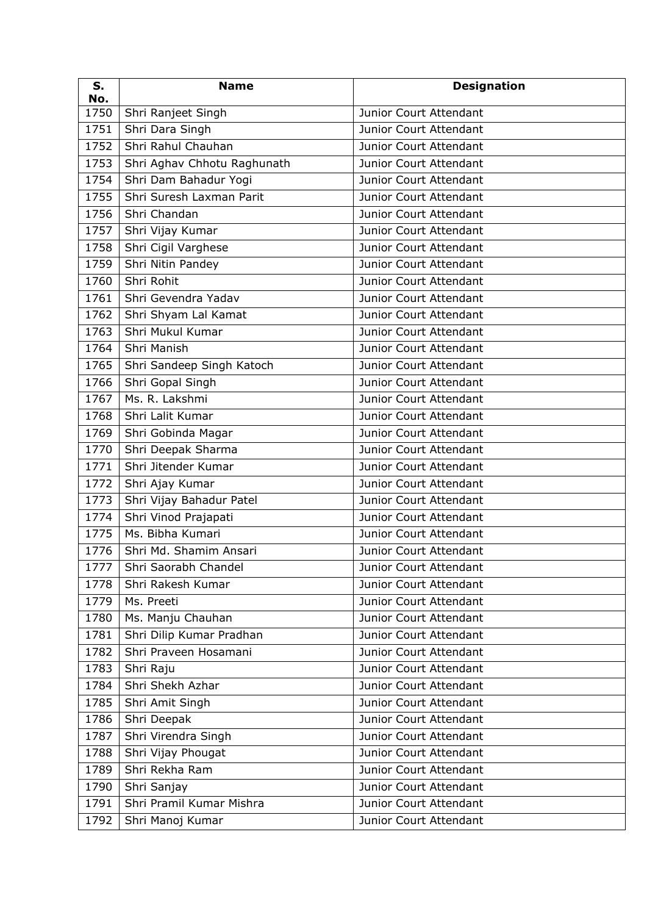| S. No. | Name | Designation |
|---|---|---|
| 1750 | Shri Ranjeet Singh | Junior Court Attendant |
| 1751 | Shri Dara Singh | Junior Court Attendant |
| 1752 | Shri Rahul Chauhan | Junior Court Attendant |
| 1753 | Shri Aghav Chhotu Raghunath | Junior Court Attendant |
| 1754 | Shri Dam Bahadur Yogi | Junior Court Attendant |
| 1755 | Shri Suresh Laxman Parit | Junior Court Attendant |
| 1756 | Shri Chandan | Junior Court Attendant |
| 1757 | Shri Vijay Kumar | Junior Court Attendant |
| 1758 | Shri Cigil Varghese | Junior Court Attendant |
| 1759 | Shri Nitin Pandey | Junior Court Attendant |
| 1760 | Shri Rohit | Junior Court Attendant |
| 1761 | Shri Gevendra Yadav | Junior Court Attendant |
| 1762 | Shri Shyam Lal Kamat | Junior Court Attendant |
| 1763 | Shri Mukul Kumar | Junior Court Attendant |
| 1764 | Shri Manish | Junior Court Attendant |
| 1765 | Shri Sandeep Singh Katoch | Junior Court Attendant |
| 1766 | Shri Gopal Singh | Junior Court Attendant |
| 1767 | Ms. R. Lakshmi | Junior Court Attendant |
| 1768 | Shri Lalit Kumar | Junior Court Attendant |
| 1769 | Shri Gobinda Magar | Junior Court Attendant |
| 1770 | Shri Deepak Sharma | Junior Court Attendant |
| 1771 | Shri Jitender Kumar | Junior Court Attendant |
| 1772 | Shri Ajay Kumar | Junior Court Attendant |
| 1773 | Shri Vijay Bahadur Patel | Junior Court Attendant |
| 1774 | Shri Vinod Prajapati | Junior Court Attendant |
| 1775 | Ms. Bibha Kumari | Junior Court Attendant |
| 1776 | Shri Md. Shamim Ansari | Junior Court Attendant |
| 1777 | Shri Saorabh Chandel | Junior Court Attendant |
| 1778 | Shri Rakesh Kumar | Junior Court Attendant |
| 1779 | Ms. Preeti | Junior Court Attendant |
| 1780 | Ms. Manju Chauhan | Junior Court Attendant |
| 1781 | Shri Dilip Kumar Pradhan | Junior Court Attendant |
| 1782 | Shri Praveen Hosamani | Junior Court Attendant |
| 1783 | Shri Raju | Junior Court Attendant |
| 1784 | Shri Shekh Azhar | Junior Court Attendant |
| 1785 | Shri Amit Singh | Junior Court Attendant |
| 1786 | Shri Deepak | Junior Court Attendant |
| 1787 | Shri Virendra Singh | Junior Court Attendant |
| 1788 | Shri Vijay Phougat | Junior Court Attendant |
| 1789 | Shri Rekha Ram | Junior Court Attendant |
| 1790 | Shri Sanjay | Junior Court Attendant |
| 1791 | Shri Pramil Kumar Mishra | Junior Court Attendant |
| 1792 | Shri Manoj Kumar | Junior Court Attendant |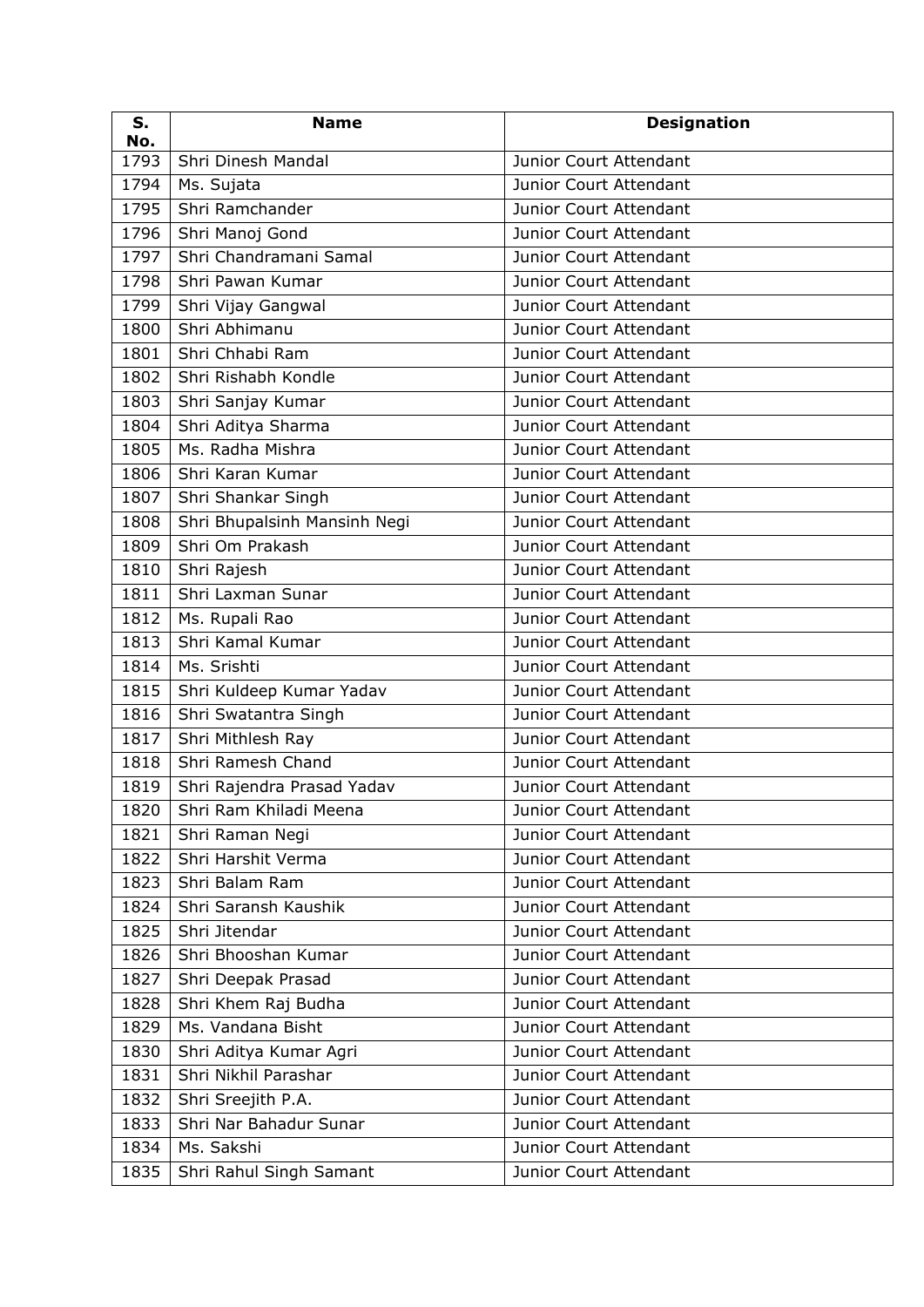| S. No. | Name | Designation |
|---|---|---|
| 1793 | Shri Dinesh Mandal | Junior Court Attendant |
| 1794 | Ms. Sujata | Junior Court Attendant |
| 1795 | Shri Ramchander | Junior Court Attendant |
| 1796 | Shri Manoj Gond | Junior Court Attendant |
| 1797 | Shri Chandramani Samal | Junior Court Attendant |
| 1798 | Shri Pawan Kumar | Junior Court Attendant |
| 1799 | Shri Vijay Gangwal | Junior Court Attendant |
| 1800 | Shri Abhimanu | Junior Court Attendant |
| 1801 | Shri Chhabi Ram | Junior Court Attendant |
| 1802 | Shri Rishabh Kondle | Junior Court Attendant |
| 1803 | Shri Sanjay Kumar | Junior Court Attendant |
| 1804 | Shri Aditya Sharma | Junior Court Attendant |
| 1805 | Ms. Radha Mishra | Junior Court Attendant |
| 1806 | Shri Karan Kumar | Junior Court Attendant |
| 1807 | Shri Shankar Singh | Junior Court Attendant |
| 1808 | Shri Bhupalsinh Mansinh Negi | Junior Court Attendant |
| 1809 | Shri Om Prakash | Junior Court Attendant |
| 1810 | Shri Rajesh | Junior Court Attendant |
| 1811 | Shri Laxman Sunar | Junior Court Attendant |
| 1812 | Ms. Rupali Rao | Junior Court Attendant |
| 1813 | Shri Kamal Kumar | Junior Court Attendant |
| 1814 | Ms. Srishti | Junior Court Attendant |
| 1815 | Shri Kuldeep Kumar Yadav | Junior Court Attendant |
| 1816 | Shri Swatantra Singh | Junior Court Attendant |
| 1817 | Shri Mithlesh Ray | Junior Court Attendant |
| 1818 | Shri Ramesh Chand | Junior Court Attendant |
| 1819 | Shri Rajendra Prasad Yadav | Junior Court Attendant |
| 1820 | Shri Ram Khiladi Meena | Junior Court Attendant |
| 1821 | Shri Raman Negi | Junior Court Attendant |
| 1822 | Shri Harshit Verma | Junior Court Attendant |
| 1823 | Shri Balam Ram | Junior Court Attendant |
| 1824 | Shri Saransh Kaushik | Junior Court Attendant |
| 1825 | Shri Jitendar | Junior Court Attendant |
| 1826 | Shri Bhooshan Kumar | Junior Court Attendant |
| 1827 | Shri Deepak Prasad | Junior Court Attendant |
| 1828 | Shri Khem Raj Budha | Junior Court Attendant |
| 1829 | Ms. Vandana Bisht | Junior Court Attendant |
| 1830 | Shri Aditya Kumar Agri | Junior Court Attendant |
| 1831 | Shri Nikhil Parashar | Junior Court Attendant |
| 1832 | Shri Sreejith P.A. | Junior Court Attendant |
| 1833 | Shri Nar Bahadur Sunar | Junior Court Attendant |
| 1834 | Ms. Sakshi | Junior Court Attendant |
| 1835 | Shri Rahul Singh Samant | Junior Court Attendant |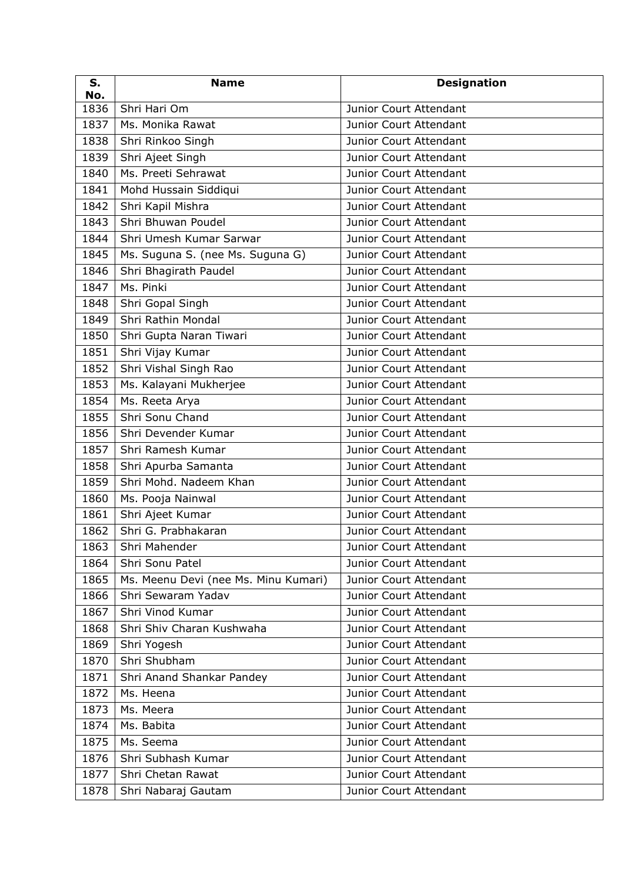| S. No. | Name | Designation |
|---|---|---|
| 1836 | Shri Hari Om | Junior Court Attendant |
| 1837 | Ms. Monika Rawat | Junior Court Attendant |
| 1838 | Shri Rinkoo Singh | Junior Court Attendant |
| 1839 | Shri Ajeet Singh | Junior Court Attendant |
| 1840 | Ms. Preeti Sehrawat | Junior Court Attendant |
| 1841 | Mohd Hussain Siddiqui | Junior Court Attendant |
| 1842 | Shri Kapil Mishra | Junior Court Attendant |
| 1843 | Shri Bhuwan Poudel | Junior Court Attendant |
| 1844 | Shri Umesh Kumar Sarwar | Junior Court Attendant |
| 1845 | Ms. Suguna S. (nee Ms. Suguna G) | Junior Court Attendant |
| 1846 | Shri Bhagirath Paudel | Junior Court Attendant |
| 1847 | Ms. Pinki | Junior Court Attendant |
| 1848 | Shri Gopal Singh | Junior Court Attendant |
| 1849 | Shri Rathin Mondal | Junior Court Attendant |
| 1850 | Shri Gupta Naran Tiwari | Junior Court Attendant |
| 1851 | Shri Vijay Kumar | Junior Court Attendant |
| 1852 | Shri Vishal Singh Rao | Junior Court Attendant |
| 1853 | Ms. Kalayani Mukherjee | Junior Court Attendant |
| 1854 | Ms. Reeta Arya | Junior Court Attendant |
| 1855 | Shri Sonu Chand | Junior Court Attendant |
| 1856 | Shri Devender Kumar | Junior Court Attendant |
| 1857 | Shri Ramesh Kumar | Junior Court Attendant |
| 1858 | Shri Apurba Samanta | Junior Court Attendant |
| 1859 | Shri Mohd. Nadeem Khan | Junior Court Attendant |
| 1860 | Ms. Pooja Nainwal | Junior Court Attendant |
| 1861 | Shri Ajeet Kumar | Junior Court Attendant |
| 1862 | Shri G. Prabhakaran | Junior Court Attendant |
| 1863 | Shri Mahender | Junior Court Attendant |
| 1864 | Shri Sonu Patel | Junior Court Attendant |
| 1865 | Ms. Meenu Devi (nee Ms. Minu Kumari) | Junior Court Attendant |
| 1866 | Shri Sewaram Yadav | Junior Court Attendant |
| 1867 | Shri Vinod Kumar | Junior Court Attendant |
| 1868 | Shri Shiv Charan Kushwaha | Junior Court Attendant |
| 1869 | Shri Yogesh | Junior Court Attendant |
| 1870 | Shri Shubham | Junior Court Attendant |
| 1871 | Shri Anand Shankar Pandey | Junior Court Attendant |
| 1872 | Ms. Heena | Junior Court Attendant |
| 1873 | Ms. Meera | Junior Court Attendant |
| 1874 | Ms. Babita | Junior Court Attendant |
| 1875 | Ms. Seema | Junior Court Attendant |
| 1876 | Shri Subhash Kumar | Junior Court Attendant |
| 1877 | Shri Chetan Rawat | Junior Court Attendant |
| 1878 | Shri Nabaraj Gautam | Junior Court Attendant |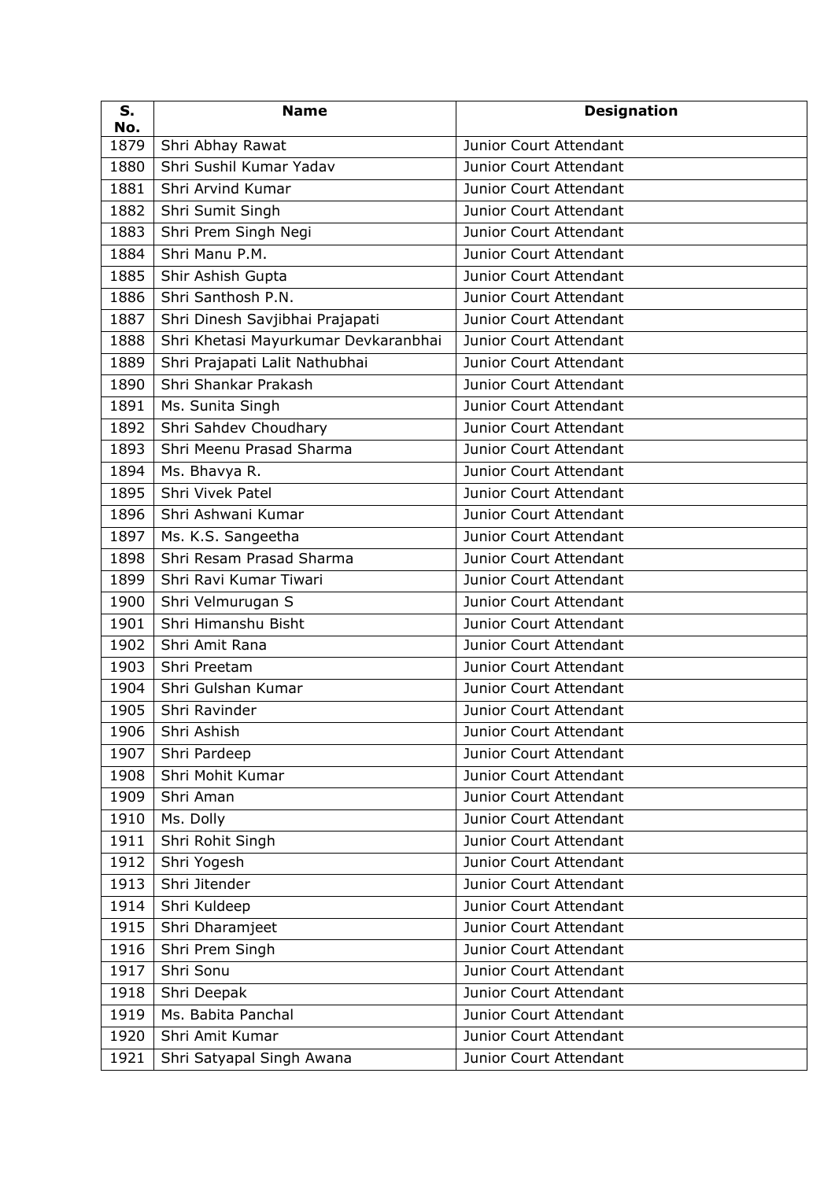| S. No. | Name | Designation |
|---|---|---|
| 1879 | Shri Abhay Rawat | Junior Court Attendant |
| 1880 | Shri Sushil Kumar Yadav | Junior Court Attendant |
| 1881 | Shri Arvind Kumar | Junior Court Attendant |
| 1882 | Shri Sumit Singh | Junior Court Attendant |
| 1883 | Shri Prem Singh Negi | Junior Court Attendant |
| 1884 | Shri Manu P.M. | Junior Court Attendant |
| 1885 | Shir Ashish Gupta | Junior Court Attendant |
| 1886 | Shri Santhosh P.N. | Junior Court Attendant |
| 1887 | Shri Dinesh Savjibhai Prajapati | Junior Court Attendant |
| 1888 | Shri Khetasi Mayurkumar Devkaranbhai | Junior Court Attendant |
| 1889 | Shri Prajapati Lalit Nathubhai | Junior Court Attendant |
| 1890 | Shri Shankar Prakash | Junior Court Attendant |
| 1891 | Ms. Sunita Singh | Junior Court Attendant |
| 1892 | Shri Sahdev Choudhary | Junior Court Attendant |
| 1893 | Shri Meenu Prasad Sharma | Junior Court Attendant |
| 1894 | Ms. Bhavya R. | Junior Court Attendant |
| 1895 | Shri Vivek Patel | Junior Court Attendant |
| 1896 | Shri Ashwani Kumar | Junior Court Attendant |
| 1897 | Ms. K.S. Sangeetha | Junior Court Attendant |
| 1898 | Shri Resam Prasad Sharma | Junior Court Attendant |
| 1899 | Shri Ravi Kumar Tiwari | Junior Court Attendant |
| 1900 | Shri Velmurugan S | Junior Court Attendant |
| 1901 | Shri Himanshu Bisht | Junior Court Attendant |
| 1902 | Shri Amit Rana | Junior Court Attendant |
| 1903 | Shri Preetam | Junior Court Attendant |
| 1904 | Shri Gulshan Kumar | Junior Court Attendant |
| 1905 | Shri Ravinder | Junior Court Attendant |
| 1906 | Shri Ashish | Junior Court Attendant |
| 1907 | Shri Pardeep | Junior Court Attendant |
| 1908 | Shri Mohit Kumar | Junior Court Attendant |
| 1909 | Shri Aman | Junior Court Attendant |
| 1910 | Ms. Dolly | Junior Court Attendant |
| 1911 | Shri Rohit Singh | Junior Court Attendant |
| 1912 | Shri Yogesh | Junior Court Attendant |
| 1913 | Shri Jitender | Junior Court Attendant |
| 1914 | Shri Kuldeep | Junior Court Attendant |
| 1915 | Shri Dharamjeet | Junior Court Attendant |
| 1916 | Shri Prem Singh | Junior Court Attendant |
| 1917 | Shri Sonu | Junior Court Attendant |
| 1918 | Shri Deepak | Junior Court Attendant |
| 1919 | Ms. Babita Panchal | Junior Court Attendant |
| 1920 | Shri Amit Kumar | Junior Court Attendant |
| 1921 | Shri Satyapal Singh Awana | Junior Court Attendant |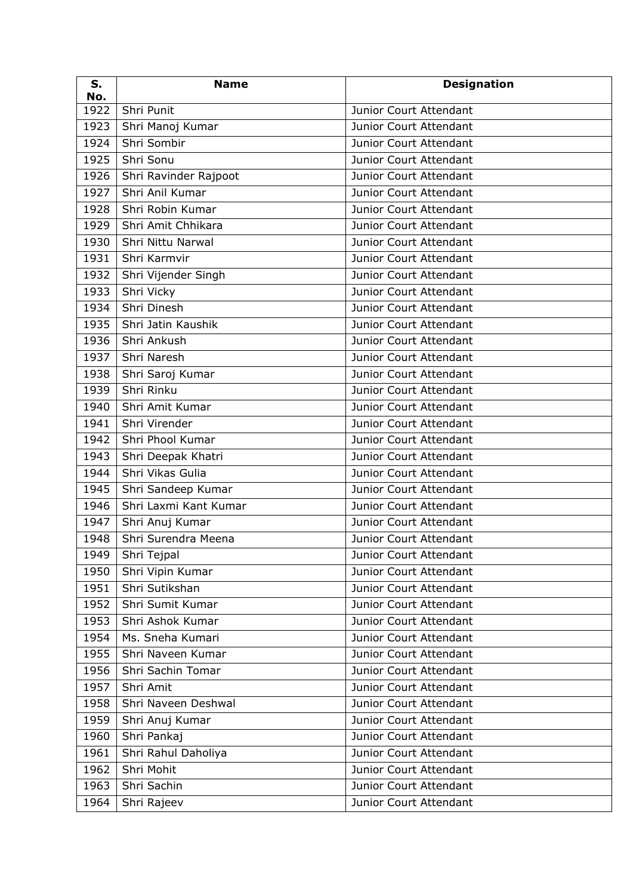| S. No. | Name | Designation |
|---|---|---|
| 1922 | Shri Punit | Junior Court Attendant |
| 1923 | Shri Manoj Kumar | Junior Court Attendant |
| 1924 | Shri Sombir | Junior Court Attendant |
| 1925 | Shri Sonu | Junior Court Attendant |
| 1926 | Shri Ravinder Rajpoot | Junior Court Attendant |
| 1927 | Shri Anil Kumar | Junior Court Attendant |
| 1928 | Shri Robin Kumar | Junior Court Attendant |
| 1929 | Shri Amit Chhikara | Junior Court Attendant |
| 1930 | Shri Nittu Narwal | Junior Court Attendant |
| 1931 | Shri Karmvir | Junior Court Attendant |
| 1932 | Shri Vijender Singh | Junior Court Attendant |
| 1933 | Shri Vicky | Junior Court Attendant |
| 1934 | Shri Dinesh | Junior Court Attendant |
| 1935 | Shri Jatin Kaushik | Junior Court Attendant |
| 1936 | Shri Ankush | Junior Court Attendant |
| 1937 | Shri Naresh | Junior Court Attendant |
| 1938 | Shri Saroj Kumar | Junior Court Attendant |
| 1939 | Shri Rinku | Junior Court Attendant |
| 1940 | Shri Amit Kumar | Junior Court Attendant |
| 1941 | Shri Virender | Junior Court Attendant |
| 1942 | Shri Phool Kumar | Junior Court Attendant |
| 1943 | Shri Deepak Khatri | Junior Court Attendant |
| 1944 | Shri Vikas Gulia | Junior Court Attendant |
| 1945 | Shri Sandeep Kumar | Junior Court Attendant |
| 1946 | Shri Laxmi Kant Kumar | Junior Court Attendant |
| 1947 | Shri Anuj Kumar | Junior Court Attendant |
| 1948 | Shri Surendra Meena | Junior Court Attendant |
| 1949 | Shri Tejpal | Junior Court Attendant |
| 1950 | Shri Vipin Kumar | Junior Court Attendant |
| 1951 | Shri Sutikshan | Junior Court Attendant |
| 1952 | Shri Sumit Kumar | Junior Court Attendant |
| 1953 | Shri Ashok Kumar | Junior Court Attendant |
| 1954 | Ms. Sneha Kumari | Junior Court Attendant |
| 1955 | Shri Naveen Kumar | Junior Court Attendant |
| 1956 | Shri Sachin Tomar | Junior Court Attendant |
| 1957 | Shri Amit | Junior Court Attendant |
| 1958 | Shri Naveen Deshwal | Junior Court Attendant |
| 1959 | Shri Anuj Kumar | Junior Court Attendant |
| 1960 | Shri Pankaj | Junior Court Attendant |
| 1961 | Shri Rahul Daholiya | Junior Court Attendant |
| 1962 | Shri Mohit | Junior Court Attendant |
| 1963 | Shri Sachin | Junior Court Attendant |
| 1964 | Shri Rajeev | Junior Court Attendant |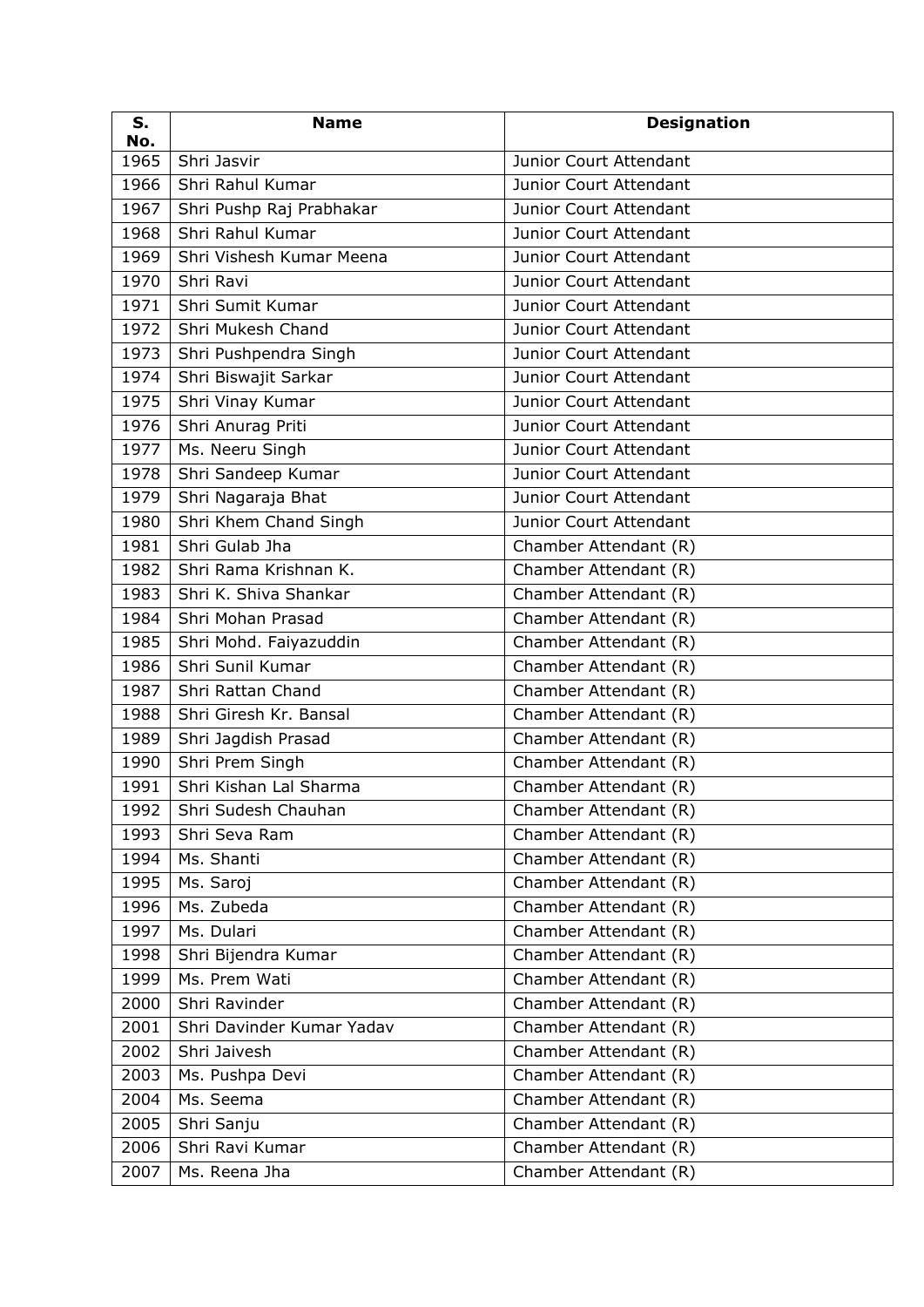| S. No. | Name | Designation |
|---|---|---|
| 1965 | Shri Jasvir | Junior Court Attendant |
| 1966 | Shri Rahul Kumar | Junior Court Attendant |
| 1967 | Shri Pushp Raj Prabhakar | Junior Court Attendant |
| 1968 | Shri Rahul Kumar | Junior Court Attendant |
| 1969 | Shri Vishesh Kumar Meena | Junior Court Attendant |
| 1970 | Shri Ravi | Junior Court Attendant |
| 1971 | Shri Sumit Kumar | Junior Court Attendant |
| 1972 | Shri Mukesh Chand | Junior Court Attendant |
| 1973 | Shri Pushpendra Singh | Junior Court Attendant |
| 1974 | Shri Biswajit Sarkar | Junior Court Attendant |
| 1975 | Shri Vinay Kumar | Junior Court Attendant |
| 1976 | Shri Anurag Priti | Junior Court Attendant |
| 1977 | Ms. Neeru Singh | Junior Court Attendant |
| 1978 | Shri Sandeep Kumar | Junior Court Attendant |
| 1979 | Shri Nagaraja Bhat | Junior Court Attendant |
| 1980 | Shri Khem Chand Singh | Junior Court Attendant |
| 1981 | Shri Gulab Jha | Chamber Attendant (R) |
| 1982 | Shri Rama Krishnan K. | Chamber Attendant (R) |
| 1983 | Shri K. Shiva Shankar | Chamber Attendant (R) |
| 1984 | Shri Mohan Prasad | Chamber Attendant (R) |
| 1985 | Shri Mohd. Faiyazuddin | Chamber Attendant (R) |
| 1986 | Shri Sunil Kumar | Chamber Attendant (R) |
| 1987 | Shri Rattan Chand | Chamber Attendant (R) |
| 1988 | Shri Giresh Kr. Bansal | Chamber Attendant (R) |
| 1989 | Shri Jagdish Prasad | Chamber Attendant (R) |
| 1990 | Shri Prem Singh | Chamber Attendant (R) |
| 1991 | Shri Kishan Lal Sharma | Chamber Attendant (R) |
| 1992 | Shri Sudesh Chauhan | Chamber Attendant (R) |
| 1993 | Shri Seva Ram | Chamber Attendant (R) |
| 1994 | Ms. Shanti | Chamber Attendant (R) |
| 1995 | Ms. Saroj | Chamber Attendant (R) |
| 1996 | Ms. Zubeda | Chamber Attendant (R) |
| 1997 | Ms. Dulari | Chamber Attendant (R) |
| 1998 | Shri Bijendra Kumar | Chamber Attendant (R) |
| 1999 | Ms. Prem Wati | Chamber Attendant (R) |
| 2000 | Shri Ravinder | Chamber Attendant (R) |
| 2001 | Shri Davinder Kumar Yadav | Chamber Attendant (R) |
| 2002 | Shri Jaivesh | Chamber Attendant (R) |
| 2003 | Ms. Pushpa Devi | Chamber Attendant (R) |
| 2004 | Ms. Seema | Chamber Attendant (R) |
| 2005 | Shri Sanju | Chamber Attendant (R) |
| 2006 | Shri Ravi Kumar | Chamber Attendant (R) |
| 2007 | Ms. Reena Jha | Chamber Attendant (R) |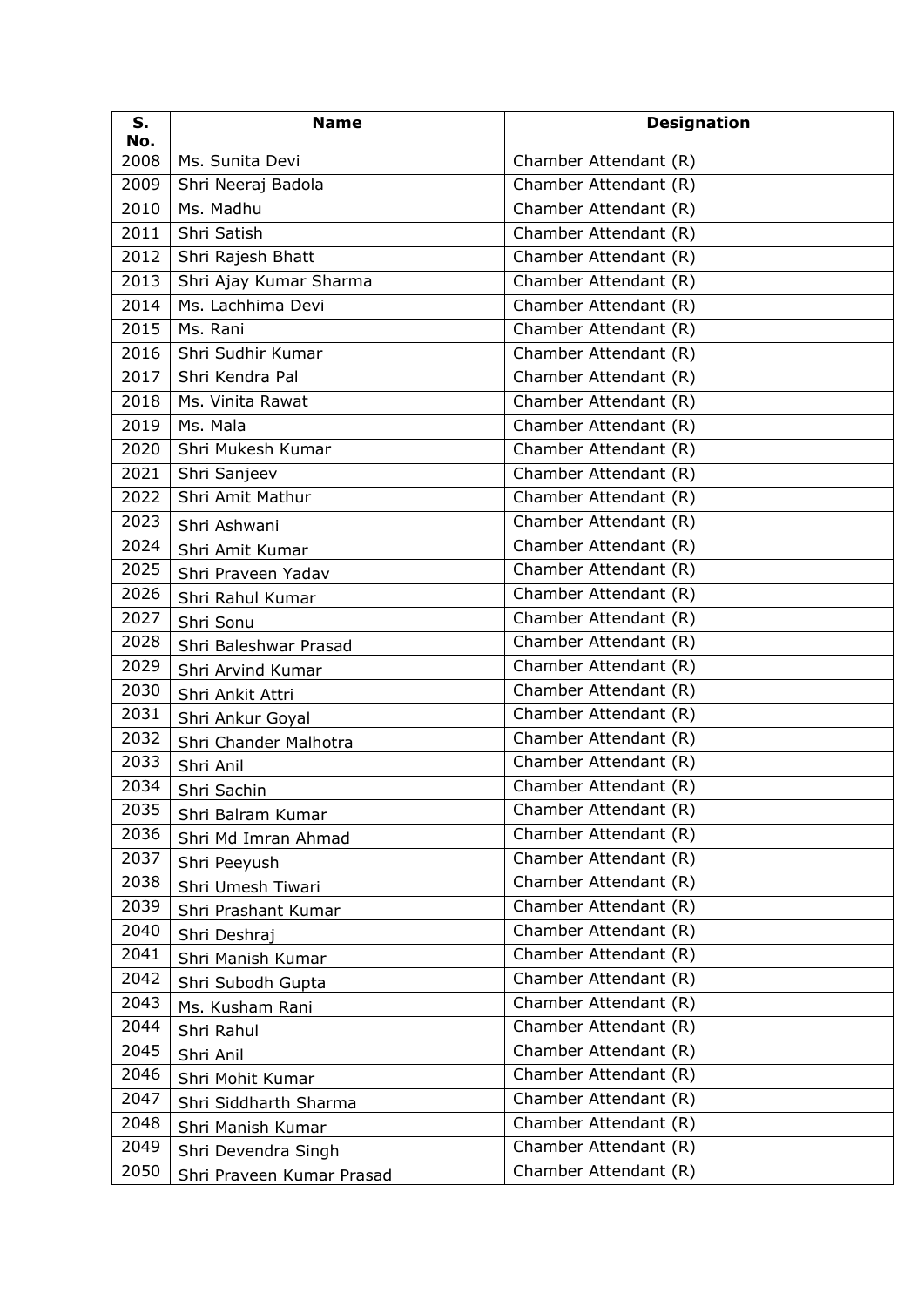| S. No. | Name | Designation |
|---|---|---|
| 2008 | Ms. Sunita Devi | Chamber Attendant (R) |
| 2009 | Shri Neeraj Badola | Chamber Attendant (R) |
| 2010 | Ms. Madhu | Chamber Attendant (R) |
| 2011 | Shri Satish | Chamber Attendant (R) |
| 2012 | Shri Rajesh Bhatt | Chamber Attendant (R) |
| 2013 | Shri Ajay Kumar Sharma | Chamber Attendant (R) |
| 2014 | Ms. Lachhima Devi | Chamber Attendant (R) |
| 2015 | Ms. Rani | Chamber Attendant (R) |
| 2016 | Shri Sudhir Kumar | Chamber Attendant (R) |
| 2017 | Shri Kendra Pal | Chamber Attendant (R) |
| 2018 | Ms. Vinita Rawat | Chamber Attendant (R) |
| 2019 | Ms. Mala | Chamber Attendant (R) |
| 2020 | Shri Mukesh Kumar | Chamber Attendant (R) |
| 2021 | Shri Sanjeev | Chamber Attendant (R) |
| 2022 | Shri Amit Mathur | Chamber Attendant (R) |
| 2023 | Shri Ashwani | Chamber Attendant (R) |
| 2024 | Shri Amit Kumar | Chamber Attendant (R) |
| 2025 | Shri Praveen Yadav | Chamber Attendant (R) |
| 2026 | Shri Rahul Kumar | Chamber Attendant (R) |
| 2027 | Shri Sonu | Chamber Attendant (R) |
| 2028 | Shri Baleshwar Prasad | Chamber Attendant (R) |
| 2029 | Shri Arvind Kumar | Chamber Attendant (R) |
| 2030 | Shri Ankit Attri | Chamber Attendant (R) |
| 2031 | Shri Ankur Goyal | Chamber Attendant (R) |
| 2032 | Shri Chander Malhotra | Chamber Attendant (R) |
| 2033 | Shri Anil | Chamber Attendant (R) |
| 2034 | Shri Sachin | Chamber Attendant (R) |
| 2035 | Shri Balram Kumar | Chamber Attendant (R) |
| 2036 | Shri Md Imran Ahmad | Chamber Attendant (R) |
| 2037 | Shri Peeyush | Chamber Attendant (R) |
| 2038 | Shri Umesh Tiwari | Chamber Attendant (R) |
| 2039 | Shri Prashant Kumar | Chamber Attendant (R) |
| 2040 | Shri Deshraj | Chamber Attendant (R) |
| 2041 | Shri Manish Kumar | Chamber Attendant (R) |
| 2042 | Shri Subodh Gupta | Chamber Attendant (R) |
| 2043 | Ms. Kusham Rani | Chamber Attendant (R) |
| 2044 | Shri Rahul | Chamber Attendant (R) |
| 2045 | Shri Anil | Chamber Attendant (R) |
| 2046 | Shri Mohit Kumar | Chamber Attendant (R) |
| 2047 | Shri Siddharth Sharma | Chamber Attendant (R) |
| 2048 | Shri Manish Kumar | Chamber Attendant (R) |
| 2049 | Shri Devendra Singh | Chamber Attendant (R) |
| 2050 | Shri Praveen Kumar Prasad | Chamber Attendant (R) |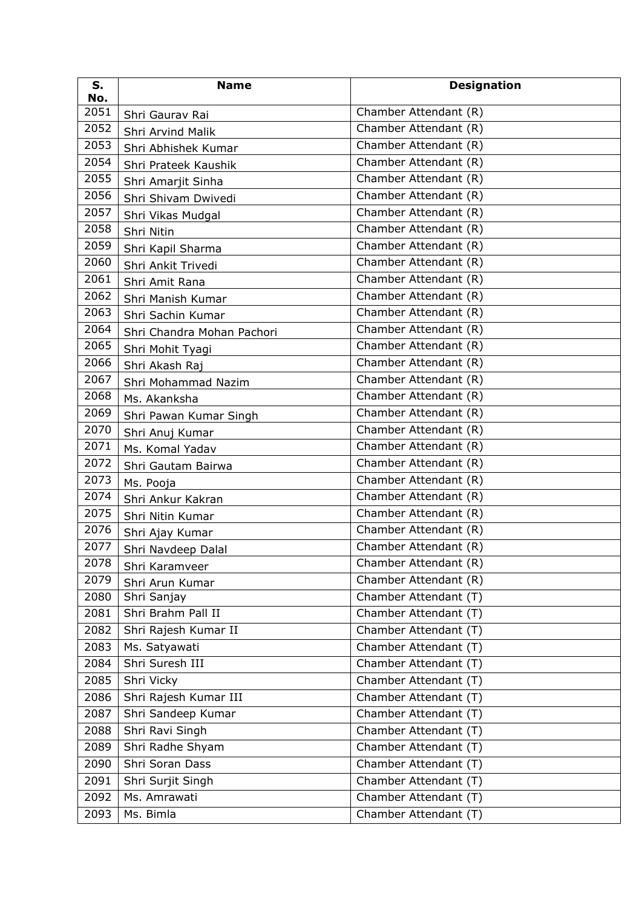| S. No. | Name | Designation |
|---|---|---|
| 2051 | Shri Gaurav Rai | Chamber Attendant (R) |
| 2052 | Shri Arvind Malik | Chamber Attendant (R) |
| 2053 | Shri Abhishek Kumar | Chamber Attendant (R) |
| 2054 | Shri Prateek Kaushik | Chamber Attendant (R) |
| 2055 | Shri Amarjit Sinha | Chamber Attendant (R) |
| 2056 | Shri Shivam Dwivedi | Chamber Attendant (R) |
| 2057 | Shri Vikas Mudgal | Chamber Attendant (R) |
| 2058 | Shri Nitin | Chamber Attendant (R) |
| 2059 | Shri Kapil Sharma | Chamber Attendant (R) |
| 2060 | Shri Ankit Trivedi | Chamber Attendant (R) |
| 2061 | Shri Amit Rana | Chamber Attendant (R) |
| 2062 | Shri Manish Kumar | Chamber Attendant (R) |
| 2063 | Shri Sachin Kumar | Chamber Attendant (R) |
| 2064 | Shri Chandra Mohan Pachori | Chamber Attendant (R) |
| 2065 | Shri Mohit Tyagi | Chamber Attendant (R) |
| 2066 | Shri Akash Raj | Chamber Attendant (R) |
| 2067 | Shri Mohammad Nazim | Chamber Attendant (R) |
| 2068 | Ms. Akanksha | Chamber Attendant (R) |
| 2069 | Shri Pawan Kumar Singh | Chamber Attendant (R) |
| 2070 | Shri Anuj Kumar | Chamber Attendant (R) |
| 2071 | Ms. Komal Yadav | Chamber Attendant (R) |
| 2072 | Shri Gautam Bairwa | Chamber Attendant (R) |
| 2073 | Ms. Pooja | Chamber Attendant (R) |
| 2074 | Shri Ankur Kakran | Chamber Attendant (R) |
| 2075 | Shri Nitin Kumar | Chamber Attendant (R) |
| 2076 | Shri Ajay Kumar | Chamber Attendant (R) |
| 2077 | Shri Navdeep Dalal | Chamber Attendant (R) |
| 2078 | Shri Karamveer | Chamber Attendant (R) |
| 2079 | Shri Arun Kumar | Chamber Attendant (R) |
| 2080 | Shri Sanjay | Chamber Attendant (T) |
| 2081 | Shri Brahm Pall II | Chamber Attendant (T) |
| 2082 | Shri Rajesh Kumar II | Chamber Attendant (T) |
| 2083 | Ms. Satyawati | Chamber Attendant (T) |
| 2084 | Shri Suresh III | Chamber Attendant (T) |
| 2085 | Shri Vicky | Chamber Attendant (T) |
| 2086 | Shri Rajesh Kumar III | Chamber Attendant (T) |
| 2087 | Shri Sandeep Kumar | Chamber Attendant (T) |
| 2088 | Shri Ravi Singh | Chamber Attendant (T) |
| 2089 | Shri Radhe Shyam | Chamber Attendant (T) |
| 2090 | Shri Soran Dass | Chamber Attendant (T) |
| 2091 | Shri Surjit Singh | Chamber Attendant (T) |
| 2092 | Ms. Amrawati | Chamber Attendant (T) |
| 2093 | Ms. Bimla | Chamber Attendant (T) |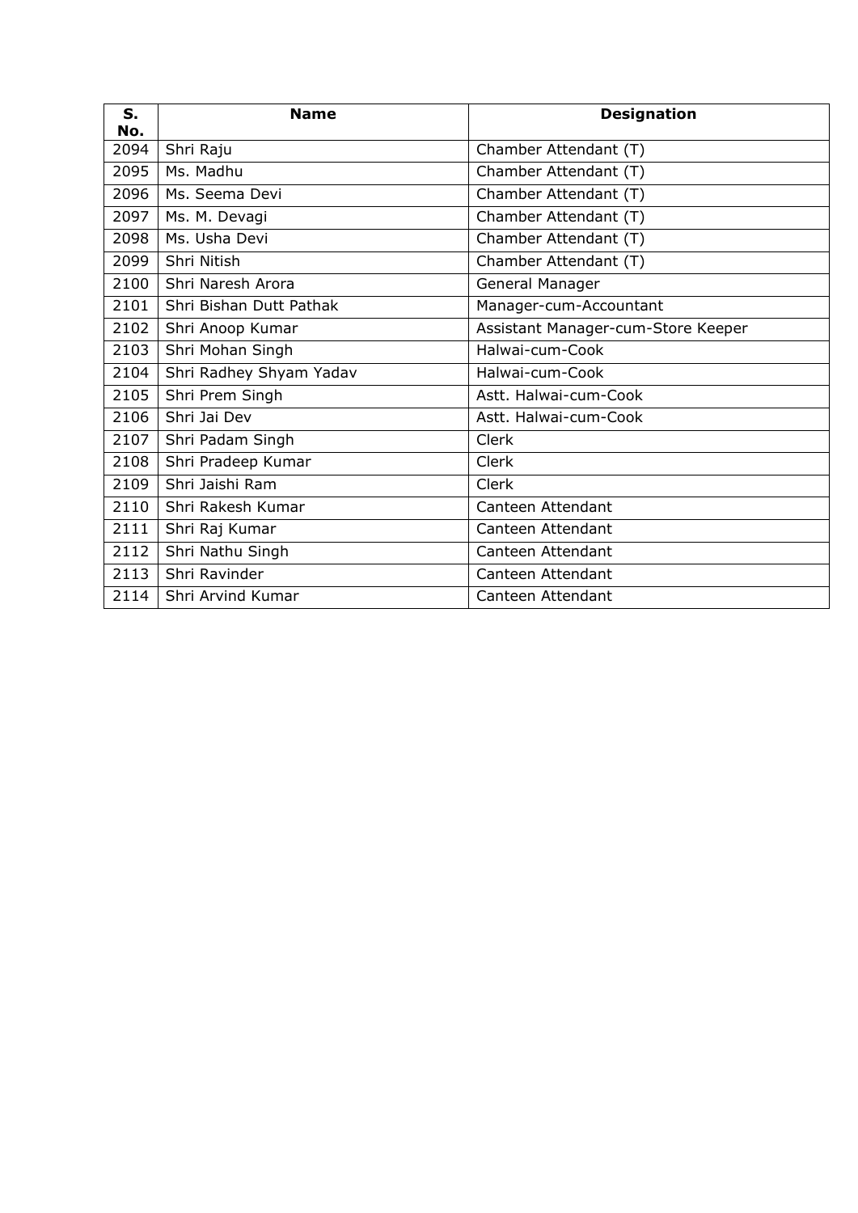| S. No. | Name | Designation |
|---|---|---|
| 2094 | Shri Raju | Chamber Attendant (T) |
| 2095 | Ms. Madhu | Chamber Attendant (T) |
| 2096 | Ms. Seema Devi | Chamber Attendant (T) |
| 2097 | Ms. M. Devagi | Chamber Attendant (T) |
| 2098 | Ms. Usha Devi | Chamber Attendant (T) |
| 2099 | Shri Nitish | Chamber Attendant (T) |
| 2100 | Shri Naresh Arora | General Manager |
| 2101 | Shri Bishan Dutt Pathak | Manager-cum-Accountant |
| 2102 | Shri Anoop Kumar | Assistant Manager-cum-Store Keeper |
| 2103 | Shri Mohan Singh | Halwai-cum-Cook |
| 2104 | Shri Radhey Shyam Yadav | Halwai-cum-Cook |
| 2105 | Shri Prem Singh | Astt. Halwai-cum-Cook |
| 2106 | Shri Jai Dev | Astt. Halwai-cum-Cook |
| 2107 | Shri Padam Singh | Clerk |
| 2108 | Shri Pradeep Kumar | Clerk |
| 2109 | Shri Jaishi Ram | Clerk |
| 2110 | Shri Rakesh Kumar | Canteen Attendant |
| 2111 | Shri Raj Kumar | Canteen Attendant |
| 2112 | Shri Nathu Singh | Canteen Attendant |
| 2113 | Shri Ravinder | Canteen Attendant |
| 2114 | Shri Arvind Kumar | Canteen Attendant |